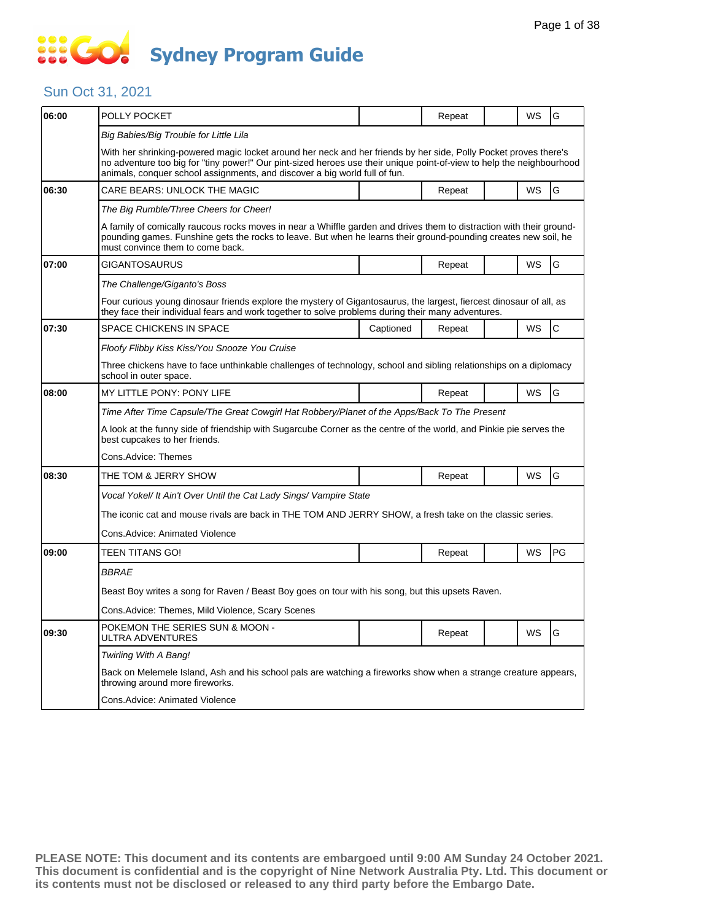# Go! Sydney Program Guide

## Sun Oct 31, 2021

| | | | | | | |
|---|---|---|---|---|---|---|
| **06:00** | POLLY POCKET | | Repeat | | WS | G |
| | *Big Babies/Big Trouble for Little Lila* | | | | | |
| | With her shrinking-powered magic locket around her neck and her friends by her side, Polly Pocket proves there's no adventure too big for "tiny power!" Our pint-sized heroes use their unique point-of-view to help the neighbourhood animals, conquer school assignments, and discover a big world full of fun. | | | | | |
| **06:30** | CARE BEARS: UNLOCK THE MAGIC | | Repeat | | WS | G |
| | *The Big Rumble/Three Cheers for Cheer!* | | | | | |
| | A family of comically raucous rocks moves in near a Whiffle garden and drives them to distraction with their ground-pounding games. Funshine gets the rocks to leave. But when he learns their ground-pounding creates new soil, he must convince them to come back. | | | | | |
| **07:00** | GIGANTOSAURUS | | Repeat | | WS | G |
| | *The Challenge/Giganto's Boss* | | | | | |
| | Four curious young dinosaur friends explore the mystery of Gigantosaurus, the largest, fiercest dinosaur of all, as they face their individual fears and work together to solve problems during their many adventures. | | | | | |
| **07:30** | SPACE CHICKENS IN SPACE | Captioned | Repeat | | WS | C |
| | *Floofy Flibby Kiss Kiss/You Snooze You Cruise* | | | | | |
| | Three chickens have to face unthinkable challenges of technology, school and sibling relationships on a diplomacy school in outer space. | | | | | |
| **08:00** | MY LITTLE PONY: PONY LIFE | | Repeat | | WS | G |
| | *Time After Time Capsule/The Great Cowgirl Hat Robbery/Planet of the Apps/Back To The Present* | | | | | |
| | A look at the funny side of friendship with Sugarcube Corner as the centre of the world, and Pinkie pie serves the best cupcakes to her friends. | | | | | |
| | Cons.Advice: Themes | | | | | |
| **08:30** | THE TOM & JERRY SHOW | | Repeat | | WS | G |
| | *Vocal Yokel/ It Ain't Over Until the Cat Lady Sings/ Vampire State* | | | | | |
| | The iconic cat and mouse rivals are back in THE TOM AND JERRY SHOW, a fresh take on the classic series. | | | | | |
| | Cons.Advice: Animated Violence | | | | | |
| **09:00** | TEEN TITANS GO! | | Repeat | | WS | PG |
| | *BBRAE* | | | | | |
| | Beast Boy writes a song for Raven / Beast Boy goes on tour with his song, but this upsets Raven. | | | | | |
| | Cons.Advice: Themes, Mild Violence, Scary Scenes | | | | | |
| **09:30** | POKEMON THE SERIES SUN & MOON - ULTRA ADVENTURES | | Repeat | | WS | G |
| | *Twirling With A Bang!* | | | | | |
| | Back on Melemele Island, Ash and his school pals are watching a fireworks show when a strange creature appears, throwing around more fireworks. | | | | | |
| | Cons.Advice: Animated Violence | | | | | |

**PLEASE NOTE: This document and its contents are embargoed until 9:00 AM Sunday 24 October 2021. This document is confidential and is the copyright of Nine Network Australia Pty. Ltd. This document or its contents must not be disclosed or released to any third party before the Embargo Date.**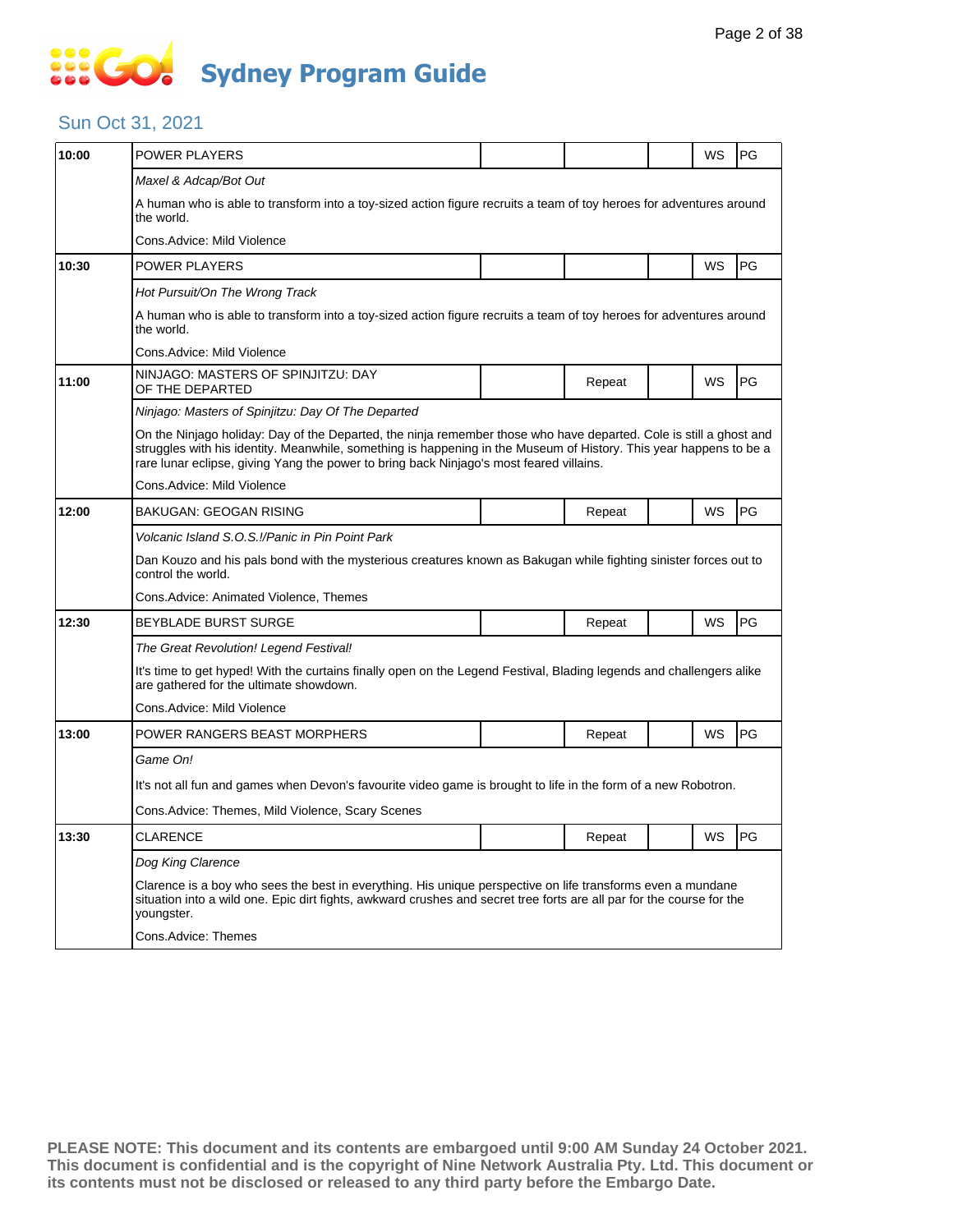# Sydney Program Guide

## Sun Oct 31, 2021

| | | | | | | |
|---|---|---|---|---|---|---|
| **10:00** | POWER PLAYERS | | | | WS | PG |
| | *Maxel & Adcap/Bot Out* | | | | | |
| | A human who is able to transform into a toy-sized action figure recruits a team of toy heroes for adventures around the world. | | | | | |
| | Cons.Advice: Mild Violence | | | | | |
| **10:30** | POWER PLAYERS | | | | WS | PG |
| | *Hot Pursuit/On The Wrong Track* | | | | | |
| | A human who is able to transform into a toy-sized action figure recruits a team of toy heroes for adventures around the world. | | | | | |
| | Cons.Advice: Mild Violence | | | | | |
| **11:00** | NINJAGO: MASTERS OF SPINJITZU: DAY OF THE DEPARTED | | Repeat | | WS | PG |
| | *Ninjago: Masters of Spinjitzu: Day Of The Departed* | | | | | |
| | On the Ninjago holiday: Day of the Departed, the ninja remember those who have departed. Cole is still a ghost and struggles with his identity. Meanwhile, something is happening in the Museum of History. This year happens to be a rare lunar eclipse, giving Yang the power to bring back Ninjago's most feared villains. | | | | | |
| | Cons.Advice: Mild Violence | | | | | |
| **12:00** | BAKUGAN: GEOGAN RISING | | Repeat | | WS | PG |
| | *Volcanic Island S.O.S.!/Panic in Pin Point Park* | | | | | |
| | Dan Kouzo and his pals bond with the mysterious creatures known as Bakugan while fighting sinister forces out to control the world. | | | | | |
| | Cons.Advice: Animated Violence, Themes | | | | | |
| **12:30** | BEYBLADE BURST SURGE | | Repeat | | WS | PG |
| | *The Great Revolution! Legend Festival!* | | | | | |
| | It's time to get hyped! With the curtains finally open on the Legend Festival, Blading legends and challengers alike are gathered for the ultimate showdown. | | | | | |
| | Cons.Advice: Mild Violence | | | | | |
| **13:00** | POWER RANGERS BEAST MORPHERS | | Repeat | | WS | PG |
| | *Game On!* | | | | | |
| | It's not all fun and games when Devon's favourite video game is brought to life in the form of a new Robotron. | | | | | |
| | Cons.Advice: Themes, Mild Violence, Scary Scenes | | | | | |
| **13:30** | CLARENCE | | Repeat | | WS | PG |
| | *Dog King Clarence* | | | | | |
| | Clarence is a boy who sees the best in everything. His unique perspective on life transforms even a mundane situation into a wild one. Epic dirt fights, awkward crushes and secret tree forts are all par for the course for the youngster. | | | | | |
| | Cons.Advice: Themes | | | | | |

**PLEASE NOTE: This document and its contents are embargoed until 9:00 AM Sunday 24 October 2021. This document is confidential and is the copyright of Nine Network Australia Pty. Ltd. This document or its contents must not be disclosed or released to any third party before the Embargo Date.**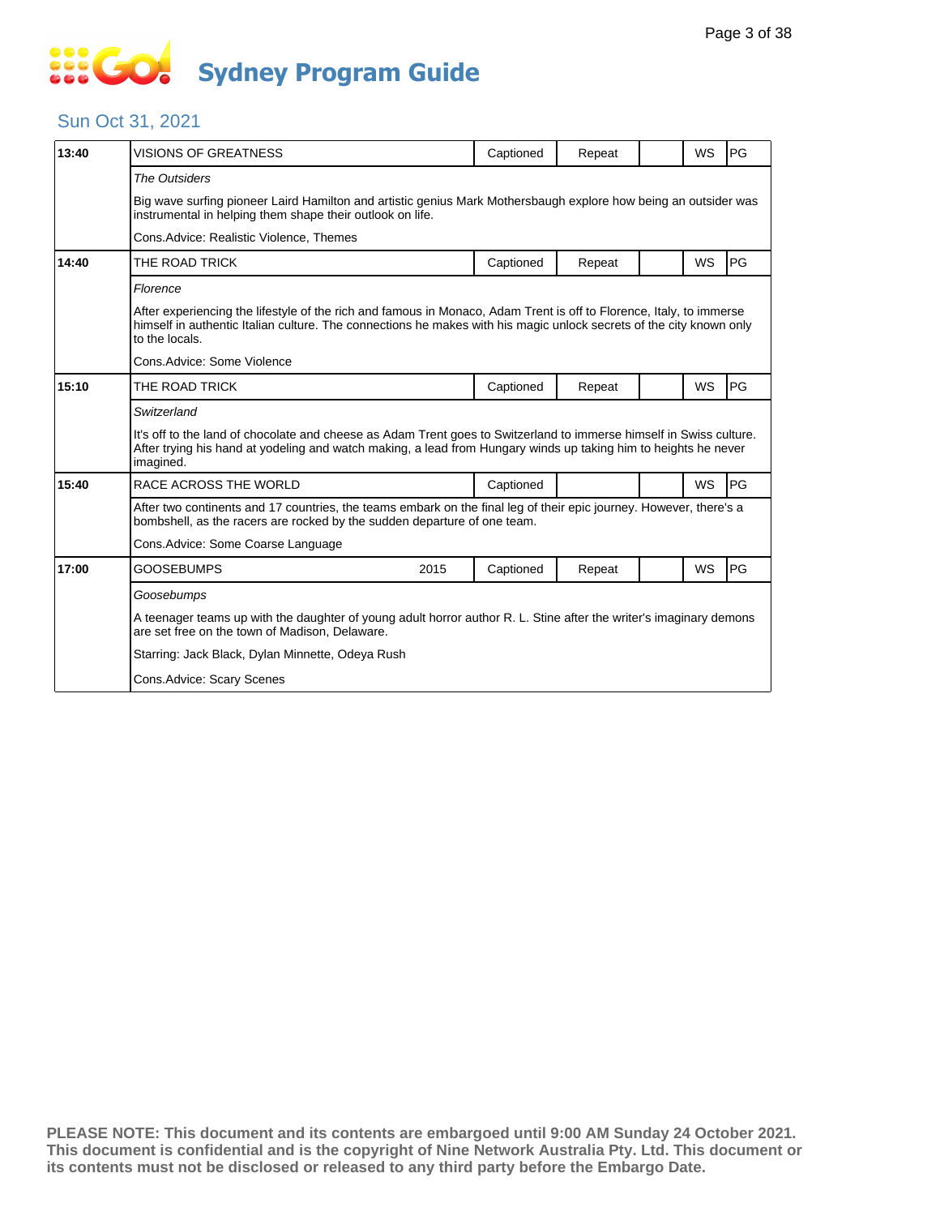# Sydney Program Guide

## Sun Oct 31, 2021

| | | | | | | | |
|---|---|---|---|---|---|---|---|
| **13:40** | VISIONS OF GREATNESS | | Captioned | Repeat | | WS | PG |
| | *The Outsiders*<br><br>Big wave surfing pioneer Laird Hamilton and artistic genius Mark Mothersbaugh explore how being an outsider was instrumental in helping them shape their outlook on life.<br><br>Cons.Advice: Realistic Violence, Themes | | | | | | |
| **14:40** | THE ROAD TRICK | | Captioned | Repeat | | WS | PG |
| | *Florence*<br><br>After experiencing the lifestyle of the rich and famous in Monaco, Adam Trent is off to Florence, Italy, to immerse himself in authentic Italian culture. The connections he makes with his magic unlock secrets of the city known only to the locals.<br><br>Cons.Advice: Some Violence | | | | | | |
| **15:10** | THE ROAD TRICK | | Captioned | Repeat | | WS | PG |
| | *Switzerland*<br><br>It's off to the land of chocolate and cheese as Adam Trent goes to Switzerland to immerse himself in Swiss culture. After trying his hand at yodeling and watch making, a lead from Hungary winds up taking him to heights he never imagined. | | | | | | |
| **15:40** | RACE ACROSS THE WORLD | | Captioned | | | WS | PG |
| | After two continents and 17 countries, the teams embark on the final leg of their epic journey. However, there's a bombshell, as the racers are rocked by the sudden departure of one team.<br><br>Cons.Advice: Some Coarse Language | | | | | | |
| **17:00** | GOOSEBUMPS | 2015 | Captioned | Repeat | | WS | PG |
| | *Goosebumps*<br><br>A teenager teams up with the daughter of young adult horror author R. L. Stine after the writer's imaginary demons are set free on the town of Madison, Delaware.<br><br>Starring: Jack Black, Dylan Minnette, Odeya Rush<br><br>Cons.Advice: Scary Scenes | | | | | | |

**PLEASE NOTE: This document and its contents are embargoed until 9:00 AM Sunday 24 October 2021. This document is confidential and is the copyright of Nine Network Australia Pty. Ltd. This document or its contents must not be disclosed or released to any third party before the Embargo Date.**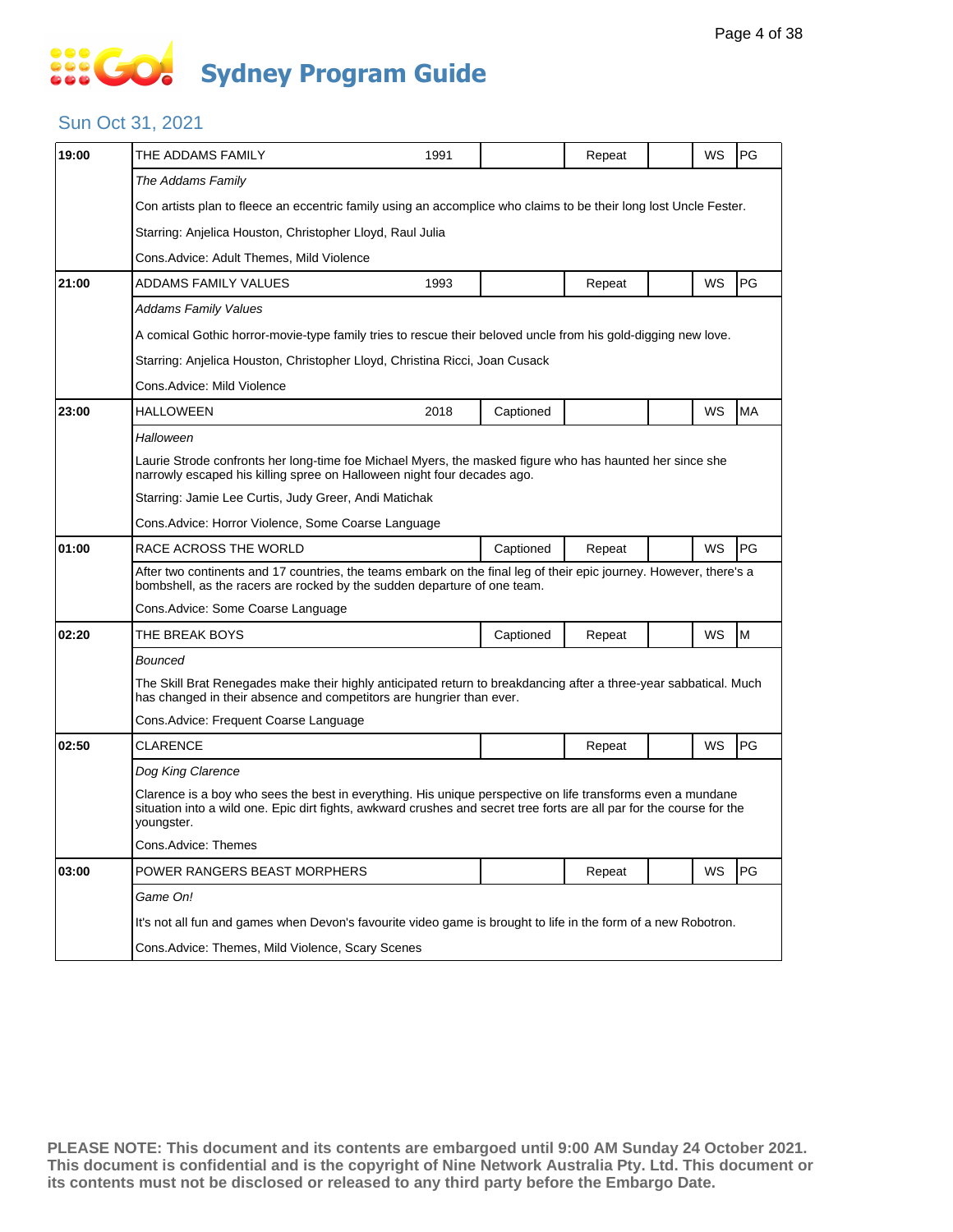# Sydney Program Guide

## Sun Oct 31, 2021

| | | | | | | | |
|---|---|---|---|---|---|---|---|
| **19:00** | THE ADDAMS FAMILY | 1991 | | Repeat | | WS | PG |
| | *The Addams Family* | | | | | | |
| | Con artists plan to fleece an eccentric family using an accomplice who claims to be their long lost Uncle Fester. | | | | | | |
| | Starring: Anjelica Houston, Christopher Lloyd, Raul Julia | | | | | | |
| | Cons.Advice: Adult Themes, Mild Violence | | | | | | |
| **21:00** | ADDAMS FAMILY VALUES | 1993 | | Repeat | | WS | PG |
| | *Addams Family Values* | | | | | | |
| | A comical Gothic horror-movie-type family tries to rescue their beloved uncle from his gold-digging new love. | | | | | | |
| | Starring: Anjelica Houston, Christopher Lloyd, Christina Ricci, Joan Cusack | | | | | | |
| | Cons.Advice: Mild Violence | | | | | | |
| **23:00** | HALLOWEEN | 2018 | Captioned | | | WS | MA |
| | *Halloween* | | | | | | |
| | Laurie Strode confronts her long-time foe Michael Myers, the masked figure who has haunted her since she narrowly escaped his killing spree on Halloween night four decades ago. | | | | | | |
| | Starring: Jamie Lee Curtis, Judy Greer, Andi Matichak | | | | | | |
| | Cons.Advice: Horror Violence, Some Coarse Language | | | | | | |
| **01:00** | RACE ACROSS THE WORLD | | Captioned | Repeat | | WS | PG |
| | After two continents and 17 countries, the teams embark on the final leg of their epic journey. However, there's a bombshell, as the racers are rocked by the sudden departure of one team. | | | | | | |
| | Cons.Advice: Some Coarse Language | | | | | | |
| **02:20** | THE BREAK BOYS | | Captioned | Repeat | | WS | M |
| | *Bounced* | | | | | | |
| | The Skill Brat Renegades make their highly anticipated return to breakdancing after a three-year sabbatical. Much has changed in their absence and competitors are hungrier than ever. | | | | | | |
| | Cons.Advice: Frequent Coarse Language | | | | | | |
| **02:50** | CLARENCE | | | Repeat | | WS | PG |
| | *Dog King Clarence* | | | | | | |
| | Clarence is a boy who sees the best in everything. His unique perspective on life transforms even a mundane situation into a wild one. Epic dirt fights, awkward crushes and secret tree forts are all par for the course for the youngster. | | | | | | |
| | Cons.Advice: Themes | | | | | | |
| **03:00** | POWER RANGERS BEAST MORPHERS | | | Repeat | | WS | PG |
| | *Game On!* | | | | | | |
| | It's not all fun and games when Devon's favourite video game is brought to life in the form of a new Robotron. | | | | | | |
| | Cons.Advice: Themes, Mild Violence, Scary Scenes | | | | | | |

**PLEASE NOTE: This document and its contents are embargoed until 9:00 AM Sunday 24 October 2021. This document is confidential and is the copyright of Nine Network Australia Pty. Ltd. This document or its contents must not be disclosed or released to any third party before the Embargo Date.**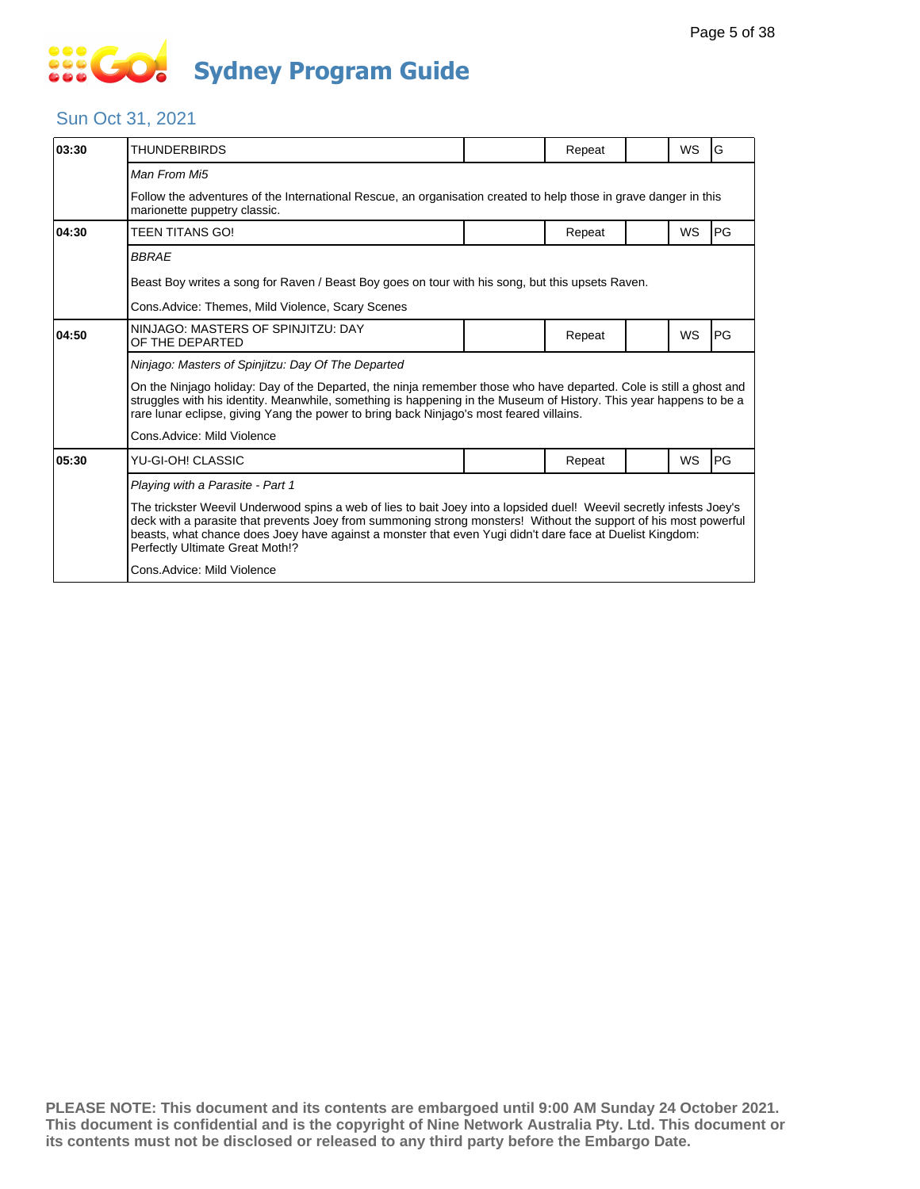# Sydney Program Guide

## Sun Oct 31, 2021

| | | | | | | |
|---|---|---|---|---|---|---|
| **03:30** | THUNDERBIRDS | | Repeat | | WS | G |
| | *Man From Mi5* | | | | | |
| | Follow the adventures of the International Rescue, an organisation created to help those in grave danger in this marionette puppetry classic. | | | | | |
| **04:30** | TEEN TITANS GO! | | Repeat | | WS | PG |
| | *BBRAE* | | | | | |
| | Beast Boy writes a song for Raven / Beast Boy goes on tour with his song, but this upsets Raven. | | | | | |
| | Cons.Advice: Themes, Mild Violence, Scary Scenes | | | | | |
| **04:50** | NINJAGO: MASTERS OF SPINJITZU: DAY OF THE DEPARTED | | Repeat | | WS | PG |
| | *Ninjago: Masters of Spinjitzu: Day Of The Departed* | | | | | |
| | On the Ninjago holiday: Day of the Departed, the ninja remember those who have departed. Cole is still a ghost and struggles with his identity. Meanwhile, something is happening in the Museum of History. This year happens to be a rare lunar eclipse, giving Yang the power to bring back Ninjago's most feared villains. | | | | | |
| | Cons.Advice: Mild Violence | | | | | |
| **05:30** | YU-GI-OH! CLASSIC | | Repeat | | WS | PG |
| | *Playing with a Parasite - Part 1* | | | | | |
| | The trickster Weevil Underwood spins a web of lies to bait Joey into a lopsided duel! Weevil secretly infests Joey's deck with a parasite that prevents Joey from summoning strong monsters! Without the support of his most powerful beasts, what chance does Joey have against a monster that even Yugi didn't dare face at Duelist Kingdom: Perfectly Ultimate Great Moth!? | | | | | |
| | Cons.Advice: Mild Violence | | | | | |

**PLEASE NOTE: This document and its contents are embargoed until 9:00 AM Sunday 24 October 2021. This document is confidential and is the copyright of Nine Network Australia Pty. Ltd. This document or its contents must not be disclosed or released to any third party before the Embargo Date.**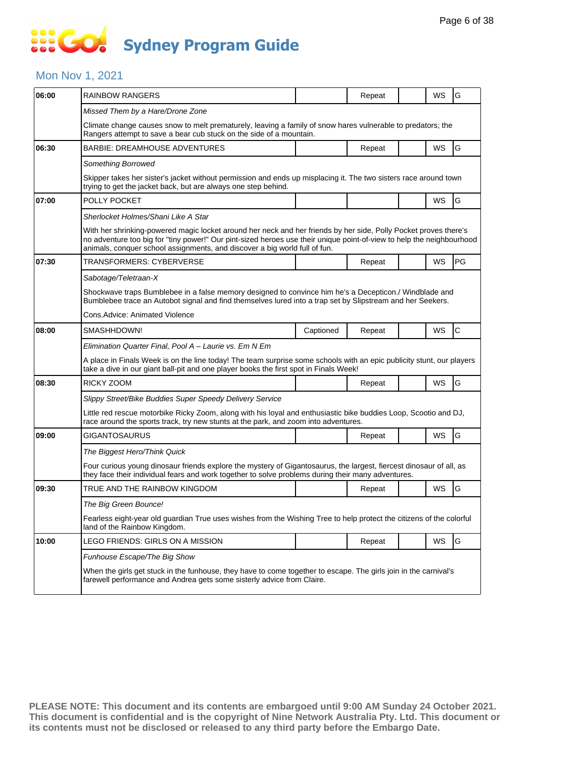# Sydney Program Guide

## Mon Nov 1, 2021

| | | | | | | |
|---|---|---|---|---|---|---|
| 06:00 | RAINBOW RANGERS | | Repeat | | WS | G |
| | *Missed Them by a Hare/Drone Zone* | | | | | |
| | Climate change causes snow to melt prematurely, leaving a family of snow hares vulnerable to predators; the Rangers attempt to save a bear cub stuck on the side of a mountain. | | | | | |
| 06:30 | BARBIE: DREAMHOUSE ADVENTURES | | Repeat | | WS | G |
| | *Something Borrowed* | | | | | |
| | Skipper takes her sister's jacket without permission and ends up misplacing it. The two sisters race around town trying to get the jacket back, but are always one step behind. | | | | | |
| 07:00 | POLLY POCKET | | | | WS | G |
| | *Sherlocket Holmes/Shani Like A Star* | | | | | |
| | With her shrinking-powered magic locket around her neck and her friends by her side, Polly Pocket proves there's no adventure too big for "tiny power!" Our pint-sized heroes use their unique point-of-view to help the neighbourhood animals, conquer school assignments, and discover a big world full of fun. | | | | | |
| 07:30 | TRANSFORMERS: CYBERVERSE | | Repeat | | WS | PG |
| | *Sabotage/Teletraan-X* | | | | | |
| | Shockwave traps Bumblebee in a false memory designed to convince him he's a Decepticon./ Windblade and Bumblebee trace an Autobot signal and find themselves lured into a trap set by Slipstream and her Seekers. | | | | | |
| | Cons.Advice: Animated Violence | | | | | |
| 08:00 | SMASHHDOWN! | Captioned | Repeat | | WS | C |
| | *Elimination Quarter Final, Pool A – Laurie vs. Em N Em* | | | | | |
| | A place in Finals Week is on the line today! The team surprise some schools with an epic publicity stunt, our players take a dive in our giant ball-pit and one player books the first spot in Finals Week! | | | | | |
| 08:30 | RICKY ZOOM | | Repeat | | WS | G |
| | *Slippy Street/Bike Buddies Super Speedy Delivery Service* | | | | | |
| | Little red rescue motorbike Ricky Zoom, along with his loyal and enthusiastic bike buddies Loop, Scootio and DJ, race around the sports track, try new stunts at the park, and zoom into adventures. | | | | | |
| 09:00 | GIGANTOSAURUS | | Repeat | | WS | G |
| | *The Biggest Hero/Think Quick* | | | | | |
| | Four curious young dinosaur friends explore the mystery of Gigantosaurus, the largest, fiercest dinosaur of all, as they face their individual fears and work together to solve problems during their many adventures. | | | | | |
| 09:30 | TRUE AND THE RAINBOW KINGDOM | | Repeat | | WS | G |
| | *The Big Green Bounce!* | | | | | |
| | Fearless eight-year old guardian True uses wishes from the Wishing Tree to help protect the citizens of the colorful land of the Rainbow Kingdom. | | | | | |
| 10:00 | LEGO FRIENDS: GIRLS ON A MISSION | | Repeat | | WS | G |
| | *Funhouse Escape/The Big Show* | | | | | |
| | When the girls get stuck in the funhouse, they have to come together to escape. The girls join in the carnival's farewell performance and Andrea gets some sisterly advice from Claire. | | | | | |

**PLEASE NOTE: This document and its contents are embargoed until 9:00 AM Sunday 24 October 2021. This document is confidential and is the copyright of Nine Network Australia Pty. Ltd. This document or its contents must not be disclosed or released to any third party before the Embargo Date.**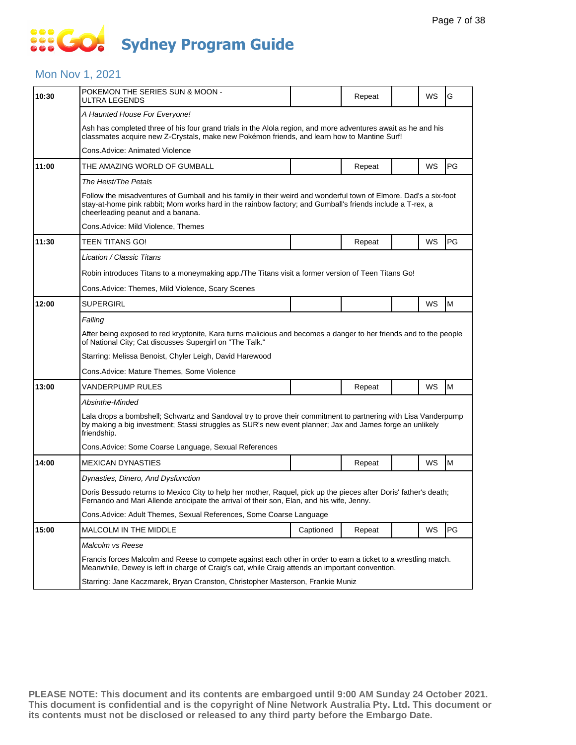# Sydney Program Guide

## Mon Nov 1, 2021

| | | | | | | |
|---|---|---|---|---|---|---|
| **10:30** | POKEMON THE SERIES SUN & MOON - ULTRA LEGENDS | | Repeat | | WS | G |
| | *A Haunted House For Everyone!* | | | | | |
| | Ash has completed three of his four grand trials in the Alola region, and more adventures await as he and his classmates acquire new Z-Crystals, make new Pokémon friends, and learn how to Mantine Surf! | | | | | |
| | Cons.Advice: Animated Violence | | | | | |
| **11:00** | THE AMAZING WORLD OF GUMBALL | | Repeat | | WS | PG |
| | *The Heist/The Petals* | | | | | |
| | Follow the misadventures of Gumball and his family in their weird and wonderful town of Elmore. Dad's a six-foot stay-at-home pink rabbit; Mom works hard in the rainbow factory; and Gumball's friends include a T-rex, a cheerleading peanut and a banana. | | | | | |
| | Cons.Advice: Mild Violence, Themes | | | | | |
| **11:30** | TEEN TITANS GO! | | Repeat | | WS | PG |
| | *Lication / Classic Titans* | | | | | |
| | Robin introduces Titans to a moneymaking app./The Titans visit a former version of Teen Titans Go! | | | | | |
| | Cons.Advice: Themes, Mild Violence, Scary Scenes | | | | | |
| **12:00** | SUPERGIRL | | | | WS | M |
| | *Falling* | | | | | |
| | After being exposed to red kryptonite, Kara turns malicious and becomes a danger to her friends and to the people of National City; Cat discusses Supergirl on "The Talk." | | | | | |
| | Starring: Melissa Benoist, Chyler Leigh, David Harewood | | | | | |
| | Cons.Advice: Mature Themes, Some Violence | | | | | |
| **13:00** | VANDERPUMP RULES | | Repeat | | WS | M |
| | *Absinthe-Minded* | | | | | |
| | Lala drops a bombshell; Schwartz and Sandoval try to prove their commitment to partnering with Lisa Vanderpump by making a big investment; Stassi struggles as SUR's new event planner; Jax and James forge an unlikely friendship. | | | | | |
| | Cons.Advice: Some Coarse Language, Sexual References | | | | | |
| **14:00** | MEXICAN DYNASTIES | | Repeat | | WS | M |
| | *Dynasties, Dinero, And Dysfunction* | | | | | |
| | Doris Bessudo returns to Mexico City to help her mother, Raquel, pick up the pieces after Doris' father's death; Fernando and Mari Allende anticipate the arrival of their son, Elan, and his wife, Jenny. | | | | | |
| | Cons.Advice: Adult Themes, Sexual References, Some Coarse Language | | | | | |
| **15:00** | MALCOLM IN THE MIDDLE | Captioned | Repeat | | WS | PG |
| | *Malcolm vs Reese* | | | | | |
| | Francis forces Malcolm and Reese to compete against each other in order to earn a ticket to a wrestling match. Meanwhile, Dewey is left in charge of Craig's cat, while Craig attends an important convention. | | | | | |
| | Starring: Jane Kaczmarek, Bryan Cranston, Christopher Masterson, Frankie Muniz | | | | | |

**PLEASE NOTE: This document and its contents are embargoed until 9:00 AM Sunday 24 October 2021. This document is confidential and is the copyright of Nine Network Australia Pty. Ltd. This document or its contents must not be disclosed or released to any third party before the Embargo Date.**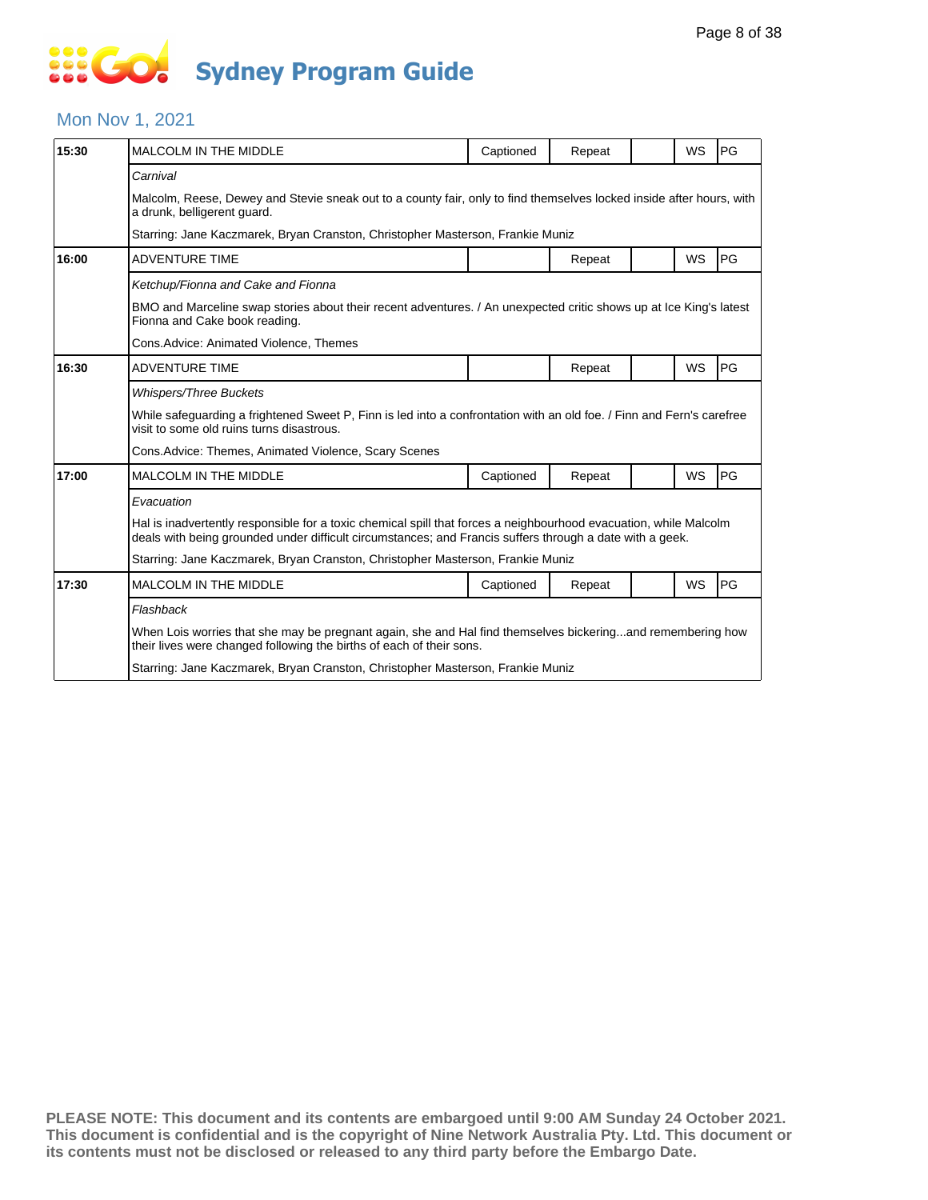# Sydney Program Guide

## Mon Nov 1, 2021

| | | | | | | |
|---|---|---|---|---|---|---|
| **15:30** | MALCOLM IN THE MIDDLE | Captioned | Repeat | | WS | PG |
| | *Carnival* | | | | | |
| | Malcolm, Reese, Dewey and Stevie sneak out to a county fair, only to find themselves locked inside after hours, with a drunk, belligerent guard. | | | | | |
| | Starring: Jane Kaczmarek, Bryan Cranston, Christopher Masterson, Frankie Muniz | | | | | |
| **16:00** | ADVENTURE TIME | | Repeat | | WS | PG |
| | *Ketchup/Fionna and Cake and Fionna* | | | | | |
| | BMO and Marceline swap stories about their recent adventures. / An unexpected critic shows up at Ice King's latest Fionna and Cake book reading. | | | | | |
| | Cons.Advice: Animated Violence, Themes | | | | | |
| **16:30** | ADVENTURE TIME | | Repeat | | WS | PG |
| | *Whispers/Three Buckets* | | | | | |
| | While safeguarding a frightened Sweet P, Finn is led into a confrontation with an old foe. / Finn and Fern's carefree visit to some old ruins turns disastrous. | | | | | |
| | Cons.Advice: Themes, Animated Violence, Scary Scenes | | | | | |
| **17:00** | MALCOLM IN THE MIDDLE | Captioned | Repeat | | WS | PG |
| | *Evacuation* | | | | | |
| | Hal is inadvertently responsible for a toxic chemical spill that forces a neighbourhood evacuation, while Malcolm deals with being grounded under difficult circumstances; and Francis suffers through a date with a geek. | | | | | |
| | Starring: Jane Kaczmarek, Bryan Cranston, Christopher Masterson, Frankie Muniz | | | | | |
| **17:30** | MALCOLM IN THE MIDDLE | Captioned | Repeat | | WS | PG |
| | *Flashback* | | | | | |
| | When Lois worries that she may be pregnant again, she and Hal find themselves bickering...and remembering how their lives were changed following the births of each of their sons. | | | | | |
| | Starring: Jane Kaczmarek, Bryan Cranston, Christopher Masterson, Frankie Muniz | | | | | |

**PLEASE NOTE: This document and its contents are embargoed until 9:00 AM Sunday 24 October 2021. This document is confidential and is the copyright of Nine Network Australia Pty. Ltd. This document or its contents must not be disclosed or released to any third party before the Embargo Date.**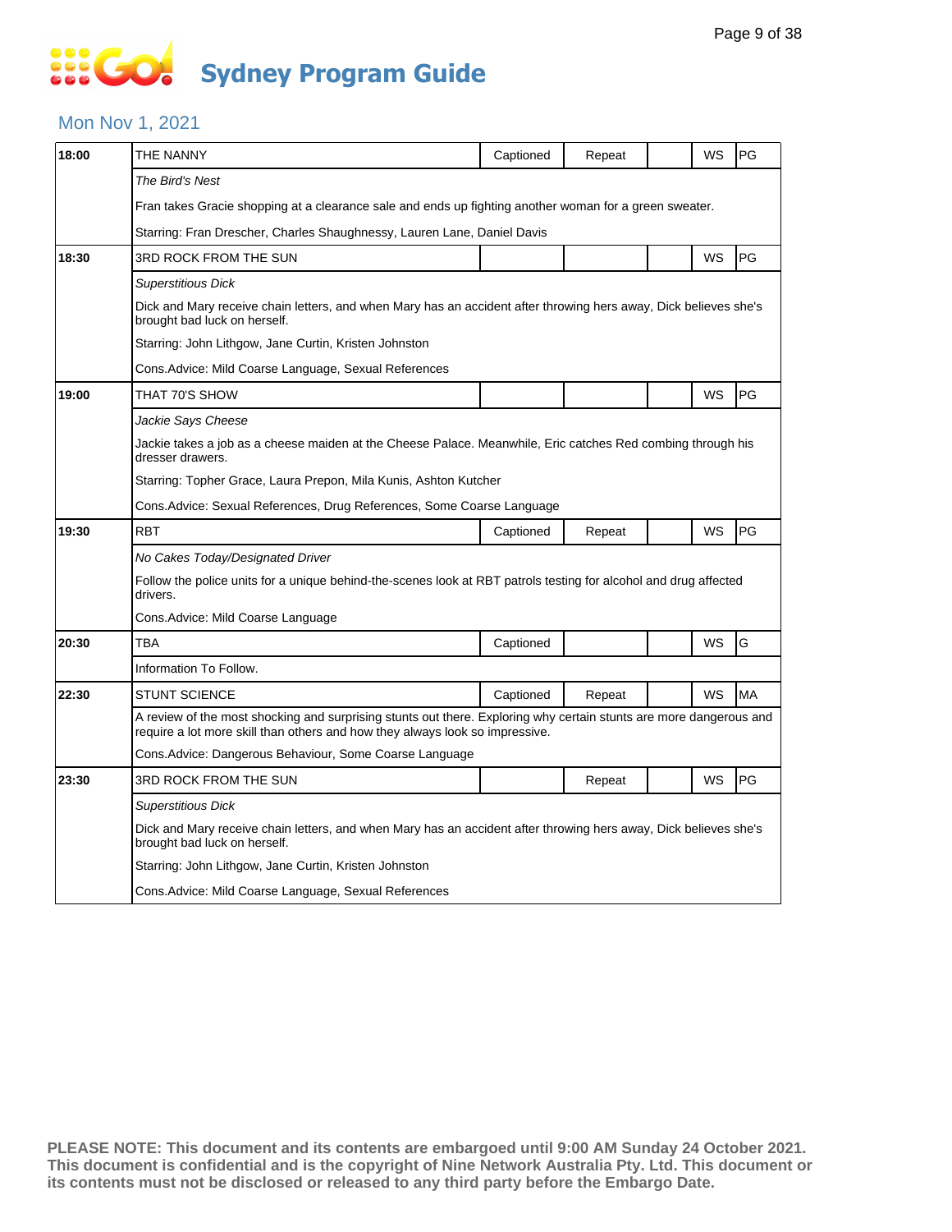# Sydney Program Guide

## Mon Nov 1, 2021

| Time | Program | Captioned | Repeat | | WS | Rating |
|---|---|---|---|---|---|---|
| 18:00 | THE NANNY | Captioned | Repeat | | WS | PG |
| | *The Bird's Nest* | | | | | |
| | Fran takes Gracie shopping at a clearance sale and ends up fighting another woman for a green sweater. | | | | | |
| | Starring: Fran Drescher, Charles Shaughnessy, Lauren Lane, Daniel Davis | | | | | |
| 18:30 | 3RD ROCK FROM THE SUN | | | | WS | PG |
| | *Superstitious Dick* | | | | | |
| | Dick and Mary receive chain letters, and when Mary has an accident after throwing hers away, Dick believes she's brought bad luck on herself. | | | | | |
| | Starring: John Lithgow, Jane Curtin, Kristen Johnston | | | | | |
| | Cons.Advice: Mild Coarse Language, Sexual References | | | | | |
| 19:00 | THAT 70'S SHOW | | | | WS | PG |
| | *Jackie Says Cheese* | | | | | |
| | Jackie takes a job as a cheese maiden at the Cheese Palace. Meanwhile, Eric catches Red combing through his dresser drawers. | | | | | |
| | Starring: Topher Grace, Laura Prepon, Mila Kunis, Ashton Kutcher | | | | | |
| | Cons.Advice: Sexual References, Drug References, Some Coarse Language | | | | | |
| 19:30 | RBT | Captioned | Repeat | | WS | PG |
| | *No Cakes Today/Designated Driver* | | | | | |
| | Follow the police units for a unique behind-the-scenes look at RBT patrols testing for alcohol and drug affected drivers. | | | | | |
| | Cons.Advice: Mild Coarse Language | | | | | |
| 20:30 | TBA | Captioned | | | WS | G |
| | Information To Follow. | | | | | |
| 22:30 | STUNT SCIENCE | Captioned | Repeat | | WS | MA |
| | A review of the most shocking and surprising stunts out there. Exploring why certain stunts are more dangerous and require a lot more skill than others and how they always look so impressive. | | | | | |
| | Cons.Advice: Dangerous Behaviour, Some Coarse Language | | | | | |
| 23:30 | 3RD ROCK FROM THE SUN | | Repeat | | WS | PG |
| | *Superstitious Dick* | | | | | |
| | Dick and Mary receive chain letters, and when Mary has an accident after throwing hers away, Dick believes she's brought bad luck on herself. | | | | | |
| | Starring: John Lithgow, Jane Curtin, Kristen Johnston | | | | | |
| | Cons.Advice: Mild Coarse Language, Sexual References | | | | | |

**PLEASE NOTE: This document and its contents are embargoed until 9:00 AM Sunday 24 October 2021. This document is confidential and is the copyright of Nine Network Australia Pty. Ltd. This document or its contents must not be disclosed or released to any third party before the Embargo Date.**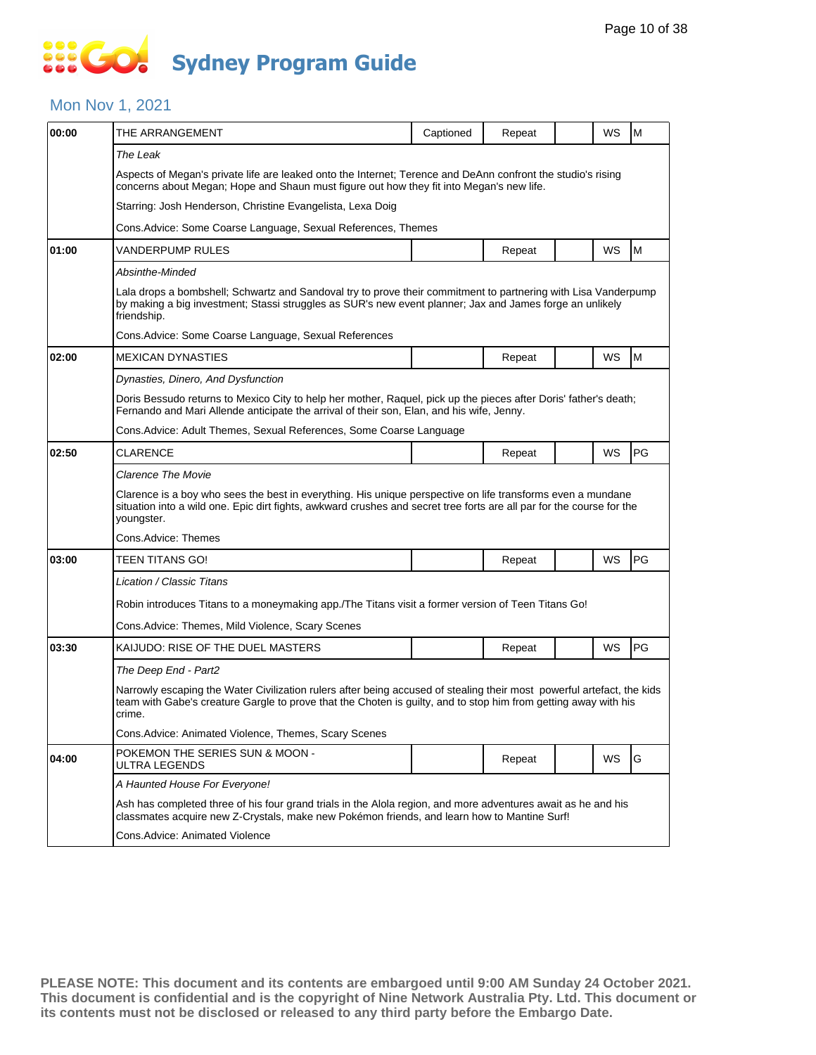# Sydney Program Guide

## Mon Nov 1, 2021

| Time | Program | Captioned | Repeat | | WS | Rating |
|---|---|---|---|---|---|---|
| 00:00 | THE ARRANGEMENT | Captioned | Repeat | | WS | M |
| | *The Leak* | | | | | |
| | Aspects of Megan's private life are leaked onto the Internet; Terence and DeAnn confront the studio's rising concerns about Megan; Hope and Shaun must figure out how they fit into Megan's new life. | | | | | |
| | Starring: Josh Henderson, Christine Evangelista, Lexa Doig | | | | | |
| | Cons.Advice: Some Coarse Language, Sexual References, Themes | | | | | |
| 01:00 | VANDERPUMP RULES | | Repeat | | WS | M |
| | *Absinthe-Minded* | | | | | |
| | Lala drops a bombshell; Schwartz and Sandoval try to prove their commitment to partnering with Lisa Vanderpump by making a big investment; Stassi struggles as SUR's new event planner; Jax and James forge an unlikely friendship. | | | | | |
| | Cons.Advice: Some Coarse Language, Sexual References | | | | | |
| 02:00 | MEXICAN DYNASTIES | | Repeat | | WS | M |
| | *Dynasties, Dinero, And Dysfunction* | | | | | |
| | Doris Bessudo returns to Mexico City to help her mother, Raquel, pick up the pieces after Doris' father's death; Fernando and Mari Allende anticipate the arrival of their son, Elan, and his wife, Jenny. | | | | | |
| | Cons.Advice: Adult Themes, Sexual References, Some Coarse Language | | | | | |
| 02:50 | CLARENCE | | Repeat | | WS | PG |
| | *Clarence The Movie* | | | | | |
| | Clarence is a boy who sees the best in everything. His unique perspective on life transforms even a mundane situation into a wild one. Epic dirt fights, awkward crushes and secret tree forts are all par for the course for the youngster. | | | | | |
| | Cons.Advice: Themes | | | | | |
| 03:00 | TEEN TITANS GO! | | Repeat | | WS | PG |
| | *Lication / Classic Titans* | | | | | |
| | Robin introduces Titans to a moneymaking app./The Titans visit a former version of Teen Titans Go! | | | | | |
| | Cons.Advice: Themes, Mild Violence, Scary Scenes | | | | | |
| 03:30 | KAIJUDO: RISE OF THE DUEL MASTERS | | Repeat | | WS | PG |
| | *The Deep End - Part2* | | | | | |
| | Narrowly escaping the Water Civilization rulers after being accused of stealing their most powerful artefact, the kids team with Gabe's creature Gargle to prove that the Choten is guilty, and to stop him from getting away with his crime. | | | | | |
| | Cons.Advice: Animated Violence, Themes, Scary Scenes | | | | | |
| 04:00 | POKEMON THE SERIES SUN & MOON - ULTRA LEGENDS | | Repeat | | WS | G |
| | *A Haunted House For Everyone!* | | | | | |
| | Ash has completed three of his four grand trials in the Alola region, and more adventures await as he and his classmates acquire new Z-Crystals, make new Pokémon friends, and learn how to Mantine Surf! | | | | | |
| | Cons.Advice: Animated Violence | | | | | |

**PLEASE NOTE: This document and its contents are embargoed until 9:00 AM Sunday 24 October 2021. This document is confidential and is the copyright of Nine Network Australia Pty. Ltd. This document or its contents must not be disclosed or released to any third party before the Embargo Date.**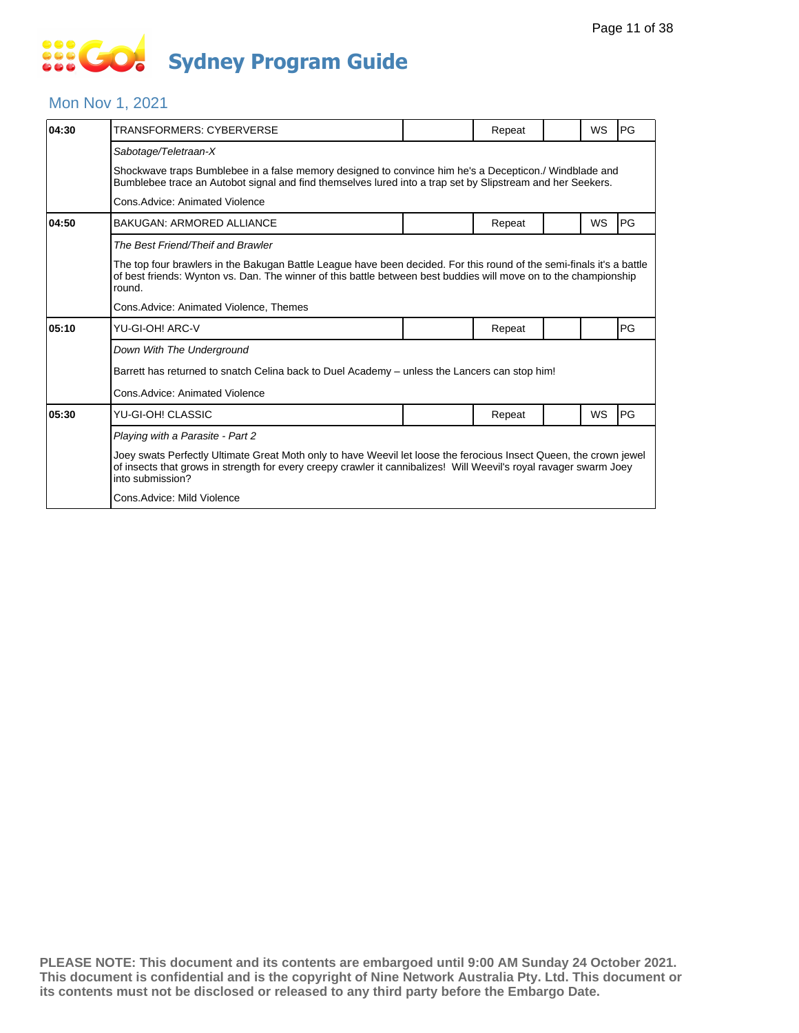# Sydney Program Guide

## Mon Nov 1, 2021

| | | | | | | |
|---|---|---|---|---|---|---|
| **04:30** | TRANSFORMERS: CYBERVERSE | | Repeat | | WS | PG |
| | *Sabotage/Teletraan-X* | | | | | |
| | Shockwave traps Bumblebee in a false memory designed to convince him he's a Decepticon./ Windblade and Bumblebee trace an Autobot signal and find themselves lured into a trap set by Slipstream and her Seekers. | | | | | |
| | Cons.Advice: Animated Violence | | | | | |
| **04:50** | BAKUGAN: ARMORED ALLIANCE | | Repeat | | WS | PG |
| | *The Best Friend/Theif and Brawler* | | | | | |
| | The top four brawlers in the Bakugan Battle League have been decided. For this round of the semi-finals it's a battle of best friends: Wynton vs. Dan. The winner of this battle between best buddies will move on to the championship round. | | | | | |
| | Cons.Advice: Animated Violence, Themes | | | | | |
| **05:10** | YU-GI-OH! ARC-V | | Repeat | | | PG |
| | *Down With The Underground* | | | | | |
| | Barrett has returned to snatch Celina back to Duel Academy – unless the Lancers can stop him! | | | | | |
| | Cons.Advice: Animated Violence | | | | | |
| **05:30** | YU-GI-OH! CLASSIC | | Repeat | | WS | PG |
| | *Playing with a Parasite - Part 2* | | | | | |
| | Joey swats Perfectly Ultimate Great Moth only to have Weevil let loose the ferocious Insect Queen, the crown jewel of insects that grows in strength for every creepy crawler it cannibalizes! Will Weevil's royal ravager swarm Joey into submission? | | | | | |
| | Cons.Advice: Mild Violence | | | | | |

**PLEASE NOTE: This document and its contents are embargoed until 9:00 AM Sunday 24 October 2021. This document is confidential and is the copyright of Nine Network Australia Pty. Ltd. This document or its contents must not be disclosed or released to any third party before the Embargo Date.**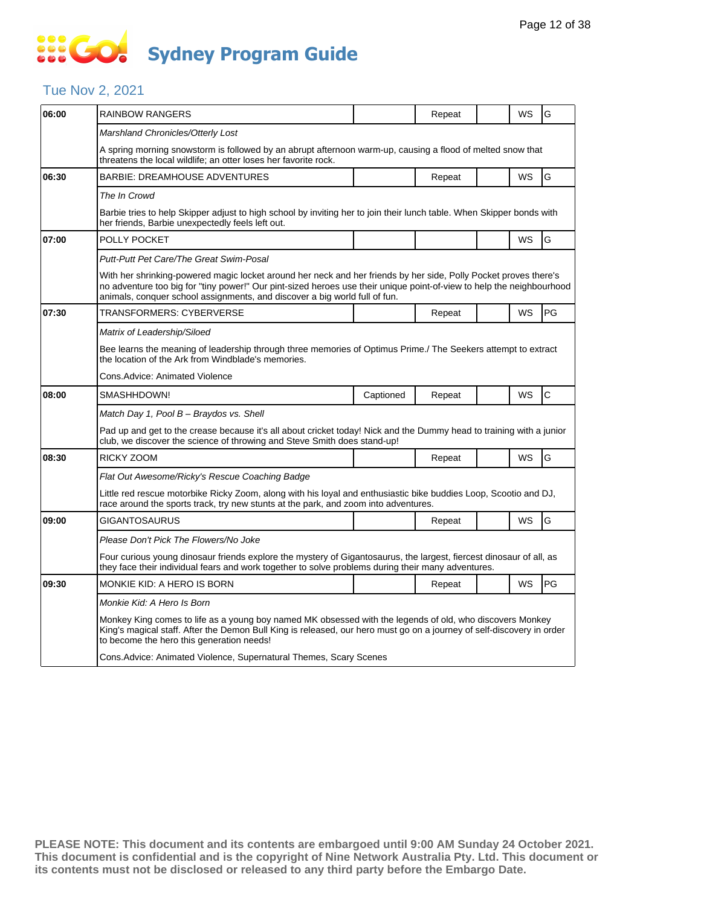# Sydney Program Guide

## Tue Nov 2, 2021

| | | | | | | |
|---|---|---|---|---|---|---|
| 06:00 | RAINBOW RANGERS | | Repeat | | WS | G |
| | *Marshland Chronicles/Otterly Lost* | | | | | |
| | A spring morning snowstorm is followed by an abrupt afternoon warm-up, causing a flood of melted snow that threatens the local wildlife; an otter loses her favorite rock. | | | | | |
| 06:30 | BARBIE: DREAMHOUSE ADVENTURES | | Repeat | | WS | G |
| | *The In Crowd* | | | | | |
| | Barbie tries to help Skipper adjust to high school by inviting her to join their lunch table. When Skipper bonds with her friends, Barbie unexpectedly feels left out. | | | | | |
| 07:00 | POLLY POCKET | | | | WS | G |
| | *Putt-Putt Pet Care/The Great Swim-Posal* | | | | | |
| | With her shrinking-powered magic locket around her neck and her friends by her side, Polly Pocket proves there's no adventure too big for "tiny power!" Our pint-sized heroes use their unique point-of-view to help the neighbourhood animals, conquer school assignments, and discover a big world full of fun. | | | | | |
| 07:30 | TRANSFORMERS: CYBERVERSE | | Repeat | | WS | PG |
| | *Matrix of Leadership/Siloed* | | | | | |
| | Bee learns the meaning of leadership through three memories of Optimus Prime./ The Seekers attempt to extract the location of the Ark from Windblade's memories. | | | | | |
| | Cons.Advice: Animated Violence | | | | | |
| 08:00 | SMASHHDOWN! | Captioned | Repeat | | WS | C |
| | *Match Day 1, Pool B – Braydos vs. Shell* | | | | | |
| | Pad up and get to the crease because it's all about cricket today! Nick and the Dummy head to training with a junior club, we discover the science of throwing and Steve Smith does stand-up! | | | | | |
| 08:30 | RICKY ZOOM | | Repeat | | WS | G |
| | *Flat Out Awesome/Ricky's Rescue Coaching Badge* | | | | | |
| | Little red rescue motorbike Ricky Zoom, along with his loyal and enthusiastic bike buddies Loop, Scootio and DJ, race around the sports track, try new stunts at the park, and zoom into adventures. | | | | | |
| 09:00 | GIGANTOSAURUS | | Repeat | | WS | G |
| | *Please Don't Pick The Flowers/No Joke* | | | | | |
| | Four curious young dinosaur friends explore the mystery of Gigantosaurus, the largest, fiercest dinosaur of all, as they face their individual fears and work together to solve problems during their many adventures. | | | | | |
| 09:30 | MONKIE KID: A HERO IS BORN | | Repeat | | WS | PG |
| | *Monkie Kid: A Hero Is Born* | | | | | |
| | Monkey King comes to life as a young boy named MK obsessed with the legends of old, who discovers Monkey King's magical staff. After the Demon Bull King is released, our hero must go on a journey of self-discovery in order to become the hero this generation needs! | | | | | |
| | Cons.Advice: Animated Violence, Supernatural Themes, Scary Scenes | | | | | |

**PLEASE NOTE: This document and its contents are embargoed until 9:00 AM Sunday 24 October 2021. This document is confidential and is the copyright of Nine Network Australia Pty. Ltd. This document or its contents must not be disclosed or released to any third party before the Embargo Date.**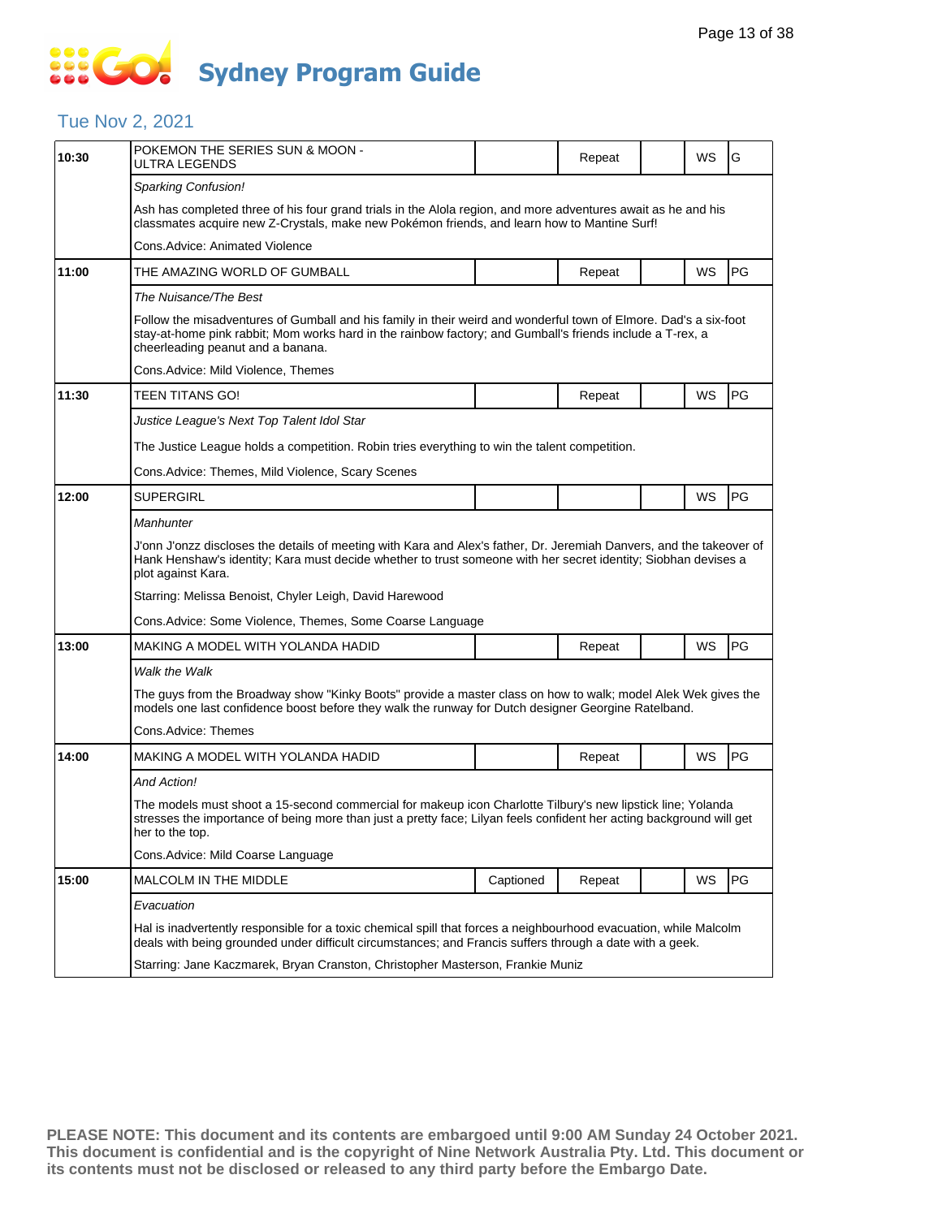# Sydney Program Guide

## Tue Nov 2, 2021

| | | | | | | |
|---|---|---|---|---|---|---|
| 10:30 | POKEMON THE SERIES SUN & MOON - ULTRA LEGENDS | | Repeat | | WS | G |
| | *Sparking Confusion!* | | | | | |
| | Ash has completed three of his four grand trials in the Alola region, and more adventures await as he and his classmates acquire new Z-Crystals, make new Pokémon friends, and learn how to Mantine Surf! | | | | | |
| | Cons.Advice: Animated Violence | | | | | |
| 11:00 | THE AMAZING WORLD OF GUMBALL | | Repeat | | WS | PG |
| | *The Nuisance/The Best* | | | | | |
| | Follow the misadventures of Gumball and his family in their weird and wonderful town of Elmore. Dad's a six-foot stay-at-home pink rabbit; Mom works hard in the rainbow factory; and Gumball's friends include a T-rex, a cheerleading peanut and a banana. | | | | | |
| | Cons.Advice: Mild Violence, Themes | | | | | |
| 11:30 | TEEN TITANS GO! | | Repeat | | WS | PG |
| | *Justice League's Next Top Talent Idol Star* | | | | | |
| | The Justice League holds a competition. Robin tries everything to win the talent competition. | | | | | |
| | Cons.Advice: Themes, Mild Violence, Scary Scenes | | | | | |
| 12:00 | SUPERGIRL | | | | WS | PG |
| | *Manhunter* | | | | | |
| | J'onn J'onzz discloses the details of meeting with Kara and Alex's father, Dr. Jeremiah Danvers, and the takeover of Hank Henshaw's identity; Kara must decide whether to trust someone with her secret identity; Siobhan devises a plot against Kara. | | | | | |
| | Starring: Melissa Benoist, Chyler Leigh, David Harewood | | | | | |
| | Cons.Advice: Some Violence, Themes, Some Coarse Language | | | | | |
| 13:00 | MAKING A MODEL WITH YOLANDA HADID | | Repeat | | WS | PG |
| | *Walk the Walk* | | | | | |
| | The guys from the Broadway show "Kinky Boots" provide a master class on how to walk; model Alek Wek gives the models one last confidence boost before they walk the runway for Dutch designer Georgine Ratelband. | | | | | |
| | Cons.Advice: Themes | | | | | |
| 14:00 | MAKING A MODEL WITH YOLANDA HADID | | Repeat | | WS | PG |
| | *And Action!* | | | | | |
| | The models must shoot a 15-second commercial for makeup icon Charlotte Tilbury's new lipstick line; Yolanda stresses the importance of being more than just a pretty face; Lilyan feels confident her acting background will get her to the top. | | | | | |
| | Cons.Advice: Mild Coarse Language | | | | | |
| 15:00 | MALCOLM IN THE MIDDLE | Captioned | Repeat | | WS | PG |
| | *Evacuation* | | | | | |
| | Hal is inadvertently responsible for a toxic chemical spill that forces a neighbourhood evacuation, while Malcolm deals with being grounded under difficult circumstances; and Francis suffers through a date with a geek. | | | | | |
| | Starring: Jane Kaczmarek, Bryan Cranston, Christopher Masterson, Frankie Muniz | | | | | |

**PLEASE NOTE: This document and its contents are embargoed until 9:00 AM Sunday 24 October 2021. This document is confidential and is the copyright of Nine Network Australia Pty. Ltd. This document or its contents must not be disclosed or released to any third party before the Embargo Date.**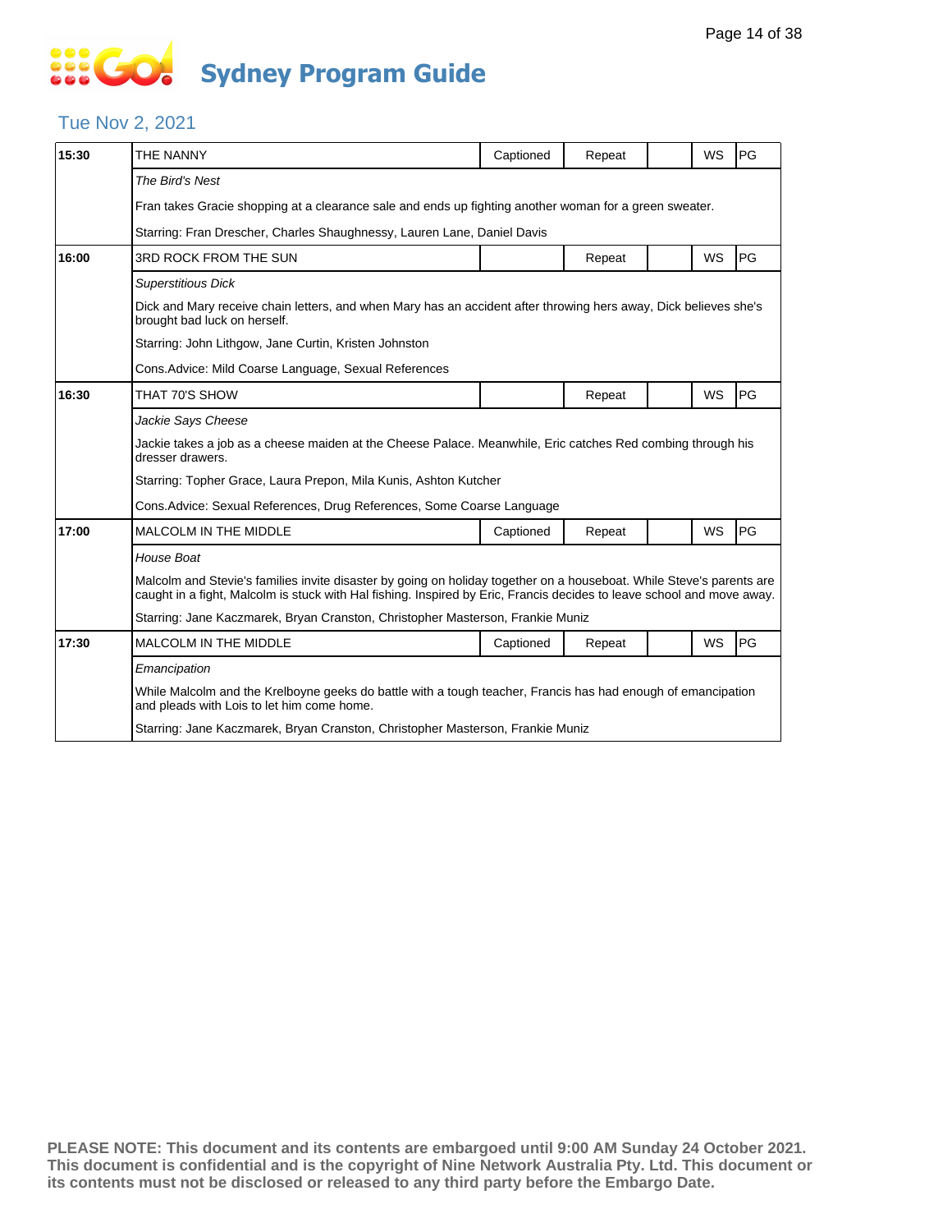# Sydney Program Guide

## Tue Nov 2, 2021

| | | | | | | |
|---|---|---|---|---|---|---|
| 15:30 | THE NANNY | Captioned | Repeat | | WS | PG |
| | *The Bird's Nest* | | | | | |
| | Fran takes Gracie shopping at a clearance sale and ends up fighting another woman for a green sweater. | | | | | |
| | Starring: Fran Drescher, Charles Shaughnessy, Lauren Lane, Daniel Davis | | | | | |
| 16:00 | 3RD ROCK FROM THE SUN | | Repeat | | WS | PG |
| | *Superstitious Dick* | | | | | |
| | Dick and Mary receive chain letters, and when Mary has an accident after throwing hers away, Dick believes she's brought bad luck on herself. | | | | | |
| | Starring: John Lithgow, Jane Curtin, Kristen Johnston | | | | | |
| | Cons.Advice: Mild Coarse Language, Sexual References | | | | | |
| 16:30 | THAT 70'S SHOW | | Repeat | | WS | PG |
| | *Jackie Says Cheese* | | | | | |
| | Jackie takes a job as a cheese maiden at the Cheese Palace. Meanwhile, Eric catches Red combing through his dresser drawers. | | | | | |
| | Starring: Topher Grace, Laura Prepon, Mila Kunis, Ashton Kutcher | | | | | |
| | Cons.Advice: Sexual References, Drug References, Some Coarse Language | | | | | |
| 17:00 | MALCOLM IN THE MIDDLE | Captioned | Repeat | | WS | PG |
| | *House Boat* | | | | | |
| | Malcolm and Stevie's families invite disaster by going on holiday together on a houseboat. While Steve's parents are caught in a fight, Malcolm is stuck with Hal fishing. Inspired by Eric, Francis decides to leave school and move away. | | | | | |
| | Starring: Jane Kaczmarek, Bryan Cranston, Christopher Masterson, Frankie Muniz | | | | | |
| 17:30 | MALCOLM IN THE MIDDLE | Captioned | Repeat | | WS | PG |
| | *Emancipation* | | | | | |
| | While Malcolm and the Krelboyne geeks do battle with a tough teacher, Francis has had enough of emancipation and pleads with Lois to let him come home. | | | | | |
| | Starring: Jane Kaczmarek, Bryan Cranston, Christopher Masterson, Frankie Muniz | | | | | |

**PLEASE NOTE: This document and its contents are embargoed until 9:00 AM Sunday 24 October 2021. This document is confidential and is the copyright of Nine Network Australia Pty. Ltd. This document or its contents must not be disclosed or released to any third party before the Embargo Date.**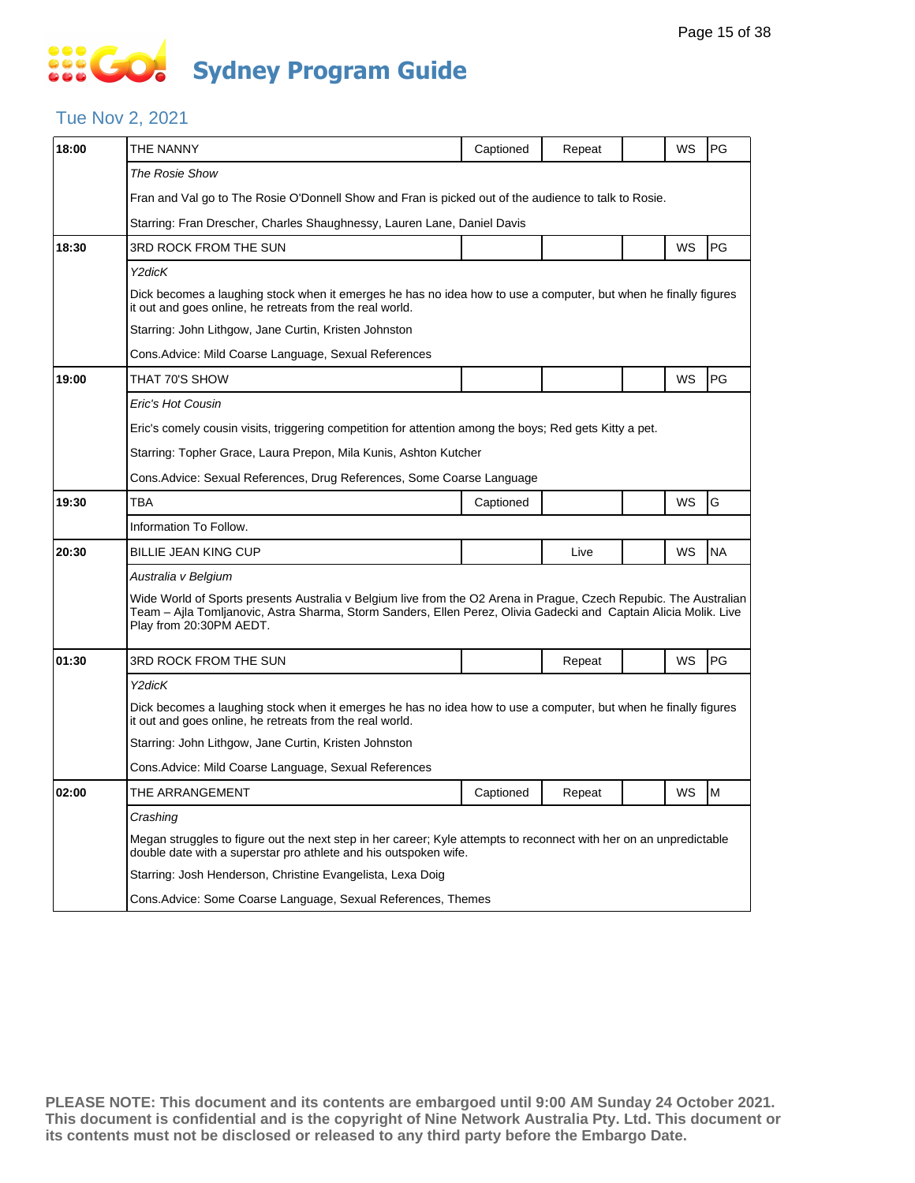# Sydney Program Guide

## Tue Nov 2, 2021

| Time | Program | Captioned | Repeat | | WS | Rating |
|---|---|---|---|---|---|---|
| 18:00 | THE NANNY | Captioned | Repeat | | WS | PG |
| | *The Rosie Show* | | | | | |
| | Fran and Val go to The Rosie O'Donnell Show and Fran is picked out of the audience to talk to Rosie. | | | | | |
| | Starring: Fran Drescher, Charles Shaughnessy, Lauren Lane, Daniel Davis | | | | | |
| 18:30 | 3RD ROCK FROM THE SUN | | | | WS | PG |
| | *Y2dicK* | | | | | |
| | Dick becomes a laughing stock when it emerges he has no idea how to use a computer, but when he finally figures it out and goes online, he retreats from the real world. | | | | | |
| | Starring: John Lithgow, Jane Curtin, Kristen Johnston | | | | | |
| | Cons.Advice: Mild Coarse Language, Sexual References | | | | | |
| 19:00 | THAT 70'S SHOW | | | | WS | PG |
| | *Eric's Hot Cousin* | | | | | |
| | Eric's comely cousin visits, triggering competition for attention among the boys; Red gets Kitty a pet. | | | | | |
| | Starring: Topher Grace, Laura Prepon, Mila Kunis, Ashton Kutcher | | | | | |
| | Cons.Advice: Sexual References, Drug References, Some Coarse Language | | | | | |
| 19:30 | TBA | Captioned | | | WS | G |
| | Information To Follow. | | | | | |
| 20:30 | BILLIE JEAN KING CUP | | Live | | WS | NA |
| | *Australia v Belgium* | | | | | |
| | Wide World of Sports presents Australia v Belgium live from the O2 Arena in Prague, Czech Repubic. The Australian Team – Ajla Tomljanovic, Astra Sharma, Storm Sanders, Ellen Perez, Olivia Gadecki and Captain Alicia Molik. Live Play from 20:30PM AEDT. | | | | | |
| 01:30 | 3RD ROCK FROM THE SUN | | Repeat | | WS | PG |
| | *Y2dicK* | | | | | |
| | Dick becomes a laughing stock when it emerges he has no idea how to use a computer, but when he finally figures it out and goes online, he retreats from the real world. | | | | | |
| | Starring: John Lithgow, Jane Curtin, Kristen Johnston | | | | | |
| | Cons.Advice: Mild Coarse Language, Sexual References | | | | | |
| 02:00 | THE ARRANGEMENT | Captioned | Repeat | | WS | M |
| | *Crashing* | | | | | |
| | Megan struggles to figure out the next step in her career; Kyle attempts to reconnect with her on an unpredictable double date with a superstar pro athlete and his outspoken wife. | | | | | |
| | Starring: Josh Henderson, Christine Evangelista, Lexa Doig | | | | | |
| | Cons.Advice: Some Coarse Language, Sexual References, Themes | | | | | |

**PLEASE NOTE: This document and its contents are embargoed until 9:00 AM Sunday 24 October 2021. This document is confidential and is the copyright of Nine Network Australia Pty. Ltd. This document or its contents must not be disclosed or released to any third party before the Embargo Date.**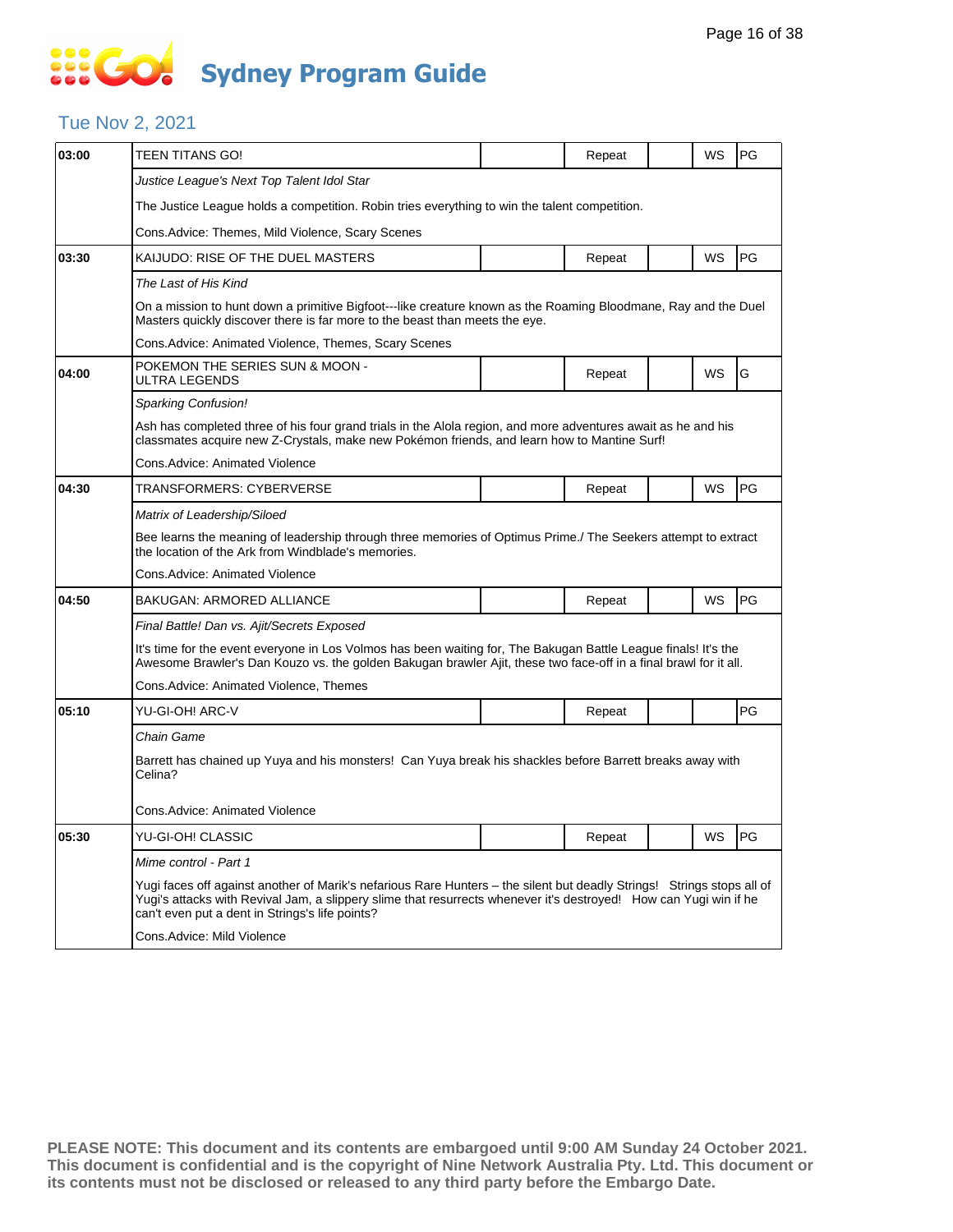# Sydney Program Guide

## Tue Nov 2, 2021

| | | | | | | |
|---|---|---|---|---|---|---|
| **03:00** | TEEN TITANS GO! | | Repeat | | WS | PG |
| | *Justice League's Next Top Talent Idol Star* | | | | | |
| | The Justice League holds a competition. Robin tries everything to win the talent competition. | | | | | |
| | Cons.Advice: Themes, Mild Violence, Scary Scenes | | | | | |
| **03:30** | KAIJUDO: RISE OF THE DUEL MASTERS | | Repeat | | WS | PG |
| | *The Last of His Kind* | | | | | |
| | On a mission to hunt down a primitive Bigfoot---like creature known as the Roaming Bloodmane, Ray and the Duel Masters quickly discover there is far more to the beast than meets the eye. | | | | | |
| | Cons.Advice: Animated Violence, Themes, Scary Scenes | | | | | |
| **04:00** | POKEMON THE SERIES SUN & MOON - ULTRA LEGENDS | | Repeat | | WS | G |
| | *Sparking Confusion!* | | | | | |
| | Ash has completed three of his four grand trials in the Alola region, and more adventures await as he and his classmates acquire new Z-Crystals, make new Pokémon friends, and learn how to Mantine Surf! | | | | | |
| | Cons.Advice: Animated Violence | | | | | |
| **04:30** | TRANSFORMERS: CYBERVERSE | | Repeat | | WS | PG |
| | *Matrix of Leadership/Siloed* | | | | | |
| | Bee learns the meaning of leadership through three memories of Optimus Prime./ The Seekers attempt to extract the location of the Ark from Windblade's memories. | | | | | |
| | Cons.Advice: Animated Violence | | | | | |
| **04:50** | BAKUGAN: ARMORED ALLIANCE | | Repeat | | WS | PG |
| | *Final Battle! Dan vs. Ajit/Secrets Exposed* | | | | | |
| | It's time for the event everyone in Los Volmos has been waiting for, The Bakugan Battle League finals! It's the Awesome Brawler's Dan Kouzo vs. the golden Bakugan brawler Ajit, these two face-off in a final brawl for it all. | | | | | |
| | Cons.Advice: Animated Violence, Themes | | | | | |
| **05:10** | YU-GI-OH! ARC-V | | Repeat | | | PG |
| | *Chain Game* | | | | | |
| | Barrett has chained up Yuya and his monsters! Can Yuya break his shackles before Barrett breaks away with Celina? | | | | | |
| | Cons.Advice: Animated Violence | | | | | |
| **05:30** | YU-GI-OH! CLASSIC | | Repeat | | WS | PG |
| | *Mime control - Part 1* | | | | | |
| | Yugi faces off against another of Marik's nefarious Rare Hunters – the silent but deadly Strings! Strings stops all of Yugi's attacks with Revival Jam, a slippery slime that resurrects whenever it's destroyed! How can Yugi win if he can't even put a dent in Strings's life points? | | | | | |
| | Cons.Advice: Mild Violence | | | | | |

**PLEASE NOTE: This document and its contents are embargoed until 9:00 AM Sunday 24 October 2021. This document is confidential and is the copyright of Nine Network Australia Pty. Ltd. This document or its contents must not be disclosed or released to any third party before the Embargo Date.**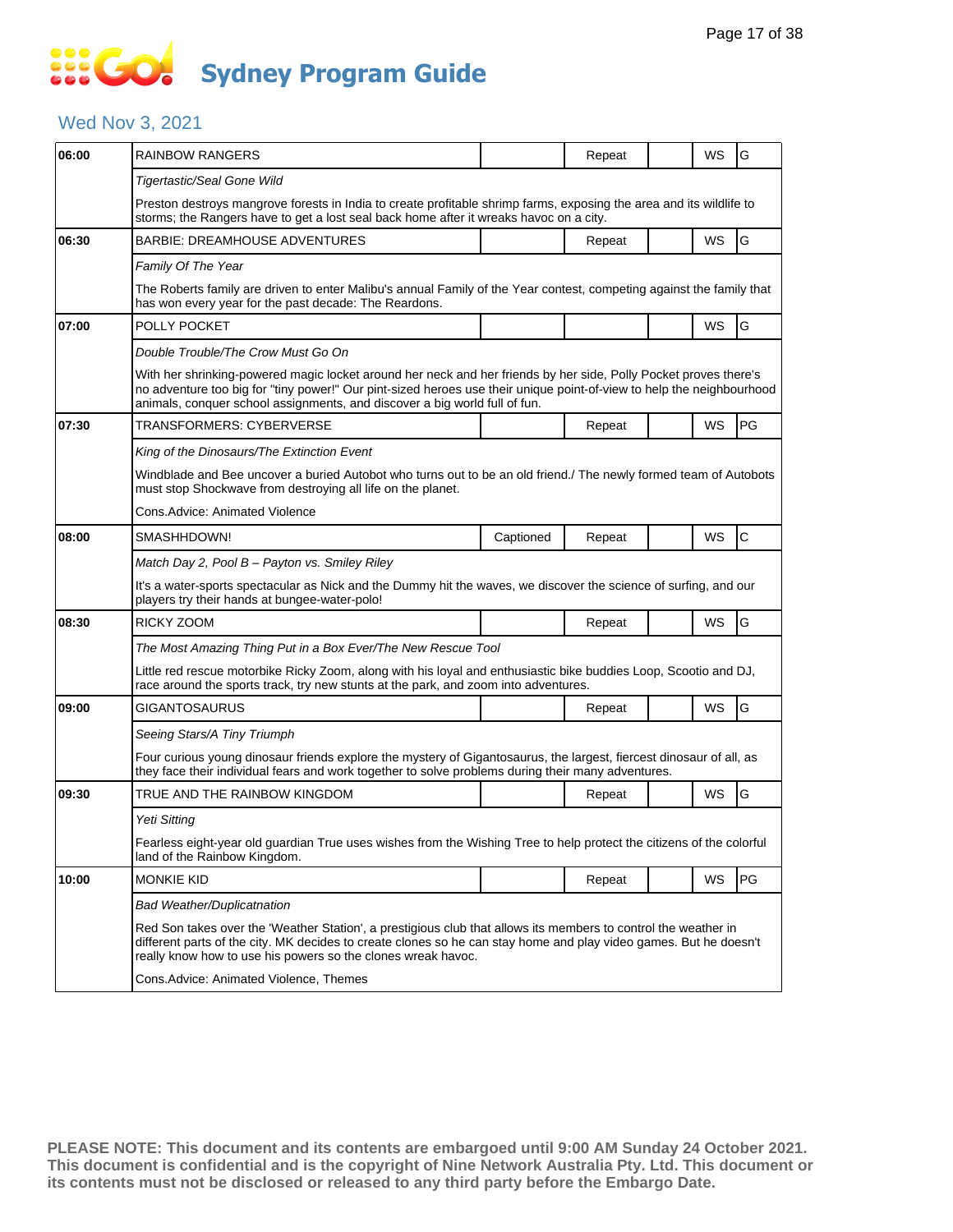# Sydney Program Guide

## Wed Nov 3, 2021

| | | | | | | |
|---|---|---|---|---|---|---|
| **06:00** | RAINBOW RANGERS | | Repeat | | WS | G |
| | *Tigertastic/Seal Gone Wild* | | | | | |
| | Preston destroys mangrove forests in India to create profitable shrimp farms, exposing the area and its wildlife to storms; the Rangers have to get a lost seal back home after it wreaks havoc on a city. | | | | | |
| **06:30** | BARBIE: DREAMHOUSE ADVENTURES | | Repeat | | WS | G |
| | *Family Of The Year* | | | | | |
| | The Roberts family are driven to enter Malibu's annual Family of the Year contest, competing against the family that has won every year for the past decade: The Reardons. | | | | | |
| **07:00** | POLLY POCKET | | | | WS | G |
| | *Double Trouble/The Crow Must Go On* | | | | | |
| | With her shrinking-powered magic locket around her neck and her friends by her side, Polly Pocket proves there's no adventure too big for "tiny power!" Our pint-sized heroes use their unique point-of-view to help the neighbourhood animals, conquer school assignments, and discover a big world full of fun. | | | | | |
| **07:30** | TRANSFORMERS: CYBERVERSE | | Repeat | | WS | PG |
| | *King of the Dinosaurs/The Extinction Event* | | | | | |
| | Windblade and Bee uncover a buried Autobot who turns out to be an old friend./ The newly formed team of Autobots must stop Shockwave from destroying all life on the planet. | | | | | |
| | Cons.Advice: Animated Violence | | | | | |
| **08:00** | SMASHHDOWN! | Captioned | Repeat | | WS | C |
| | *Match Day 2, Pool B – Payton vs. Smiley Riley* | | | | | |
| | It's a water-sports spectacular as Nick and the Dummy hit the waves, we discover the science of surfing, and our players try their hands at bungee-water-polo! | | | | | |
| **08:30** | RICKY ZOOM | | Repeat | | WS | G |
| | *The Most Amazing Thing Put in a Box Ever/The New Rescue Tool* | | | | | |
| | Little red rescue motorbike Ricky Zoom, along with his loyal and enthusiastic bike buddies Loop, Scootio and DJ, race around the sports track, try new stunts at the park, and zoom into adventures. | | | | | |
| **09:00** | GIGANTOSAURUS | | Repeat | | WS | G |
| | *Seeing Stars/A Tiny Triumph* | | | | | |
| | Four curious young dinosaur friends explore the mystery of Gigantosaurus, the largest, fiercest dinosaur of all, as they face their individual fears and work together to solve problems during their many adventures. | | | | | |
| **09:30** | TRUE AND THE RAINBOW KINGDOM | | Repeat | | WS | G |
| | *Yeti Sitting* | | | | | |
| | Fearless eight-year old guardian True uses wishes from the Wishing Tree to help protect the citizens of the colorful land of the Rainbow Kingdom. | | | | | |
| **10:00** | MONKIE KID | | Repeat | | WS | PG |
| | *Bad Weather/Duplicatnation* | | | | | |
| | Red Son takes over the 'Weather Station', a prestigious club that allows its members to control the weather in different parts of the city. MK decides to create clones so he can stay home and play video games. But he doesn't really know how to use his powers so the clones wreak havoc. | | | | | |
| | Cons.Advice: Animated Violence, Themes | | | | | |

**PLEASE NOTE: This document and its contents are embargoed until 9:00 AM Sunday 24 October 2021. This document is confidential and is the copyright of Nine Network Australia Pty. Ltd. This document or its contents must not be disclosed or released to any third party before the Embargo Date.**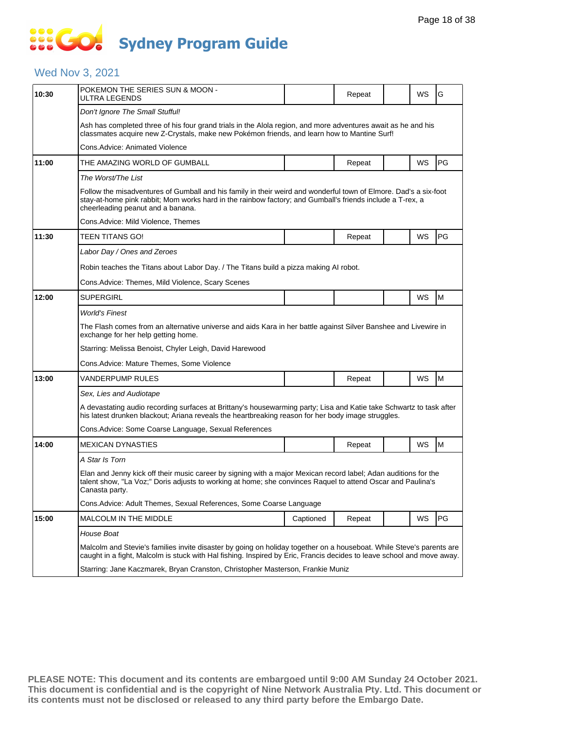# Sydney Program Guide

## Wed Nov 3, 2021

| | | | | | | |
|---|---|---|---|---|---|---|
| **10:30** | POKEMON THE SERIES SUN & MOON - ULTRA LEGENDS | | Repeat | | WS | G |
| | *Don't Ignore The Small Stufful!* | | | | | |
| | Ash has completed three of his four grand trials in the Alola region, and more adventures await as he and his classmates acquire new Z-Crystals, make new Pokémon friends, and learn how to Mantine Surf! | | | | | |
| | Cons.Advice: Animated Violence | | | | | |
| **11:00** | THE AMAZING WORLD OF GUMBALL | | Repeat | | WS | PG |
| | *The Worst/The List* | | | | | |
| | Follow the misadventures of Gumball and his family in their weird and wonderful town of Elmore. Dad's a six-foot stay-at-home pink rabbit; Mom works hard in the rainbow factory; and Gumball's friends include a T-rex, a cheerleading peanut and a banana. | | | | | |
| | Cons.Advice: Mild Violence, Themes | | | | | |
| **11:30** | TEEN TITANS GO! | | Repeat | | WS | PG |
| | *Labor Day / Ones and Zeroes* | | | | | |
| | Robin teaches the Titans about Labor Day. / The Titans build a pizza making AI robot. | | | | | |
| | Cons.Advice: Themes, Mild Violence, Scary Scenes | | | | | |
| **12:00** | SUPERGIRL | | | | WS | M |
| | *World's Finest* | | | | | |
| | The Flash comes from an alternative universe and aids Kara in her battle against Silver Banshee and Livewire in exchange for her help getting home. | | | | | |
| | Starring: Melissa Benoist, Chyler Leigh, David Harewood | | | | | |
| | Cons.Advice: Mature Themes, Some Violence | | | | | |
| **13:00** | VANDERPUMP RULES | | Repeat | | WS | M |
| | *Sex, Lies and Audiotape* | | | | | |
| | A devastating audio recording surfaces at Brittany's housewarming party; Lisa and Katie take Schwartz to task after his latest drunken blackout; Ariana reveals the heartbreaking reason for her body image struggles. | | | | | |
| | Cons.Advice: Some Coarse Language, Sexual References | | | | | |
| **14:00** | MEXICAN DYNASTIES | | Repeat | | WS | M |
| | *A Star Is Torn* | | | | | |
| | Elan and Jenny kick off their music career by signing with a major Mexican record label; Adan auditions for the talent show, "La Voz;" Doris adjusts to working at home; she convinces Raquel to attend Oscar and Paulina's Canasta party. | | | | | |
| | Cons.Advice: Adult Themes, Sexual References, Some Coarse Language | | | | | |
| **15:00** | MALCOLM IN THE MIDDLE | Captioned | Repeat | | WS | PG |
| | *House Boat* | | | | | |
| | Malcolm and Stevie's families invite disaster by going on holiday together on a houseboat. While Steve's parents are caught in a fight, Malcolm is stuck with Hal fishing. Inspired by Eric, Francis decides to leave school and move away. | | | | | |
| | Starring: Jane Kaczmarek, Bryan Cranston, Christopher Masterson, Frankie Muniz | | | | | |

**PLEASE NOTE: This document and its contents are embargoed until 9:00 AM Sunday 24 October 2021. This document is confidential and is the copyright of Nine Network Australia Pty. Ltd. This document or its contents must not be disclosed or released to any third party before the Embargo Date.**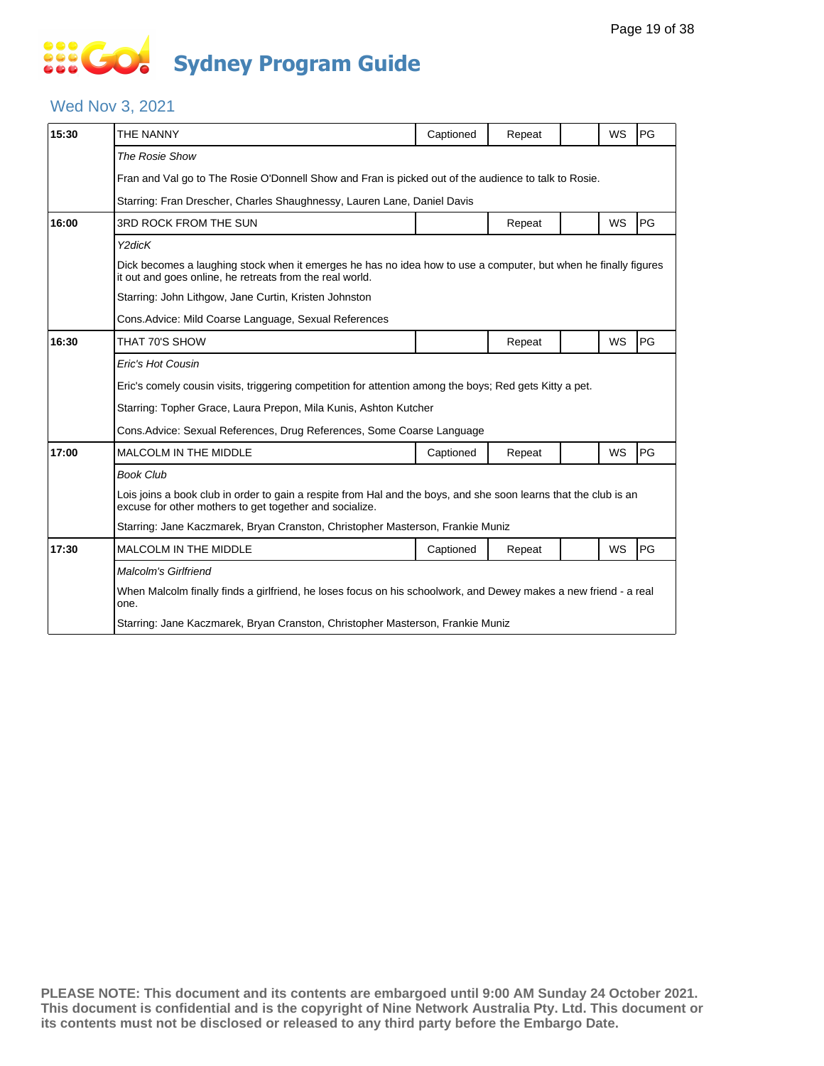# Sydney Program Guide

## Wed Nov 3, 2021

| | | | | | | |
|---|---|---|---|---|---|---|
| **15:30** | THE NANNY | Captioned | Repeat | | WS | PG |
| | *The Rosie Show* | | | | | |
| | Fran and Val go to The Rosie O'Donnell Show and Fran is picked out of the audience to talk to Rosie. | | | | | |
| | Starring: Fran Drescher, Charles Shaughnessy, Lauren Lane, Daniel Davis | | | | | |
| **16:00** | 3RD ROCK FROM THE SUN | | Repeat | | WS | PG |
| | *Y2dicK* | | | | | |
| | Dick becomes a laughing stock when it emerges he has no idea how to use a computer, but when he finally figures it out and goes online, he retreats from the real world. | | | | | |
| | Starring: John Lithgow, Jane Curtin, Kristen Johnston | | | | | |
| | Cons.Advice: Mild Coarse Language, Sexual References | | | | | |
| **16:30** | THAT 70'S SHOW | | Repeat | | WS | PG |
| | *Eric's Hot Cousin* | | | | | |
| | Eric's comely cousin visits, triggering competition for attention among the boys; Red gets Kitty a pet. | | | | | |
| | Starring: Topher Grace, Laura Prepon, Mila Kunis, Ashton Kutcher | | | | | |
| | Cons.Advice: Sexual References, Drug References, Some Coarse Language | | | | | |
| **17:00** | MALCOLM IN THE MIDDLE | Captioned | Repeat | | WS | PG |
| | *Book Club* | | | | | |
| | Lois joins a book club in order to gain a respite from Hal and the boys, and she soon learns that the club is an excuse for other mothers to get together and socialize. | | | | | |
| | Starring: Jane Kaczmarek, Bryan Cranston, Christopher Masterson, Frankie Muniz | | | | | |
| **17:30** | MALCOLM IN THE MIDDLE | Captioned | Repeat | | WS | PG |
| | *Malcolm's Girlfriend* | | | | | |
| | When Malcolm finally finds a girlfriend, he loses focus on his schoolwork, and Dewey makes a new friend - a real one. | | | | | |
| | Starring: Jane Kaczmarek, Bryan Cranston, Christopher Masterson, Frankie Muniz | | | | | |

**PLEASE NOTE: This document and its contents are embargoed until 9:00 AM Sunday 24 October 2021. This document is confidential and is the copyright of Nine Network Australia Pty. Ltd. This document or its contents must not be disclosed or released to any third party before the Embargo Date.**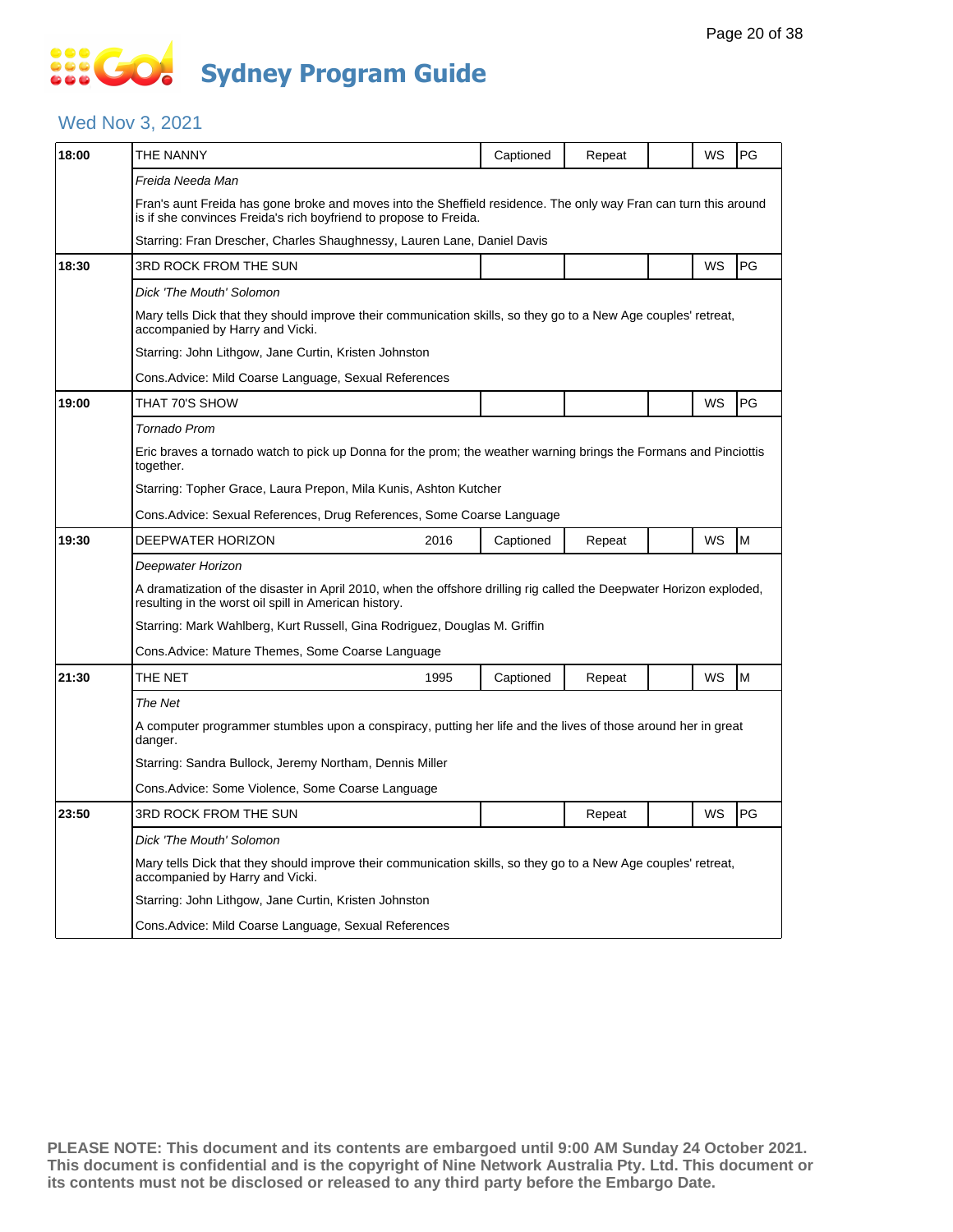# Sydney Program Guide

## Wed Nov 3, 2021

| | | | | | | | |
|---|---|---|---|---|---|---|---|
| **18:00** | THE NANNY | | Captioned | Repeat | | WS | PG |
| | *Freida Needa Man* | | | | | | |
| | Fran's aunt Freida has gone broke and moves into the Sheffield residence. The only way Fran can turn this around is if she convinces Freida's rich boyfriend to propose to Freida. | | | | | | |
| | Starring: Fran Drescher, Charles Shaughnessy, Lauren Lane, Daniel Davis | | | | | | |
| **18:30** | 3RD ROCK FROM THE SUN | | | | | WS | PG |
| | *Dick 'The Mouth' Solomon* | | | | | | |
| | Mary tells Dick that they should improve their communication skills, so they go to a New Age couples' retreat, accompanied by Harry and Vicki. | | | | | | |
| | Starring: John Lithgow, Jane Curtin, Kristen Johnston | | | | | | |
| | Cons.Advice: Mild Coarse Language, Sexual References | | | | | | |
| **19:00** | THAT 70'S SHOW | | | | | WS | PG |
| | *Tornado Prom* | | | | | | |
| | Eric braves a tornado watch to pick up Donna for the prom; the weather warning brings the Formans and Pinciottis together. | | | | | | |
| | Starring: Topher Grace, Laura Prepon, Mila Kunis, Ashton Kutcher | | | | | | |
| | Cons.Advice: Sexual References, Drug References, Some Coarse Language | | | | | | |
| **19:30** | DEEPWATER HORIZON | 2016 | Captioned | Repeat | | WS | M |
| | *Deepwater Horizon* | | | | | | |
| | A dramatization of the disaster in April 2010, when the offshore drilling rig called the Deepwater Horizon exploded, resulting in the worst oil spill in American history. | | | | | | |
| | Starring: Mark Wahlberg, Kurt Russell, Gina Rodriguez, Douglas M. Griffin | | | | | | |
| | Cons.Advice: Mature Themes, Some Coarse Language | | | | | | |
| **21:30** | THE NET | 1995 | Captioned | Repeat | | WS | M |
| | *The Net* | | | | | | |
| | A computer programmer stumbles upon a conspiracy, putting her life and the lives of those around her in great danger. | | | | | | |
| | Starring: Sandra Bullock, Jeremy Northam, Dennis Miller | | | | | | |
| | Cons.Advice: Some Violence, Some Coarse Language | | | | | | |
| **23:50** | 3RD ROCK FROM THE SUN | | | Repeat | | WS | PG |
| | *Dick 'The Mouth' Solomon* | | | | | | |
| | Mary tells Dick that they should improve their communication skills, so they go to a New Age couples' retreat, accompanied by Harry and Vicki. | | | | | | |
| | Starring: John Lithgow, Jane Curtin, Kristen Johnston | | | | | | |
| | Cons.Advice: Mild Coarse Language, Sexual References | | | | | | |

**PLEASE NOTE: This document and its contents are embargoed until 9:00 AM Sunday 24 October 2021. This document is confidential and is the copyright of Nine Network Australia Pty. Ltd. This document or its contents must not be disclosed or released to any third party before the Embargo Date.**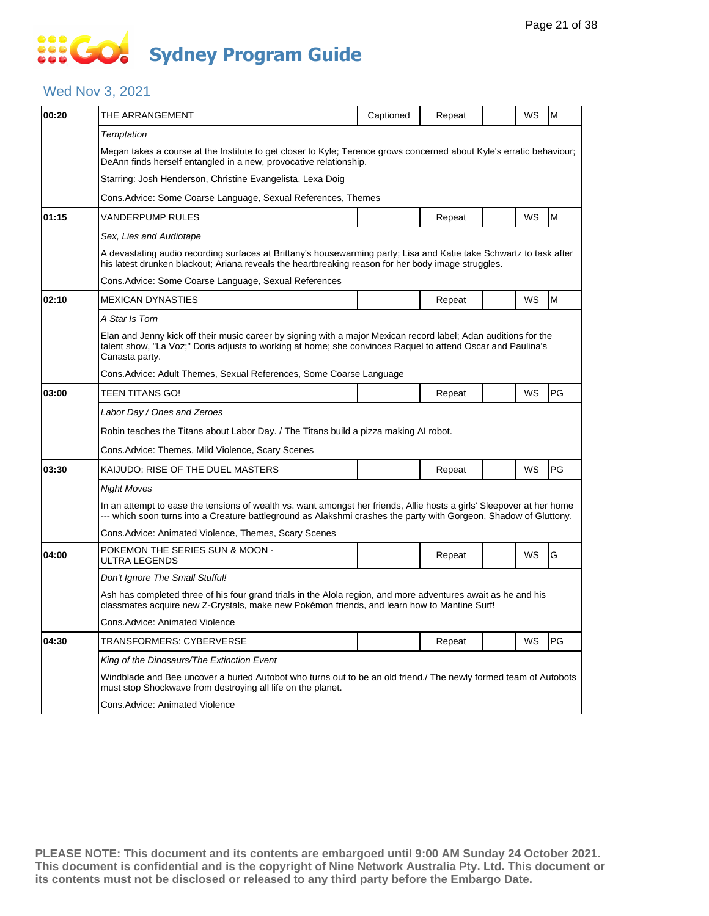# Sydney Program Guide

## Wed Nov 3, 2021

| | | | | | | |
|---|---|---|---|---|---|---|
| 00:20 | THE ARRANGEMENT | Captioned | Repeat | | WS | M |
| | *Temptation* | | | | | |
| | Megan takes a course at the Institute to get closer to Kyle; Terence grows concerned about Kyle's erratic behaviour; DeAnn finds herself entangled in a new, provocative relationship. | | | | | |
| | Starring: Josh Henderson, Christine Evangelista, Lexa Doig | | | | | |
| | Cons.Advice: Some Coarse Language, Sexual References, Themes | | | | | |
| 01:15 | VANDERPUMP RULES | | Repeat | | WS | M |
| | *Sex, Lies and Audiotape* | | | | | |
| | A devastating audio recording surfaces at Brittany's housewarming party; Lisa and Katie take Schwartz to task after his latest drunken blackout; Ariana reveals the heartbreaking reason for her body image struggles. | | | | | |
| | Cons.Advice: Some Coarse Language, Sexual References | | | | | |
| 02:10 | MEXICAN DYNASTIES | | Repeat | | WS | M |
| | *A Star Is Torn* | | | | | |
| | Elan and Jenny kick off their music career by signing with a major Mexican record label; Adan auditions for the talent show, "La Voz;" Doris adjusts to working at home; she convinces Raquel to attend Oscar and Paulina's Canasta party. | | | | | |
| | Cons.Advice: Adult Themes, Sexual References, Some Coarse Language | | | | | |
| 03:00 | TEEN TITANS GO! | | Repeat | | WS | PG |
| | *Labor Day / Ones and Zeroes* | | | | | |
| | Robin teaches the Titans about Labor Day. / The Titans build a pizza making AI robot. | | | | | |
| | Cons.Advice: Themes, Mild Violence, Scary Scenes | | | | | |
| 03:30 | KAIJUDO: RISE OF THE DUEL MASTERS | | Repeat | | WS | PG |
| | *Night Moves* | | | | | |
| | In an attempt to ease the tensions of wealth vs. want amongst her friends, Allie hosts a girls' Sleepover at her home --- which soon turns into a Creature battleground as Alakshmi crashes the party with Gorgeon, Shadow of Gluttony. | | | | | |
| | Cons.Advice: Animated Violence, Themes, Scary Scenes | | | | | |
| 04:00 | POKEMON THE SERIES SUN & MOON - ULTRA LEGENDS | | Repeat | | WS | G |
| | *Don't Ignore The Small Stufful!* | | | | | |
| | Ash has completed three of his four grand trials in the Alola region, and more adventures await as he and his classmates acquire new Z-Crystals, make new Pokémon friends, and learn how to Mantine Surf! | | | | | |
| | Cons.Advice: Animated Violence | | | | | |
| 04:30 | TRANSFORMERS: CYBERVERSE | | Repeat | | WS | PG |
| | *King of the Dinosaurs/The Extinction Event* | | | | | |
| | Windblade and Bee uncover a buried Autobot who turns out to be an old friend./ The newly formed team of Autobots must stop Shockwave from destroying all life on the planet. | | | | | |
| | Cons.Advice: Animated Violence | | | | | |

**PLEASE NOTE: This document and its contents are embargoed until 9:00 AM Sunday 24 October 2021. This document is confidential and is the copyright of Nine Network Australia Pty. Ltd. This document or its contents must not be disclosed or released to any third party before the Embargo Date.**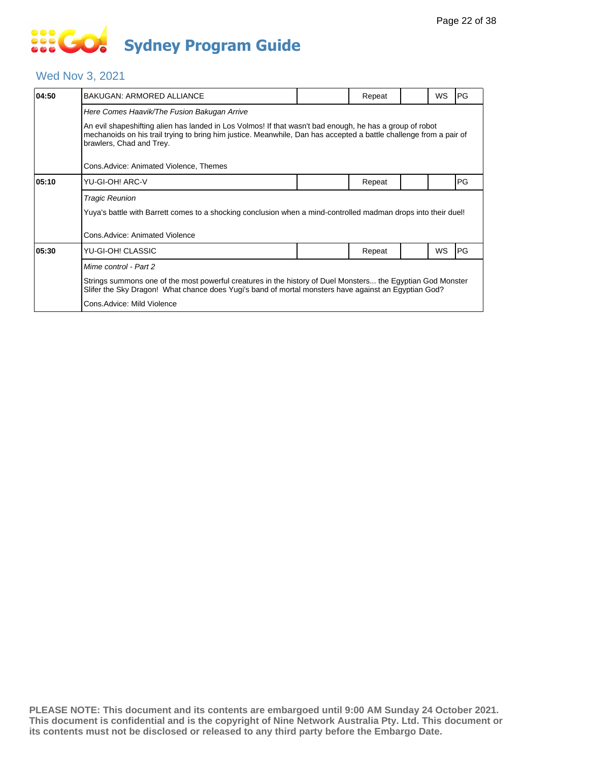# Sydney Program Guide

## Wed Nov 3, 2021

| | | | | | | |
|---|---|---|---|---|---|---|
| **04:50** | BAKUGAN: ARMORED ALLIANCE | | Repeat | | WS | PG |
| | *Here Comes Haavik/The Fusion Bakugan Arrive*<br><br>An evil shapeshifting alien has landed in Los Volmos! If that wasn't bad enough, he has a group of robot mechanoids on his trail trying to bring him justice. Meanwhile, Dan has accepted a battle challenge from a pair of brawlers, Chad and Trey.<br><br>Cons.Advice: Animated Violence, Themes | | | | | |
| **05:10** | YU-GI-OH! ARC-V | | Repeat | | | PG |
| | *Tragic Reunion*<br><br>Yuya's battle with Barrett comes to a shocking conclusion when a mind-controlled madman drops into their duel!<br><br>Cons.Advice: Animated Violence | | | | | |
| **05:30** | YU-GI-OH! CLASSIC | | Repeat | | WS | PG |
| | *Mime control - Part 2*<br><br>Strings summons one of the most powerful creatures in the history of Duel Monsters... the Egyptian God Monster Slifer the Sky Dragon! What chance does Yugi's band of mortal monsters have against an Egyptian God?<br><br>Cons.Advice: Mild Violence | | | | | |

**PLEASE NOTE: This document and its contents are embargoed until 9:00 AM Sunday 24 October 2021. This document is confidential and is the copyright of Nine Network Australia Pty. Ltd. This document or its contents must not be disclosed or released to any third party before the Embargo Date.**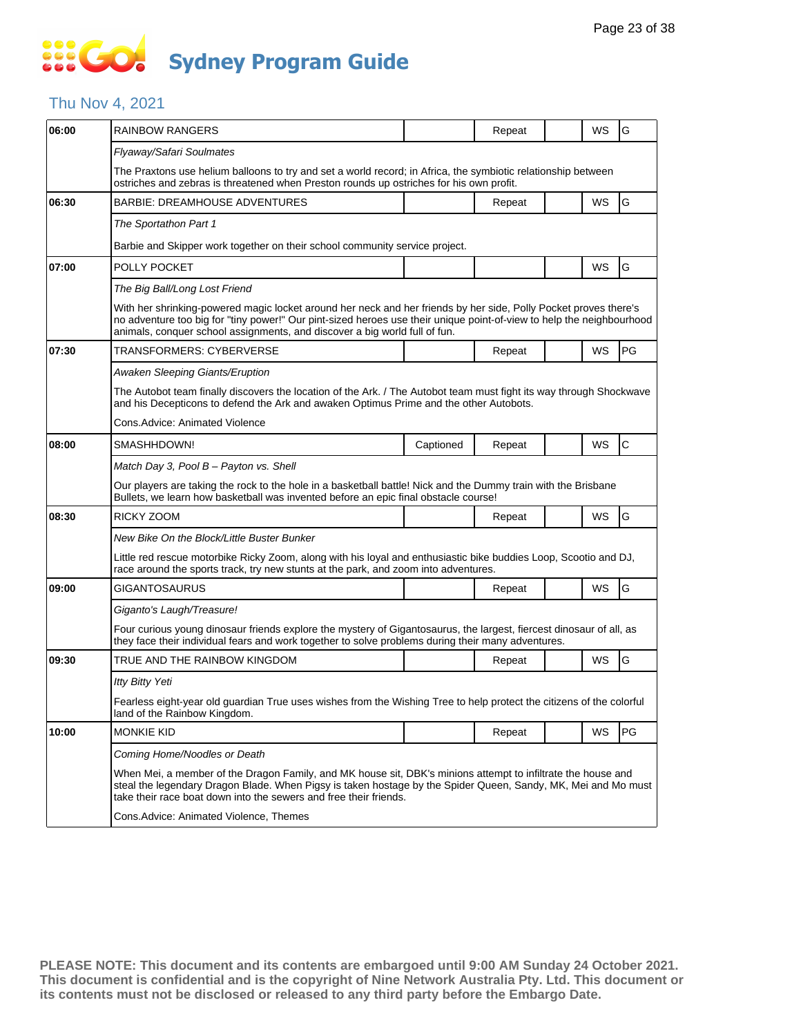# Sydney Program Guide

## Thu Nov 4, 2021

| | | | | | | |
|---|---|---|---|---|---|---|
| **06:00** | RAINBOW RANGERS | | Repeat | | WS | G |
| | *Flyaway/Safari Soulmates* | | | | | |
| | The Praxtons use helium balloons to try and set a world record; in Africa, the symbiotic relationship between ostriches and zebras is threatened when Preston rounds up ostriches for his own profit. | | | | | |
| **06:30** | BARBIE: DREAMHOUSE ADVENTURES | | Repeat | | WS | G |
| | *The Sportathon Part 1* | | | | | |
| | Barbie and Skipper work together on their school community service project. | | | | | |
| **07:00** | POLLY POCKET | | | | WS | G |
| | *The Big Ball/Long Lost Friend* | | | | | |
| | With her shrinking-powered magic locket around her neck and her friends by her side, Polly Pocket proves there's no adventure too big for "tiny power!" Our pint-sized heroes use their unique point-of-view to help the neighbourhood animals, conquer school assignments, and discover a big world full of fun. | | | | | |
| **07:30** | TRANSFORMERS: CYBERVERSE | | Repeat | | WS | PG |
| | *Awaken Sleeping Giants/Eruption* | | | | | |
| | The Autobot team finally discovers the location of the Ark. / The Autobot team must fight its way through Shockwave and his Decepticons to defend the Ark and awaken Optimus Prime and the other Autobots. | | | | | |
| | Cons.Advice: Animated Violence | | | | | |
| **08:00** | SMASHHDOWN! | Captioned | Repeat | | WS | C |
| | *Match Day 3, Pool B – Payton vs. Shell* | | | | | |
| | Our players are taking the rock to the hole in a basketball battle! Nick and the Dummy train with the Brisbane Bullets, we learn how basketball was invented before an epic final obstacle course! | | | | | |
| **08:30** | RICKY ZOOM | | Repeat | | WS | G |
| | *New Bike On the Block/Little Buster Bunker* | | | | | |
| | Little red rescue motorbike Ricky Zoom, along with his loyal and enthusiastic bike buddies Loop, Scootio and DJ, race around the sports track, try new stunts at the park, and zoom into adventures. | | | | | |
| **09:00** | GIGANTOSAURUS | | Repeat | | WS | G |
| | *Giganto's Laugh/Treasure!* | | | | | |
| | Four curious young dinosaur friends explore the mystery of Gigantosaurus, the largest, fiercest dinosaur of all, as they face their individual fears and work together to solve problems during their many adventures. | | | | | |
| **09:30** | TRUE AND THE RAINBOW KINGDOM | | Repeat | | WS | G |
| | *Itty Bitty Yeti* | | | | | |
| | Fearless eight-year old guardian True uses wishes from the Wishing Tree to help protect the citizens of the colorful land of the Rainbow Kingdom. | | | | | |
| **10:00** | MONKIE KID | | Repeat | | WS | PG |
| | *Coming Home/Noodles or Death* | | | | | |
| | When Mei, a member of the Dragon Family, and MK house sit, DBK's minions attempt to infiltrate the house and steal the legendary Dragon Blade. When Pigsy is taken hostage by the Spider Queen, Sandy, MK, Mei and Mo must take their race boat down into the sewers and free their friends. | | | | | |
| | Cons.Advice: Animated Violence, Themes | | | | | |

**PLEASE NOTE: This document and its contents are embargoed until 9:00 AM Sunday 24 October 2021. This document is confidential and is the copyright of Nine Network Australia Pty. Ltd. This document or its contents must not be disclosed or released to any third party before the Embargo Date.**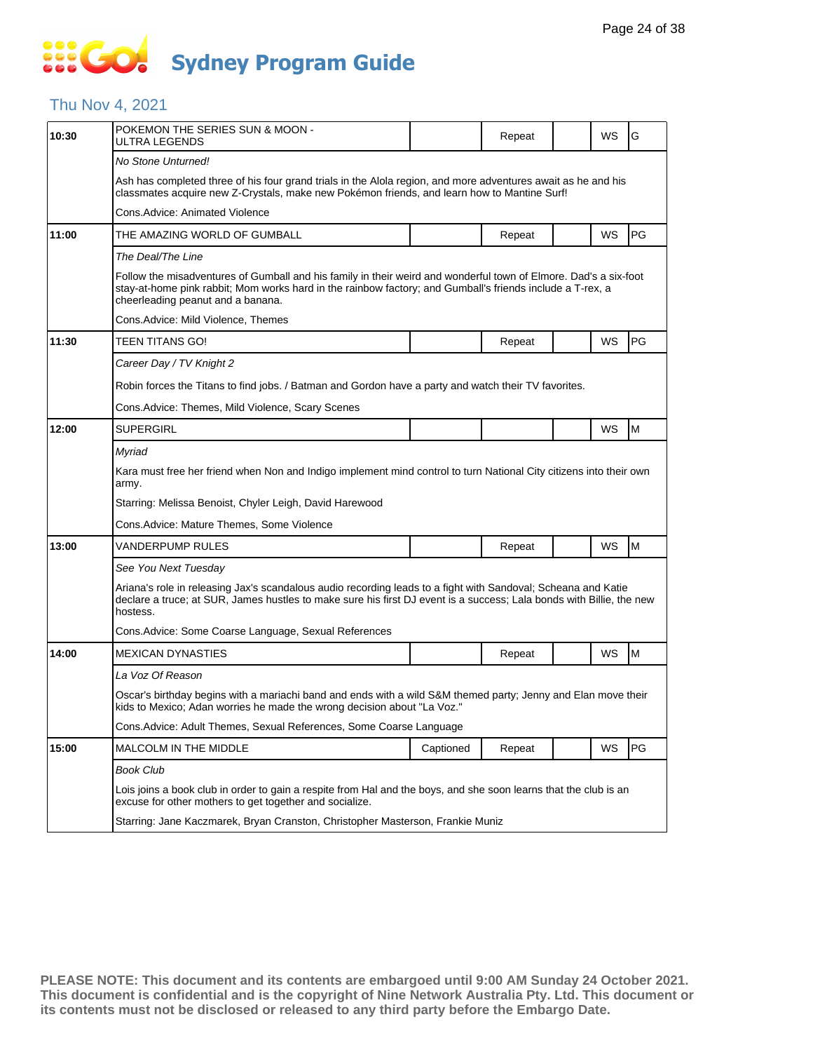# Sydney Program Guide

## Thu Nov 4, 2021

| | | | | | | |
|---|---|---|---|---|---|---|
| **10:30** | POKEMON THE SERIES SUN & MOON - ULTRA LEGENDS | | Repeat | | WS | G |
| | *No Stone Unturned!* | | | | | |
| | Ash has completed three of his four grand trials in the Alola region, and more adventures await as he and his classmates acquire new Z-Crystals, make new Pokémon friends, and learn how to Mantine Surf! | | | | | |
| | Cons.Advice: Animated Violence | | | | | |
| **11:00** | THE AMAZING WORLD OF GUMBALL | | Repeat | | WS | PG |
| | *The Deal/The Line* | | | | | |
| | Follow the misadventures of Gumball and his family in their weird and wonderful town of Elmore. Dad's a six-foot stay-at-home pink rabbit; Mom works hard in the rainbow factory; and Gumball's friends include a T-rex, a cheerleading peanut and a banana. | | | | | |
| | Cons.Advice: Mild Violence, Themes | | | | | |
| **11:30** | TEEN TITANS GO! | | Repeat | | WS | PG |
| | *Career Day / TV Knight 2* | | | | | |
| | Robin forces the Titans to find jobs. / Batman and Gordon have a party and watch their TV favorites. | | | | | |
| | Cons.Advice: Themes, Mild Violence, Scary Scenes | | | | | |
| **12:00** | SUPERGIRL | | | | WS | M |
| | *Myriad* | | | | | |
| | Kara must free her friend when Non and Indigo implement mind control to turn National City citizens into their own army. | | | | | |
| | Starring: Melissa Benoist, Chyler Leigh, David Harewood | | | | | |
| | Cons.Advice: Mature Themes, Some Violence | | | | | |
| **13:00** | VANDERPUMP RULES | | Repeat | | WS | M |
| | *See You Next Tuesday* | | | | | |
| | Ariana's role in releasing Jax's scandalous audio recording leads to a fight with Sandoval; Scheana and Katie declare a truce; at SUR, James hustles to make sure his first DJ event is a success; Lala bonds with Billie, the new hostess. | | | | | |
| | Cons.Advice: Some Coarse Language, Sexual References | | | | | |
| **14:00** | MEXICAN DYNASTIES | | Repeat | | WS | M |
| | *La Voz Of Reason* | | | | | |
| | Oscar's birthday begins with a mariachi band and ends with a wild S&M themed party; Jenny and Elan move their kids to Mexico; Adan worries he made the wrong decision about "La Voz." | | | | | |
| | Cons.Advice: Adult Themes, Sexual References, Some Coarse Language | | | | | |
| **15:00** | MALCOLM IN THE MIDDLE | Captioned | Repeat | | WS | PG |
| | *Book Club* | | | | | |
| | Lois joins a book club in order to gain a respite from Hal and the boys, and she soon learns that the club is an excuse for other mothers to get together and socialize. | | | | | |
| | Starring: Jane Kaczmarek, Bryan Cranston, Christopher Masterson, Frankie Muniz | | | | | |

**PLEASE NOTE: This document and its contents are embargoed until 9:00 AM Sunday 24 October 2021. This document is confidential and is the copyright of Nine Network Australia Pty. Ltd. This document or its contents must not be disclosed or released to any third party before the Embargo Date.**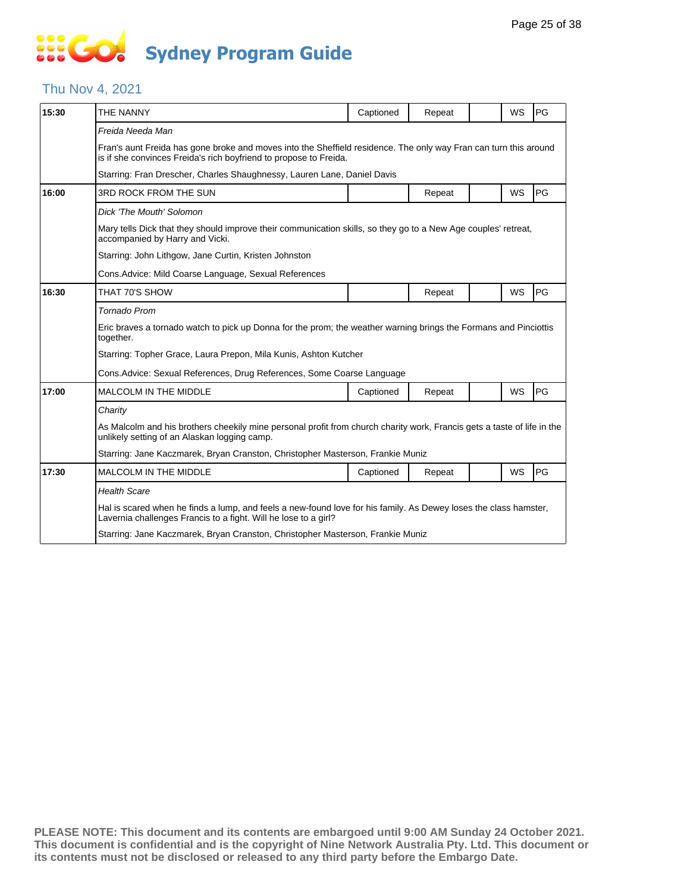# Sydney Program Guide

## Thu Nov 4, 2021

| | | | | | | |
|---|---|---|---|---|---|---|
| **15:30** | THE NANNY | Captioned | Repeat | | WS | PG |
| | *Freida Needa Man* | | | | | |
| | Fran's aunt Freida has gone broke and moves into the Sheffield residence. The only way Fran can turn this around is if she convinces Freida's rich boyfriend to propose to Freida. | | | | | |
| | Starring: Fran Drescher, Charles Shaughnessy, Lauren Lane, Daniel Davis | | | | | |
| **16:00** | 3RD ROCK FROM THE SUN | | Repeat | | WS | PG |
| | *Dick 'The Mouth' Solomon* | | | | | |
| | Mary tells Dick that they should improve their communication skills, so they go to a New Age couples' retreat, accompanied by Harry and Vicki. | | | | | |
| | Starring: John Lithgow, Jane Curtin, Kristen Johnston | | | | | |
| | Cons.Advice: Mild Coarse Language, Sexual References | | | | | |
| **16:30** | THAT 70'S SHOW | | Repeat | | WS | PG |
| | *Tornado Prom* | | | | | |
| | Eric braves a tornado watch to pick up Donna for the prom; the weather warning brings the Formans and Pinciottis together. | | | | | |
| | Starring: Topher Grace, Laura Prepon, Mila Kunis, Ashton Kutcher | | | | | |
| | Cons.Advice: Sexual References, Drug References, Some Coarse Language | | | | | |
| **17:00** | MALCOLM IN THE MIDDLE | Captioned | Repeat | | WS | PG |
| | *Charity* | | | | | |
| | As Malcolm and his brothers cheekily mine personal profit from church charity work, Francis gets a taste of life in the unlikely setting of an Alaskan logging camp. | | | | | |
| | Starring: Jane Kaczmarek, Bryan Cranston, Christopher Masterson, Frankie Muniz | | | | | |
| **17:30** | MALCOLM IN THE MIDDLE | Captioned | Repeat | | WS | PG |
| | *Health Scare* | | | | | |
| | Hal is scared when he finds a lump, and feels a new-found love for his family. As Dewey loses the class hamster, Lavernia challenges Francis to a fight. Will he lose to a girl? | | | | | |
| | Starring: Jane Kaczmarek, Bryan Cranston, Christopher Masterson, Frankie Muniz | | | | | |

**PLEASE NOTE: This document and its contents are embargoed until 9:00 AM Sunday 24 October 2021. This document is confidential and is the copyright of Nine Network Australia Pty. Ltd. This document or its contents must not be disclosed or released to any third party before the Embargo Date.**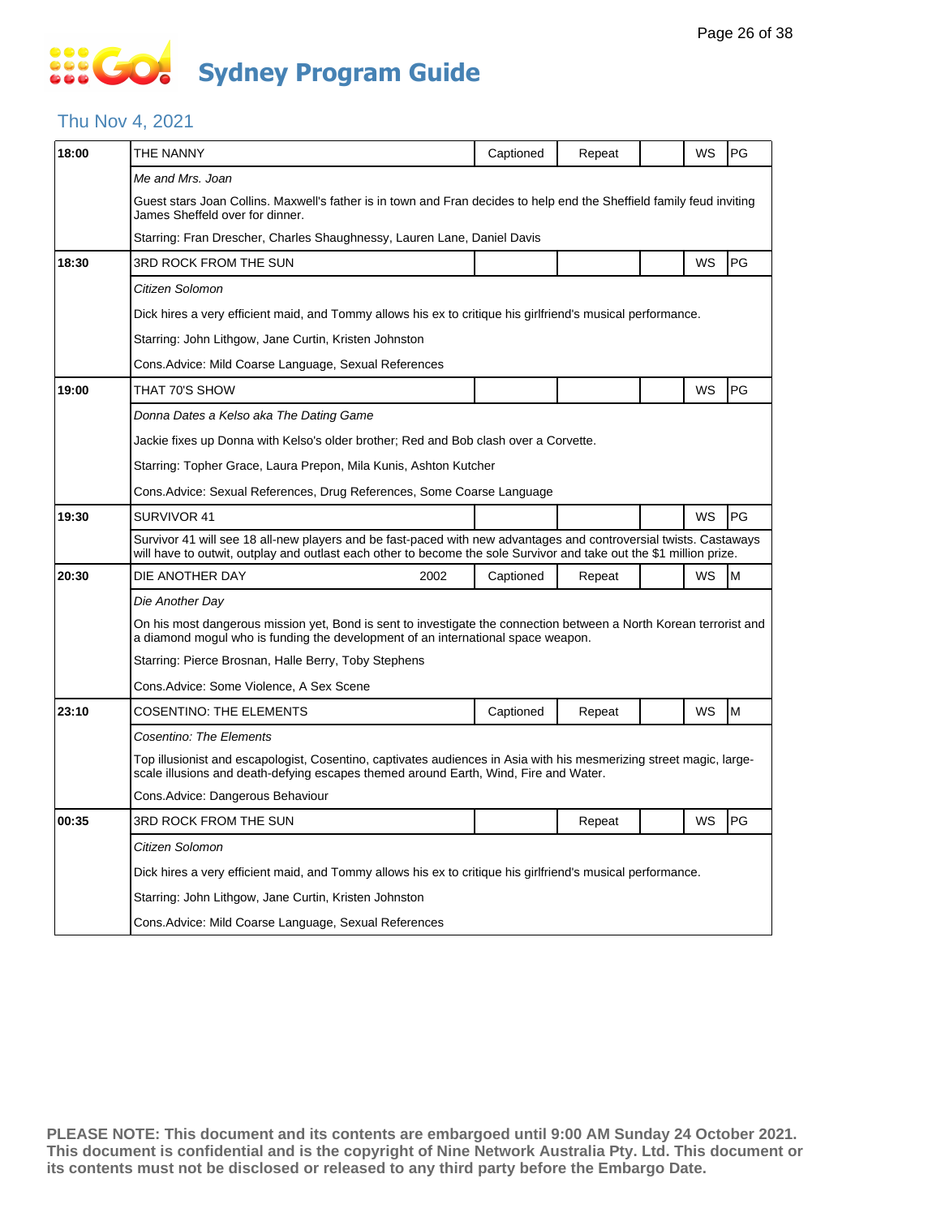# Sydney Program Guide

## Thu Nov 4, 2021

| | | | | | | | |
|---|---|---|---|---|---|---|---|
| **18:00** | THE NANNY | | Captioned | Repeat | | WS | PG |
| | *Me and Mrs. Joan* | | | | | | |
| | Guest stars Joan Collins. Maxwell's father is in town and Fran decides to help end the Sheffield family feud inviting James Sheffeld over for dinner. | | | | | | |
| | Starring: Fran Drescher, Charles Shaughnessy, Lauren Lane, Daniel Davis | | | | | | |
| **18:30** | 3RD ROCK FROM THE SUN | | | | | WS | PG |
| | *Citizen Solomon* | | | | | | |
| | Dick hires a very efficient maid, and Tommy allows his ex to critique his girlfriend's musical performance. | | | | | | |
| | Starring: John Lithgow, Jane Curtin, Kristen Johnston | | | | | | |
| | Cons.Advice: Mild Coarse Language, Sexual References | | | | | | |
| **19:00** | THAT 70'S SHOW | | | | | WS | PG |
| | *Donna Dates a Kelso aka The Dating Game* | | | | | | |
| | Jackie fixes up Donna with Kelso's older brother; Red and Bob clash over a Corvette. | | | | | | |
| | Starring: Topher Grace, Laura Prepon, Mila Kunis, Ashton Kutcher | | | | | | |
| | Cons.Advice: Sexual References, Drug References, Some Coarse Language | | | | | | |
| **19:30** | SURVIVOR 41 | | | | | WS | PG |
| | Survivor 41 will see 18 all-new players and be fast-paced with new advantages and controversial twists. Castaways will have to outwit, outplay and outlast each other to become the sole Survivor and take out the $1 million prize. | | | | | | |
| **20:30** | DIE ANOTHER DAY | 2002 | Captioned | Repeat | | WS | M |
| | *Die Another Day* | | | | | | |
| | On his most dangerous mission yet, Bond is sent to investigate the connection between a North Korean terrorist and a diamond mogul who is funding the development of an international space weapon. | | | | | | |
| | Starring: Pierce Brosnan, Halle Berry, Toby Stephens | | | | | | |
| | Cons.Advice: Some Violence, A Sex Scene | | | | | | |
| **23:10** | COSENTINO: THE ELEMENTS | | Captioned | Repeat | | WS | M |
| | *Cosentino: The Elements* | | | | | | |
| | Top illusionist and escapologist, Cosentino, captivates audiences in Asia with his mesmerizing street magic, large-scale illusions and death-defying escapes themed around Earth, Wind, Fire and Water. | | | | | | |
| | Cons.Advice: Dangerous Behaviour | | | | | | |
| **00:35** | 3RD ROCK FROM THE SUN | | | Repeat | | WS | PG |
| | *Citizen Solomon* | | | | | | |
| | Dick hires a very efficient maid, and Tommy allows his ex to critique his girlfriend's musical performance. | | | | | | |
| | Starring: John Lithgow, Jane Curtin, Kristen Johnston | | | | | | |
| | Cons.Advice: Mild Coarse Language, Sexual References | | | | | | |

**PLEASE NOTE: This document and its contents are embargoed until 9:00 AM Sunday 24 October 2021. This document is confidential and is the copyright of Nine Network Australia Pty. Ltd. This document or its contents must not be disclosed or released to any third party before the Embargo Date.**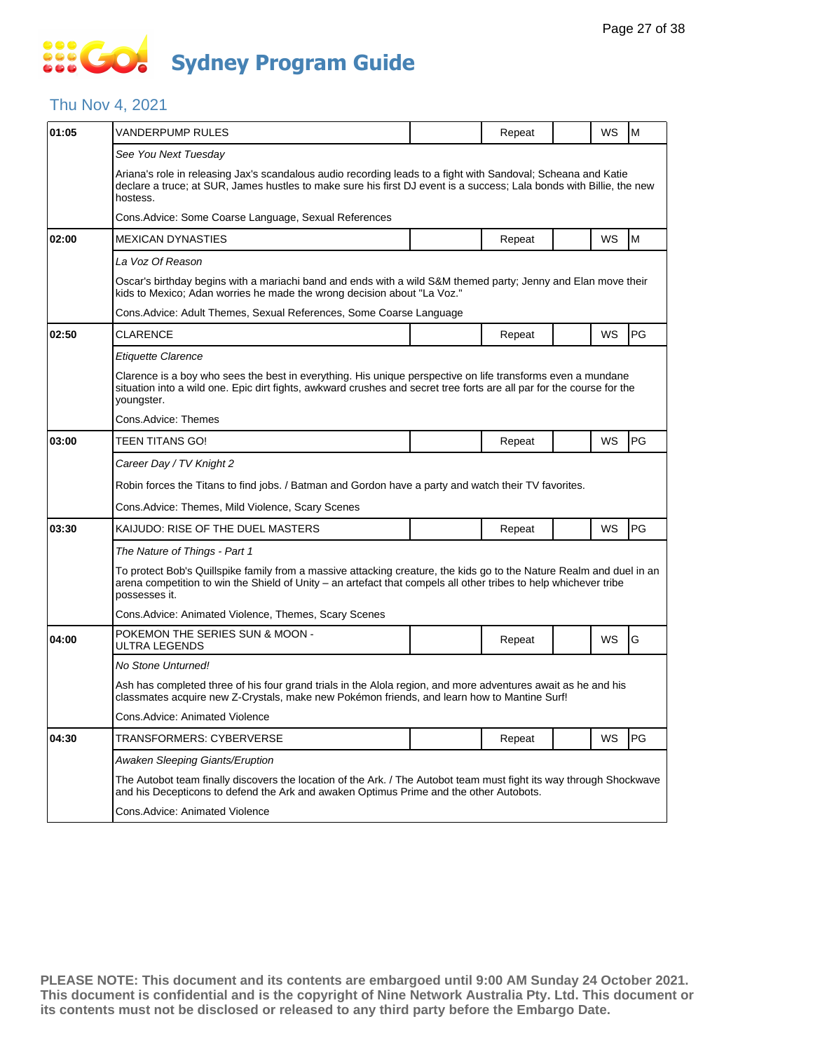# Sydney Program Guide

## Thu Nov 4, 2021

| | | | | | | |
|---|---|---|---|---|---|---|
| 01:05 | VANDERPUMP RULES | | Repeat | | WS | M |
| | *See You Next Tuesday* | | | | | |
| | Ariana's role in releasing Jax's scandalous audio recording leads to a fight with Sandoval; Scheana and Katie declare a truce; at SUR, James hustles to make sure his first DJ event is a success; Lala bonds with Billie, the new hostess. | | | | | |
| | Cons.Advice: Some Coarse Language, Sexual References | | | | | |
| 02:00 | MEXICAN DYNASTIES | | Repeat | | WS | M |
| | *La Voz Of Reason* | | | | | |
| | Oscar's birthday begins with a mariachi band and ends with a wild S&M themed party; Jenny and Elan move their kids to Mexico; Adan worries he made the wrong decision about "La Voz." | | | | | |
| | Cons.Advice: Adult Themes, Sexual References, Some Coarse Language | | | | | |
| 02:50 | CLARENCE | | Repeat | | WS | PG |
| | *Etiquette Clarence* | | | | | |
| | Clarence is a boy who sees the best in everything. His unique perspective on life transforms even a mundane situation into a wild one. Epic dirt fights, awkward crushes and secret tree forts are all par for the course for the youngster. | | | | | |
| | Cons.Advice: Themes | | | | | |
| 03:00 | TEEN TITANS GO! | | Repeat | | WS | PG |
| | *Career Day / TV Knight 2* | | | | | |
| | Robin forces the Titans to find jobs. / Batman and Gordon have a party and watch their TV favorites. | | | | | |
| | Cons.Advice: Themes, Mild Violence, Scary Scenes | | | | | |
| 03:30 | KAIJUDO: RISE OF THE DUEL MASTERS | | Repeat | | WS | PG |
| | *The Nature of Things - Part 1* | | | | | |
| | To protect Bob's Quillspike family from a massive attacking creature, the kids go to the Nature Realm and duel in an arena competition to win the Shield of Unity – an artefact that compels all other tribes to help whichever tribe possesses it. | | | | | |
| | Cons.Advice: Animated Violence, Themes, Scary Scenes | | | | | |
| 04:00 | POKEMON THE SERIES SUN & MOON - ULTRA LEGENDS | | Repeat | | WS | G |
| | *No Stone Unturned!* | | | | | |
| | Ash has completed three of his four grand trials in the Alola region, and more adventures await as he and his classmates acquire new Z-Crystals, make new Pokémon friends, and learn how to Mantine Surf! | | | | | |
| | Cons.Advice: Animated Violence | | | | | |
| 04:30 | TRANSFORMERS: CYBERVERSE | | Repeat | | WS | PG |
| | *Awaken Sleeping Giants/Eruption* | | | | | |
| | The Autobot team finally discovers the location of the Ark. / The Autobot team must fight its way through Shockwave and his Decepticons to defend the Ark and awaken Optimus Prime and the other Autobots. | | | | | |
| | Cons.Advice: Animated Violence | | | | | |

**PLEASE NOTE: This document and its contents are embargoed until 9:00 AM Sunday 24 October 2021. This document is confidential and is the copyright of Nine Network Australia Pty. Ltd. This document or its contents must not be disclosed or released to any third party before the Embargo Date.**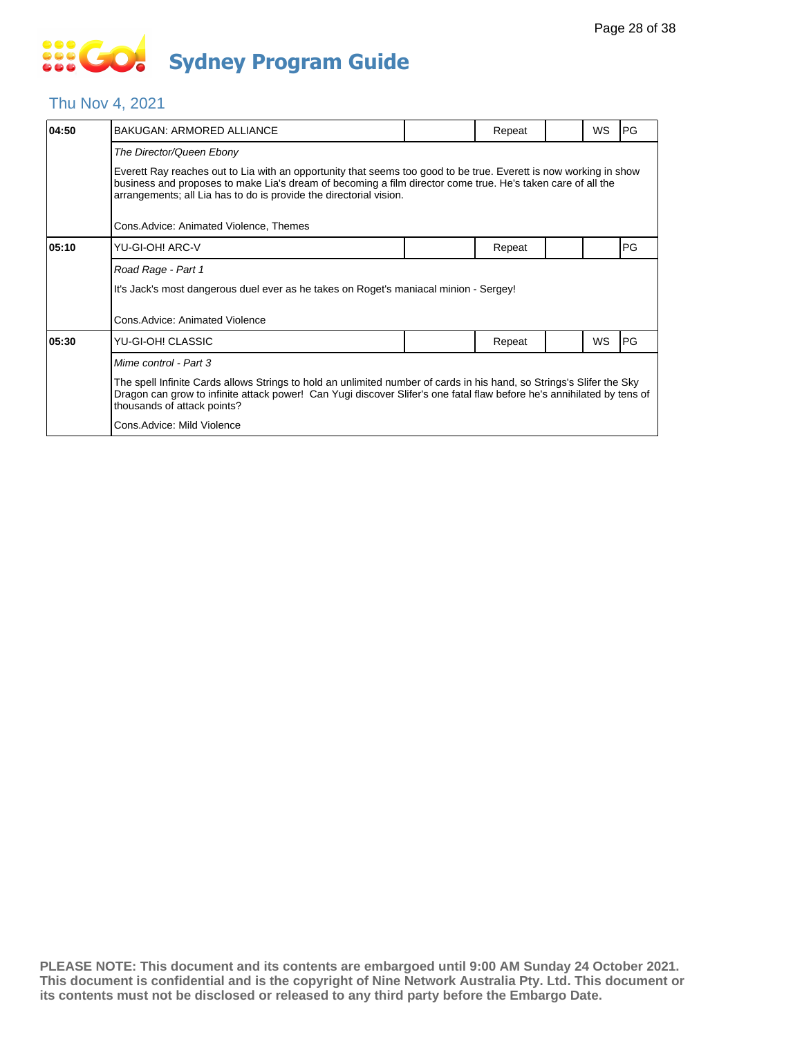# Sydney Program Guide

## Thu Nov 4, 2021

| | | | | | | |
|---|---|---|---|---|---|---|
| 04:50 | BAKUGAN: ARMORED ALLIANCE | | Repeat | | WS | PG |
| | *The Director/Queen Ebony*<br><br>Everett Ray reaches out to Lia with an opportunity that seems too good to be true. Everett is now working in show business and proposes to make Lia's dream of becoming a film director come true. He's taken care of all the arrangements; all Lia has to do is provide the directorial vision.<br><br>Cons.Advice: Animated Violence, Themes | | | | | |
| 05:10 | YU-GI-OH! ARC-V | | Repeat | | | PG |
| | *Road Rage - Part 1*<br><br>It's Jack's most dangerous duel ever as he takes on Roget's maniacal minion - Sergey!<br><br>Cons.Advice: Animated Violence | | | | | |
| 05:30 | YU-GI-OH! CLASSIC | | Repeat | | WS | PG |
| | *Mime control - Part 3*<br><br>The spell Infinite Cards allows Strings to hold an unlimited number of cards in his hand, so Strings's Slifer the Sky Dragon can grow to infinite attack power! Can Yugi discover Slifer's one fatal flaw before he's annihilated by tens of thousands of attack points?<br><br>Cons.Advice: Mild Violence | | | | | |

**PLEASE NOTE: This document and its contents are embargoed until 9:00 AM Sunday 24 October 2021. This document is confidential and is the copyright of Nine Network Australia Pty. Ltd. This document or its contents must not be disclosed or released to any third party before the Embargo Date.**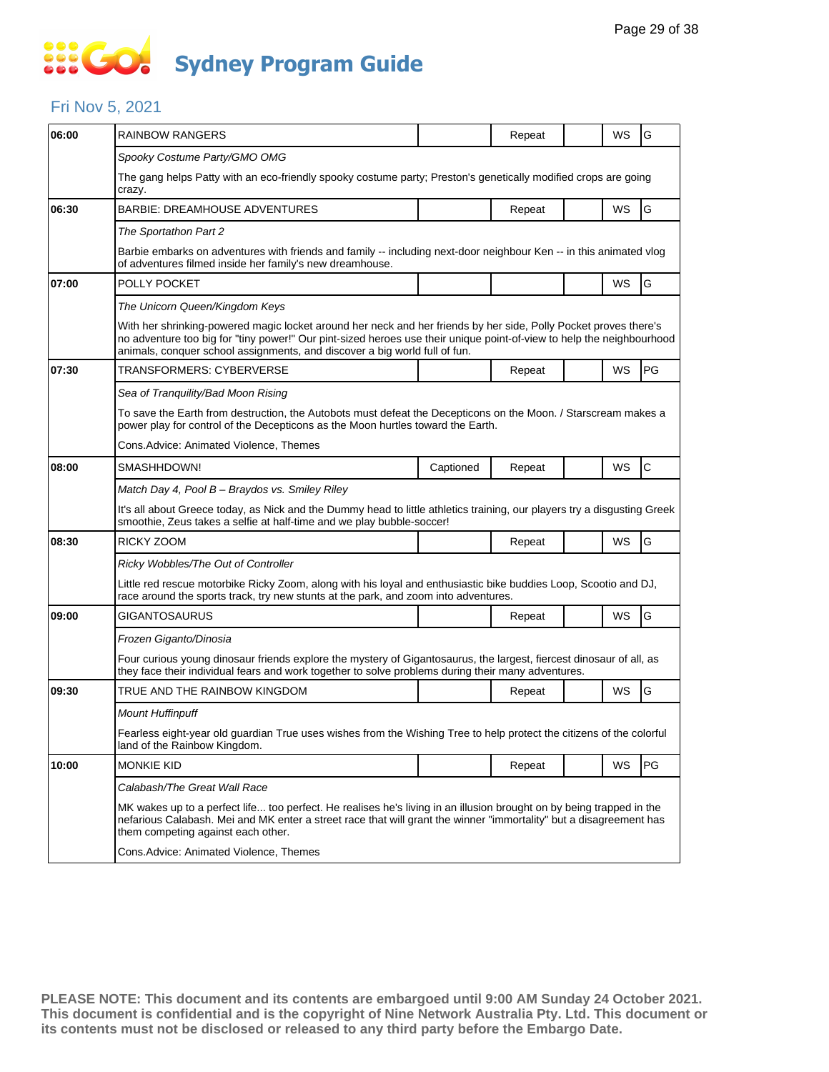# Sydney Program Guide

## Fri Nov 5, 2021

| Time | Program | Captioned | Repeat | | WS | Rating |
|---|---|---|---|---|---|---|
| 06:00 | RAINBOW RANGERS | | Repeat | | WS | G |
| | *Spooky Costume Party/GMO OMG* | | | | | |
| | The gang helps Patty with an eco-friendly spooky costume party; Preston's genetically modified crops are going crazy. | | | | | |
| 06:30 | BARBIE: DREAMHOUSE ADVENTURES | | Repeat | | WS | G |
| | *The Sportathon Part 2* | | | | | |
| | Barbie embarks on adventures with friends and family -- including next-door neighbour Ken -- in this animated vlog of adventures filmed inside her family's new dreamhouse. | | | | | |
| 07:00 | POLLY POCKET | | | | WS | G |
| | *The Unicorn Queen/Kingdom Keys* | | | | | |
| | With her shrinking-powered magic locket around her neck and her friends by her side, Polly Pocket proves there's no adventure too big for "tiny power!" Our pint-sized heroes use their unique point-of-view to help the neighbourhood animals, conquer school assignments, and discover a big world full of fun. | | | | | |
| 07:30 | TRANSFORMERS: CYBERVERSE | | Repeat | | WS | PG |
| | *Sea of Tranquility/Bad Moon Rising* | | | | | |
| | To save the Earth from destruction, the Autobots must defeat the Decepticons on the Moon. / Starscream makes a power play for control of the Decepticons as the Moon hurtles toward the Earth. | | | | | |
| | Cons.Advice: Animated Violence, Themes | | | | | |
| 08:00 | SMASHHDOWN! | Captioned | Repeat | | WS | C |
| | *Match Day 4, Pool B – Braydos vs. Smiley Riley* | | | | | |
| | It's all about Greece today, as Nick and the Dummy head to little athletics training, our players try a disgusting Greek smoothie, Zeus takes a selfie at half-time and we play bubble-soccer! | | | | | |
| 08:30 | RICKY ZOOM | | Repeat | | WS | G |
| | *Ricky Wobbles/The Out of Controller* | | | | | |
| | Little red rescue motorbike Ricky Zoom, along with his loyal and enthusiastic bike buddies Loop, Scootio and DJ, race around the sports track, try new stunts at the park, and zoom into adventures. | | | | | |
| 09:00 | GIGANTOSAURUS | | Repeat | | WS | G |
| | *Frozen Giganto/Dinosia* | | | | | |
| | Four curious young dinosaur friends explore the mystery of Gigantosaurus, the largest, fiercest dinosaur of all, as they face their individual fears and work together to solve problems during their many adventures. | | | | | |
| 09:30 | TRUE AND THE RAINBOW KINGDOM | | Repeat | | WS | G |
| | *Mount Huffinpuff* | | | | | |
| | Fearless eight-year old guardian True uses wishes from the Wishing Tree to help protect the citizens of the colorful land of the Rainbow Kingdom. | | | | | |
| 10:00 | MONKIE KID | | Repeat | | WS | PG |
| | *Calabash/The Great Wall Race* | | | | | |
| | MK wakes up to a perfect life... too perfect. He realises he's living in an illusion brought on by being trapped in the nefarious Calabash. Mei and MK enter a street race that will grant the winner "immortality" but a disagreement has them competing against each other. | | | | | |
| | Cons.Advice: Animated Violence, Themes | | | | | |

**PLEASE NOTE: This document and its contents are embargoed until 9:00 AM Sunday 24 October 2021. This document is confidential and is the copyright of Nine Network Australia Pty. Ltd. This document or its contents must not be disclosed or released to any third party before the Embargo Date.**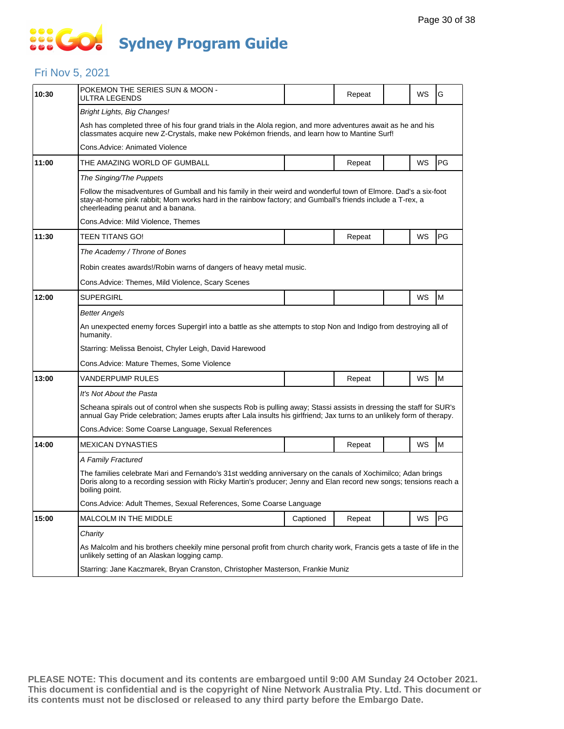# Sydney Program Guide

## Fri Nov 5, 2021

| | | | | | | |
|---|---|---|---|---|---|---|
| **10:30** | POKEMON THE SERIES SUN & MOON - ULTRA LEGENDS | | Repeat | | WS | G |
| | *Bright Lights, Big Changes!* | | | | | |
| | Ash has completed three of his four grand trials in the Alola region, and more adventures await as he and his classmates acquire new Z-Crystals, make new Pokémon friends, and learn how to Mantine Surf! | | | | | |
| | Cons.Advice: Animated Violence | | | | | |
| **11:00** | THE AMAZING WORLD OF GUMBALL | | Repeat | | WS | PG |
| | *The Singing/The Puppets* | | | | | |
| | Follow the misadventures of Gumball and his family in their weird and wonderful town of Elmore. Dad's a six-foot stay-at-home pink rabbit; Mom works hard in the rainbow factory; and Gumball's friends include a T-rex, a cheerleading peanut and a banana. | | | | | |
| | Cons.Advice: Mild Violence, Themes | | | | | |
| **11:30** | TEEN TITANS GO! | | Repeat | | WS | PG |
| | *The Academy / Throne of Bones* | | | | | |
| | Robin creates awards!/Robin warns of dangers of heavy metal music. | | | | | |
| | Cons.Advice: Themes, Mild Violence, Scary Scenes | | | | | |
| **12:00** | SUPERGIRL | | | | WS | M |
| | *Better Angels* | | | | | |
| | An unexpected enemy forces Supergirl into a battle as she attempts to stop Non and Indigo from destroying all of humanity. | | | | | |
| | Starring: Melissa Benoist, Chyler Leigh, David Harewood | | | | | |
| | Cons.Advice: Mature Themes, Some Violence | | | | | |
| **13:00** | VANDERPUMP RULES | | Repeat | | WS | M |
| | *It's Not About the Pasta* | | | | | |
| | Scheana spirals out of control when she suspects Rob is pulling away; Stassi assists in dressing the staff for SUR's annual Gay Pride celebration; James erupts after Lala insults his girlfriend; Jax turns to an unlikely form of therapy. | | | | | |
| | Cons.Advice: Some Coarse Language, Sexual References | | | | | |
| **14:00** | MEXICAN DYNASTIES | | Repeat | | WS | M |
| | *A Family Fractured* | | | | | |
| | The families celebrate Mari and Fernando's 31st wedding anniversary on the canals of Xochimilco; Adan brings Doris along to a recording session with Ricky Martin's producer; Jenny and Elan record new songs; tensions reach a boiling point. | | | | | |
| | Cons.Advice: Adult Themes, Sexual References, Some Coarse Language | | | | | |
| **15:00** | MALCOLM IN THE MIDDLE | Captioned | Repeat | | WS | PG |
| | *Charity* | | | | | |
| | As Malcolm and his brothers cheekily mine personal profit from church charity work, Francis gets a taste of life in the unlikely setting of an Alaskan logging camp. | | | | | |
| | Starring: Jane Kaczmarek, Bryan Cranston, Christopher Masterson, Frankie Muniz | | | | | |

**PLEASE NOTE: This document and its contents are embargoed until 9:00 AM Sunday 24 October 2021. This document is confidential and is the copyright of Nine Network Australia Pty. Ltd. This document or its contents must not be disclosed or released to any third party before the Embargo Date.**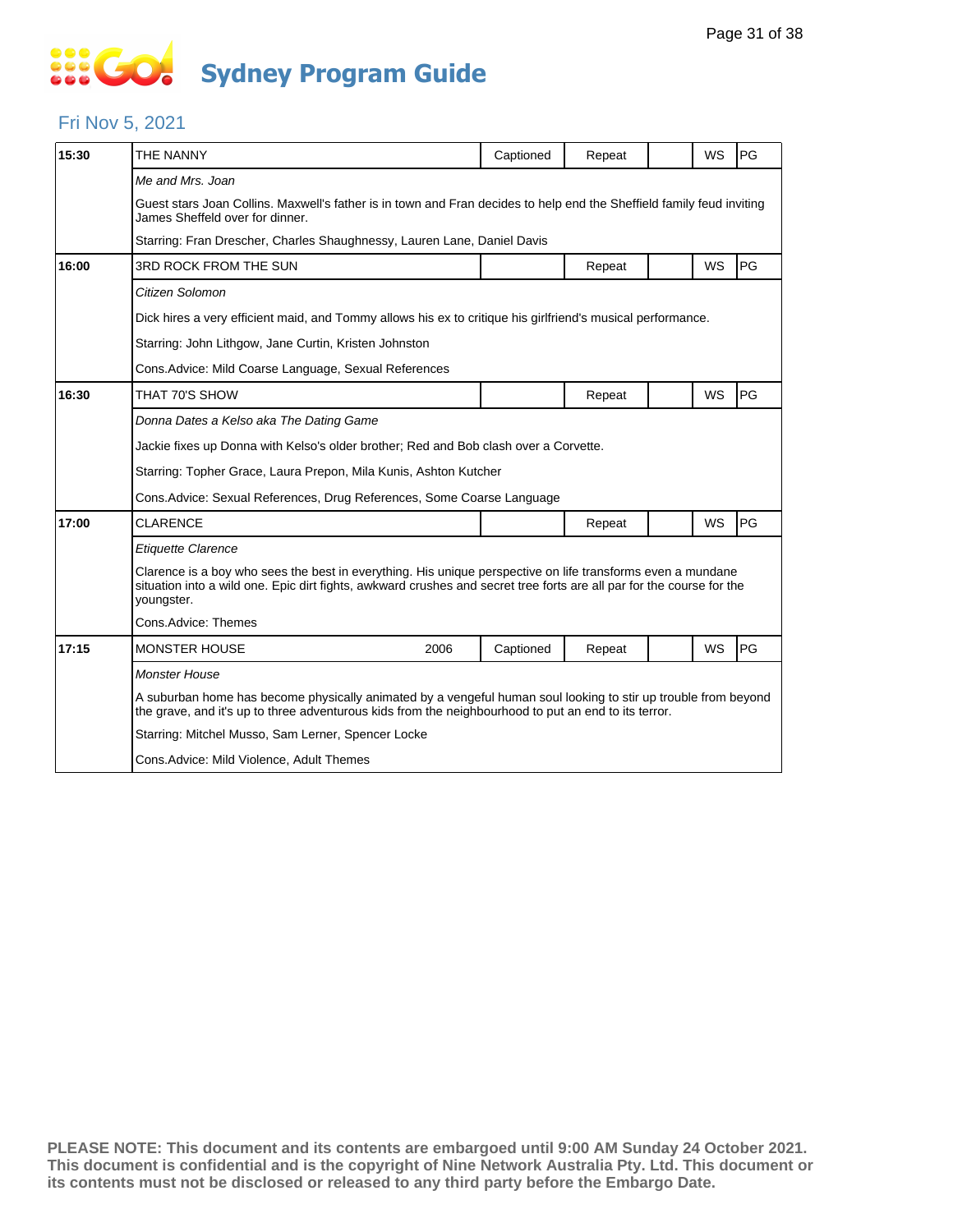# Sydney Program Guide

## Fri Nov 5, 2021

| | | | | | | | |
|---|---|---|---|---|---|---|---|
| 15:30 | THE NANNY | | Captioned | Repeat | | WS | PG |
| | *Me and Mrs. Joan* | | | | | | |
| | Guest stars Joan Collins. Maxwell's father is in town and Fran decides to help end the Sheffield family feud inviting James Sheffeld over for dinner. | | | | | | |
| | Starring: Fran Drescher, Charles Shaughnessy, Lauren Lane, Daniel Davis | | | | | | |
| 16:00 | 3RD ROCK FROM THE SUN | | | Repeat | | WS | PG |
| | *Citizen Solomon* | | | | | | |
| | Dick hires a very efficient maid, and Tommy allows his ex to critique his girlfriend's musical performance. | | | | | | |
| | Starring: John Lithgow, Jane Curtin, Kristen Johnston | | | | | | |
| | Cons.Advice: Mild Coarse Language, Sexual References | | | | | | |
| 16:30 | THAT 70'S SHOW | | | Repeat | | WS | PG |
| | *Donna Dates a Kelso aka The Dating Game* | | | | | | |
| | Jackie fixes up Donna with Kelso's older brother; Red and Bob clash over a Corvette. | | | | | | |
| | Starring: Topher Grace, Laura Prepon, Mila Kunis, Ashton Kutcher | | | | | | |
| | Cons.Advice: Sexual References, Drug References, Some Coarse Language | | | | | | |
| 17:00 | CLARENCE | | | Repeat | | WS | PG |
| | *Etiquette Clarence* | | | | | | |
| | Clarence is a boy who sees the best in everything. His unique perspective on life transforms even a mundane situation into a wild one. Epic dirt fights, awkward crushes and secret tree forts are all par for the course for the youngster. | | | | | | |
| | Cons.Advice: Themes | | | | | | |
| 17:15 | MONSTER HOUSE | 2006 | Captioned | Repeat | | WS | PG |
| | *Monster House* | | | | | | |
| | A suburban home has become physically animated by a vengeful human soul looking to stir up trouble from beyond the grave, and it's up to three adventurous kids from the neighbourhood to put an end to its terror. | | | | | | |
| | Starring: Mitchel Musso, Sam Lerner, Spencer Locke | | | | | | |
| | Cons.Advice: Mild Violence, Adult Themes | | | | | | |

**PLEASE NOTE: This document and its contents are embargoed until 9:00 AM Sunday 24 October 2021. This document is confidential and is the copyright of Nine Network Australia Pty. Ltd. This document or its contents must not be disclosed or released to any third party before the Embargo Date.**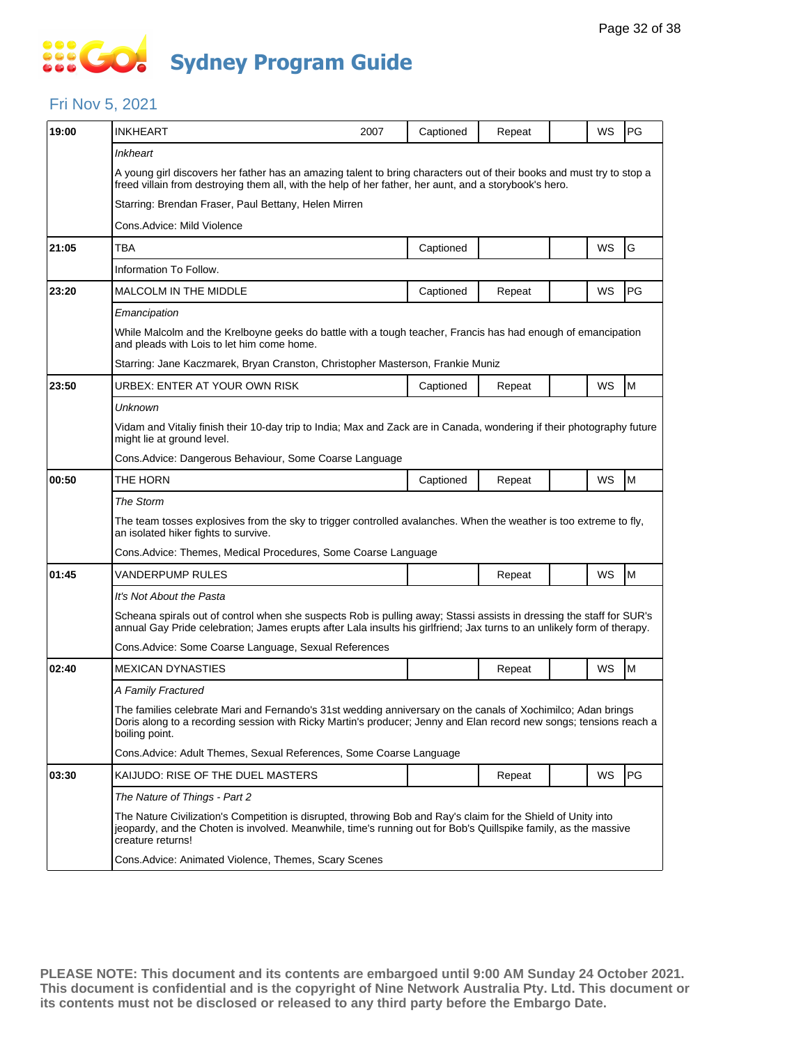# Sydney Program Guide

## Fri Nov 5, 2021

| | | | | | | | |
|---|---|---|---|---|---|---|---|
| 19:00 | INKHEART | 2007 | Captioned | Repeat | | WS | PG |
| | *Inkheart*<br><br>A young girl discovers her father has an amazing talent to bring characters out of their books and must try to stop a freed villain from destroying them all, with the help of her father, her aunt, and a storybook's hero.<br><br>Starring: Brendan Fraser, Paul Bettany, Helen Mirren<br><br>Cons.Advice: Mild Violence | | | | | | |
| 21:05 | TBA | | Captioned | | | WS | G |
| | Information To Follow. | | | | | | |
| 23:20 | MALCOLM IN THE MIDDLE | | Captioned | Repeat | | WS | PG |
| | *Emancipation*<br><br>While Malcolm and the Krelboyne geeks do battle with a tough teacher, Francis has had enough of emancipation and pleads with Lois to let him come home.<br><br>Starring: Jane Kaczmarek, Bryan Cranston, Christopher Masterson, Frankie Muniz | | | | | | |
| 23:50 | URBEX: ENTER AT YOUR OWN RISK | | Captioned | Repeat | | WS | M |
| | *Unknown*<br><br>Vidam and Vitaliy finish their 10-day trip to India; Max and Zack are in Canada, wondering if their photography future might lie at ground level.<br><br>Cons.Advice: Dangerous Behaviour, Some Coarse Language | | | | | | |
| 00:50 | THE HORN | | Captioned | Repeat | | WS | M |
| | *The Storm*<br><br>The team tosses explosives from the sky to trigger controlled avalanches. When the weather is too extreme to fly, an isolated hiker fights to survive.<br><br>Cons.Advice: Themes, Medical Procedures, Some Coarse Language | | | | | | |
| 01:45 | VANDERPUMP RULES | | | Repeat | | WS | M |
| | *It's Not About the Pasta*<br><br>Scheana spirals out of control when she suspects Rob is pulling away; Stassi assists in dressing the staff for SUR's annual Gay Pride celebration; James erupts after Lala insults his girlfriend; Jax turns to an unlikely form of therapy.<br><br>Cons.Advice: Some Coarse Language, Sexual References | | | | | | |
| 02:40 | MEXICAN DYNASTIES | | | Repeat | | WS | M |
| | *A Family Fractured*<br><br>The families celebrate Mari and Fernando's 31st wedding anniversary on the canals of Xochimilco; Adan brings Doris along to a recording session with Ricky Martin's producer; Jenny and Elan record new songs; tensions reach a boiling point.<br><br>Cons.Advice: Adult Themes, Sexual References, Some Coarse Language | | | | | | |
| 03:30 | KAIJUDO: RISE OF THE DUEL MASTERS | | | Repeat | | WS | PG |
| | *The Nature of Things - Part 2*<br><br>The Nature Civilization's Competition is disrupted, throwing Bob and Ray's claim for the Shield of Unity into jeopardy, and the Choten is involved. Meanwhile, time's running out for Bob's Quillspike family, as the massive creature returns!<br><br>Cons.Advice: Animated Violence, Themes, Scary Scenes | | | | | | |

**PLEASE NOTE: This document and its contents are embargoed until 9:00 AM Sunday 24 October 2021. This document is confidential and is the copyright of Nine Network Australia Pty. Ltd. This document or its contents must not be disclosed or released to any third party before the Embargo Date.**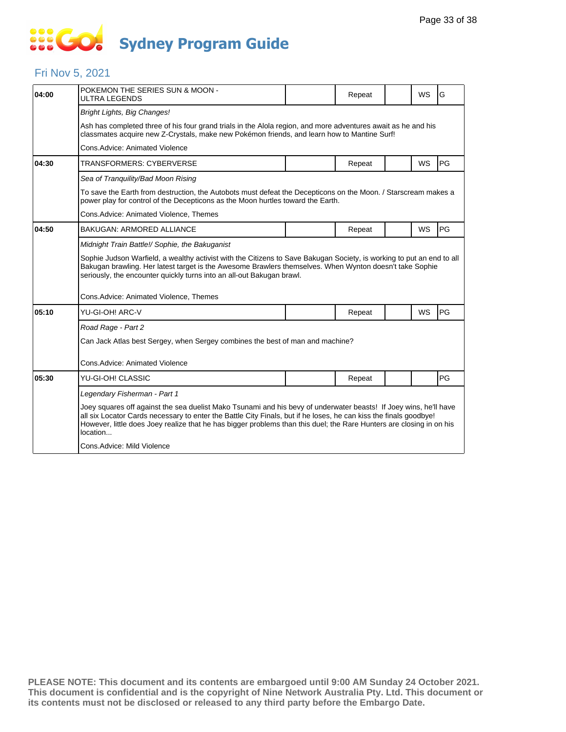# Sydney Program Guide

## Fri Nov 5, 2021

| | | | | | | |
|---|---|---|---|---|---|---|
| **04:00** | POKEMON THE SERIES SUN & MOON - ULTRA LEGENDS | | Repeat | | WS | G |
| | *Bright Lights, Big Changes!* | | | | | |
| | Ash has completed three of his four grand trials in the Alola region, and more adventures await as he and his classmates acquire new Z-Crystals, make new Pokémon friends, and learn how to Mantine Surf! | | | | | |
| | Cons.Advice: Animated Violence | | | | | |
| **04:30** | TRANSFORMERS: CYBERVERSE | | Repeat | | WS | PG |
| | *Sea of Tranquility/Bad Moon Rising* | | | | | |
| | To save the Earth from destruction, the Autobots must defeat the Decepticons on the Moon. / Starscream makes a power play for control of the Decepticons as the Moon hurtles toward the Earth. | | | | | |
| | Cons.Advice: Animated Violence, Themes | | | | | |
| **04:50** | BAKUGAN: ARMORED ALLIANCE | | Repeat | | WS | PG |
| | *Midnight Train Battle!/ Sophie, the Bakuganist* | | | | | |
| | Sophie Judson Warfield, a wealthy activist with the Citizens to Save Bakugan Society, is working to put an end to all Bakugan brawling. Her latest target is the Awesome Brawlers themselves. When Wynton doesn't take Sophie seriously, the encounter quickly turns into an all-out Bakugan brawl. | | | | | |
| | Cons.Advice: Animated Violence, Themes | | | | | |
| **05:10** | YU-GI-OH! ARC-V | | Repeat | | WS | PG |
| | *Road Rage - Part 2* | | | | | |
| | Can Jack Atlas best Sergey, when Sergey combines the best of man and machine? | | | | | |
| | Cons.Advice: Animated Violence | | | | | |
| **05:30** | YU-GI-OH! CLASSIC | | Repeat | | | PG |
| | *Legendary Fisherman - Part 1* | | | | | |
| | Joey squares off against the sea duelist Mako Tsunami and his bevy of underwater beasts! If Joey wins, he'll have all six Locator Cards necessary to enter the Battle City Finals, but if he loses, he can kiss the finals goodbye! However, little does Joey realize that he has bigger problems than this duel; the Rare Hunters are closing in on his location... | | | | | |
| | Cons.Advice: Mild Violence | | | | | |

**PLEASE NOTE: This document and its contents are embargoed until 9:00 AM Sunday 24 October 2021. This document is confidential and is the copyright of Nine Network Australia Pty. Ltd. This document or its contents must not be disclosed or released to any third party before the Embargo Date.**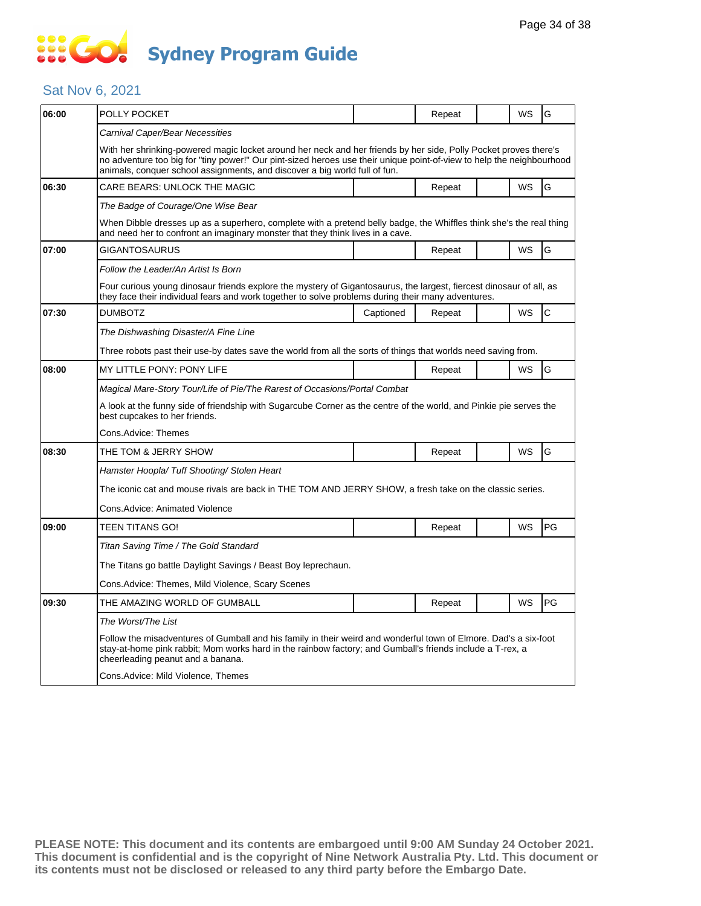# Sydney Program Guide

## Sat Nov 6, 2021

| | | | | | | |
|---|---|---|---|---|---|---|
| **06:00** | POLLY POCKET | | Repeat | | WS | G |
| | *Carnival Caper/Bear Necessities* | | | | | |
| | With her shrinking-powered magic locket around her neck and her friends by her side, Polly Pocket proves there's no adventure too big for "tiny power!" Our pint-sized heroes use their unique point-of-view to help the neighbourhood animals, conquer school assignments, and discover a big world full of fun. | | | | | |
| **06:30** | CARE BEARS: UNLOCK THE MAGIC | | Repeat | | WS | G |
| | *The Badge of Courage/One Wise Bear* | | | | | |
| | When Dibble dresses up as a superhero, complete with a pretend belly badge, the Whiffles think she's the real thing and need her to confront an imaginary monster that they think lives in a cave. | | | | | |
| **07:00** | GIGANTOSAURUS | | Repeat | | WS | G |
| | *Follow the Leader/An Artist Is Born* | | | | | |
| | Four curious young dinosaur friends explore the mystery of Gigantosaurus, the largest, fiercest dinosaur of all, as they face their individual fears and work together to solve problems during their many adventures. | | | | | |
| **07:30** | DUMBOTZ | Captioned | Repeat | | WS | C |
| | *The Dishwashing Disaster/A Fine Line* | | | | | |
| | Three robots past their use-by dates save the world from all the sorts of things that worlds need saving from. | | | | | |
| **08:00** | MY LITTLE PONY: PONY LIFE | | Repeat | | WS | G |
| | *Magical Mare-Story Tour/Life of Pie/The Rarest of Occasions/Portal Combat* | | | | | |
| | A look at the funny side of friendship with Sugarcube Corner as the centre of the world, and Pinkie pie serves the best cupcakes to her friends. | | | | | |
| | Cons.Advice: Themes | | | | | |
| **08:30** | THE TOM & JERRY SHOW | | Repeat | | WS | G |
| | *Hamster Hoopla/ Tuff Shooting/ Stolen Heart* | | | | | |
| | The iconic cat and mouse rivals are back in THE TOM AND JERRY SHOW, a fresh take on the classic series. | | | | | |
| | Cons.Advice: Animated Violence | | | | | |
| **09:00** | TEEN TITANS GO! | | Repeat | | WS | PG |
| | *Titan Saving Time / The Gold Standard* | | | | | |
| | The Titans go battle Daylight Savings / Beast Boy leprechaun. | | | | | |
| | Cons.Advice: Themes, Mild Violence, Scary Scenes | | | | | |
| **09:30** | THE AMAZING WORLD OF GUMBALL | | Repeat | | WS | PG |
| | *The Worst/The List* | | | | | |
| | Follow the misadventures of Gumball and his family in their weird and wonderful town of Elmore. Dad's a six-foot stay-at-home pink rabbit; Mom works hard in the rainbow factory; and Gumball's friends include a T-rex, a cheerleading peanut and a banana. | | | | | |
| | Cons.Advice: Mild Violence, Themes | | | | | |

**PLEASE NOTE: This document and its contents are embargoed until 9:00 AM Sunday 24 October 2021. This document is confidential and is the copyright of Nine Network Australia Pty. Ltd. This document or its contents must not be disclosed or released to any third party before the Embargo Date.**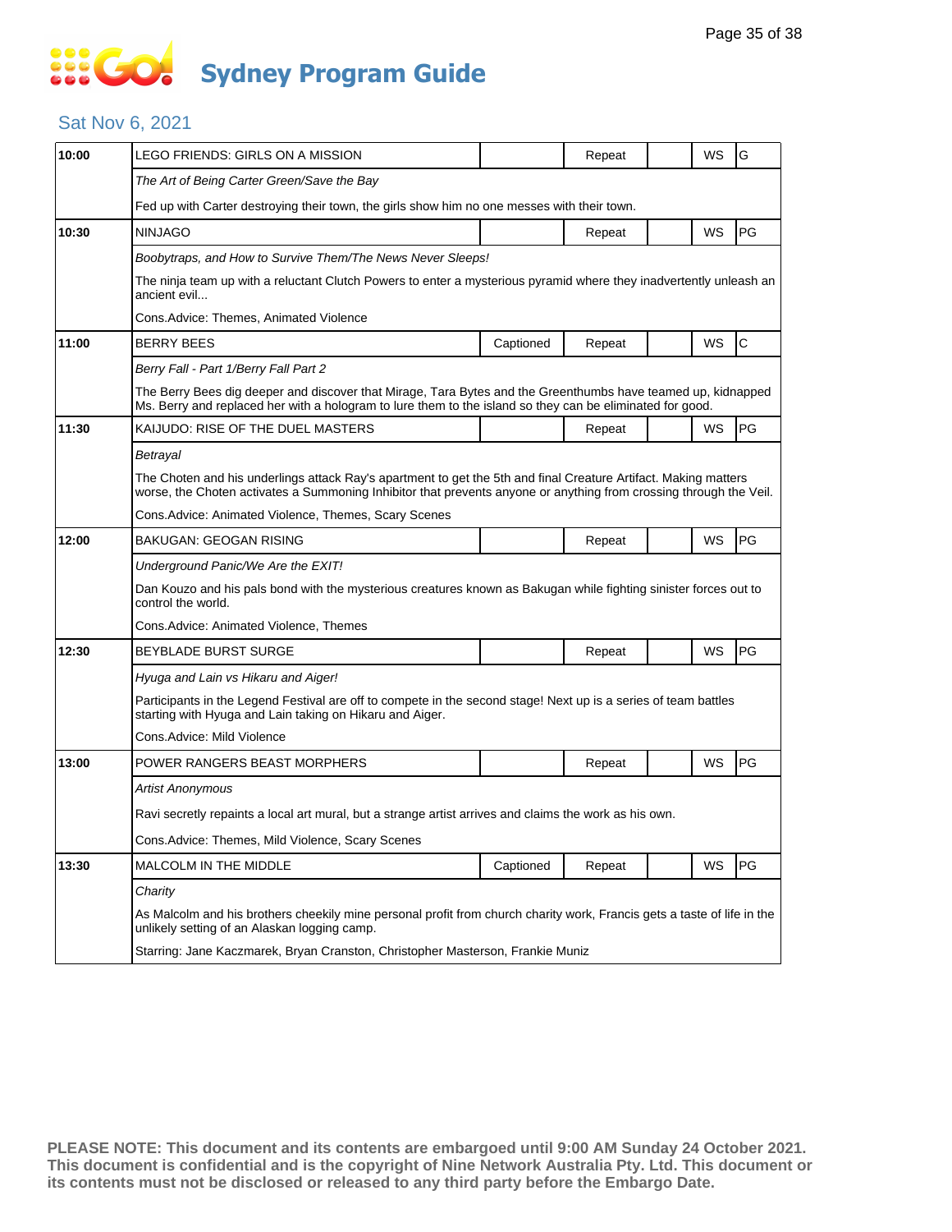# Sydney Program Guide

## Sat Nov 6, 2021

| | | | | | | |
|---|---|---|---|---|---|---|
| **10:00** | LEGO FRIENDS: GIRLS ON A MISSION | | Repeat | | WS | G |
| | *The Art of Being Carter Green/Save the Bay* | | | | | |
| | Fed up with Carter destroying their town, the girls show him no one messes with their town. | | | | | |
| **10:30** | NINJAGO | | Repeat | | WS | PG |
| | *Boobytraps, and How to Survive Them/The News Never Sleeps!* | | | | | |
| | The ninja team up with a reluctant Clutch Powers to enter a mysterious pyramid where they inadvertently unleash an ancient evil... | | | | | |
| | Cons.Advice: Themes, Animated Violence | | | | | |
| **11:00** | BERRY BEES | Captioned | Repeat | | WS | C |
| | *Berry Fall - Part 1/Berry Fall Part 2* | | | | | |
| | The Berry Bees dig deeper and discover that Mirage, Tara Bytes and the Greenthumbs have teamed up, kidnapped Ms. Berry and replaced her with a hologram to lure them to the island so they can be eliminated for good. | | | | | |
| **11:30** | KAIJUDO: RISE OF THE DUEL MASTERS | | Repeat | | WS | PG |
| | *Betrayal* | | | | | |
| | The Choten and his underlings attack Ray's apartment to get the 5th and final Creature Artifact. Making matters worse, the Choten activates a Summoning Inhibitor that prevents anyone or anything from crossing through the Veil. | | | | | |
| | Cons.Advice: Animated Violence, Themes, Scary Scenes | | | | | |
| **12:00** | BAKUGAN: GEOGAN RISING | | Repeat | | WS | PG |
| | *Underground Panic/We Are the EXIT!* | | | | | |
| | Dan Kouzo and his pals bond with the mysterious creatures known as Bakugan while fighting sinister forces out to control the world. | | | | | |
| | Cons.Advice: Animated Violence, Themes | | | | | |
| **12:30** | BEYBLADE BURST SURGE | | Repeat | | WS | PG |
| | *Hyuga and Lain vs Hikaru and Aiger!* | | | | | |
| | Participants in the Legend Festival are off to compete in the second stage! Next up is a series of team battles starting with Hyuga and Lain taking on Hikaru and Aiger. | | | | | |
| | Cons.Advice: Mild Violence | | | | | |
| **13:00** | POWER RANGERS BEAST MORPHERS | | Repeat | | WS | PG |
| | *Artist Anonymous* | | | | | |
| | Ravi secretly repaints a local art mural, but a strange artist arrives and claims the work as his own. | | | | | |
| | Cons.Advice: Themes, Mild Violence, Scary Scenes | | | | | |
| **13:30** | MALCOLM IN THE MIDDLE | Captioned | Repeat | | WS | PG |
| | *Charity* | | | | | |
| | As Malcolm and his brothers cheekily mine personal profit from church charity work, Francis gets a taste of life in the unlikely setting of an Alaskan logging camp. | | | | | |
| | Starring: Jane Kaczmarek, Bryan Cranston, Christopher Masterson, Frankie Muniz | | | | | |

**PLEASE NOTE: This document and its contents are embargoed until 9:00 AM Sunday 24 October 2021. This document is confidential and is the copyright of Nine Network Australia Pty. Ltd. This document or its contents must not be disclosed or released to any third party before the Embargo Date.**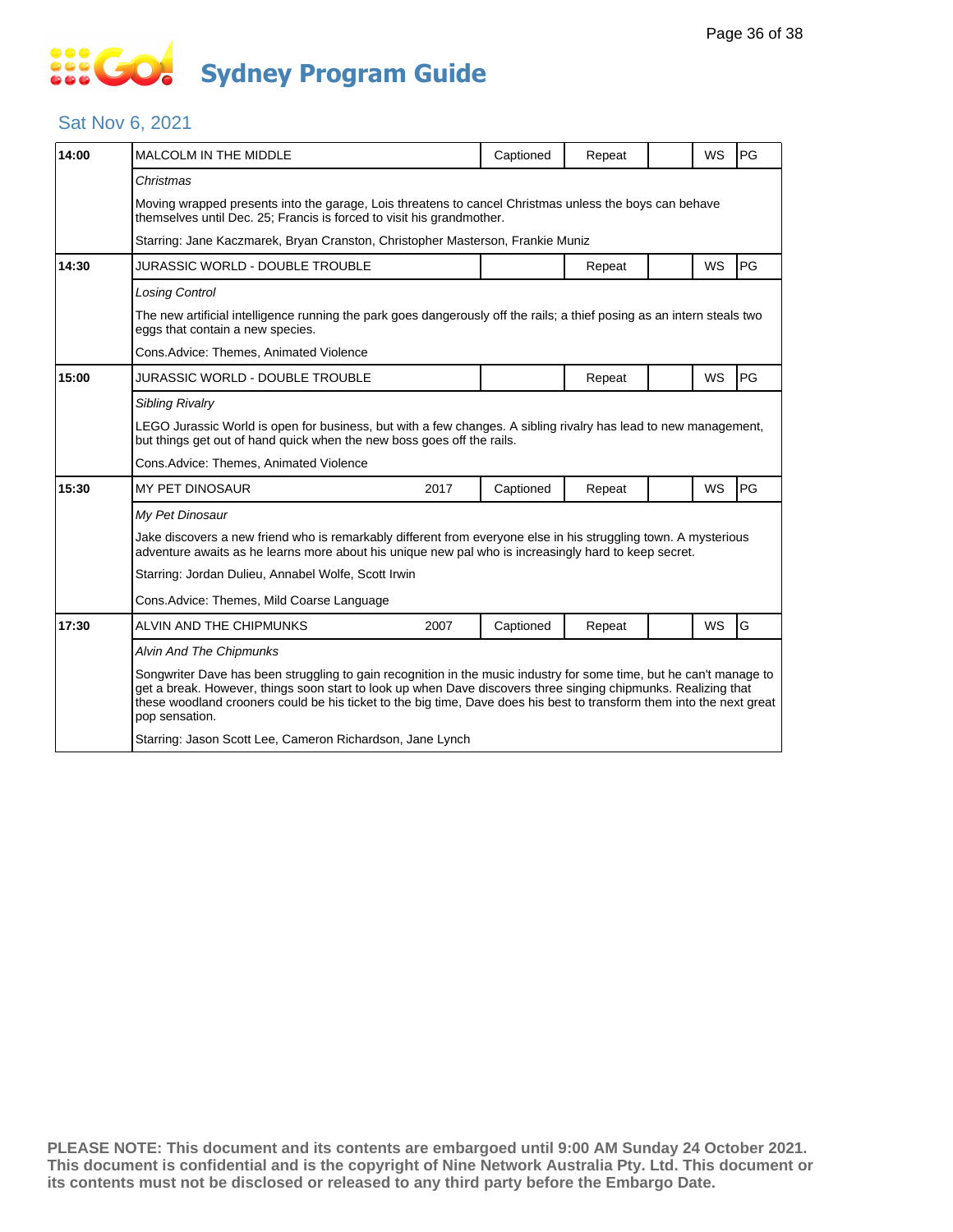# Sydney Program Guide

## Sat Nov 6, 2021

| Time | Program | Year | Captioned | Repeat | | WS | Rating |
|---|---|---|---|---|---|---|---|
| **14:00** | MALCOLM IN THE MIDDLE | | Captioned | Repeat | | WS | PG |
| | *Christmas*<br>Moving wrapped presents into the garage, Lois threatens to cancel Christmas unless the boys can behave themselves until Dec. 25; Francis is forced to visit his grandmother.<br>Starring: Jane Kaczmarek, Bryan Cranston, Christopher Masterson, Frankie Muniz | | | | | | |
| **14:30** | JURASSIC WORLD - DOUBLE TROUBLE | | | Repeat | | WS | PG |
| | *Losing Control*<br>The new artificial intelligence running the park goes dangerously off the rails; a thief posing as an intern steals two eggs that contain a new species.<br>Cons.Advice: Themes, Animated Violence | | | | | | |
| **15:00** | JURASSIC WORLD - DOUBLE TROUBLE | | | Repeat | | WS | PG |
| | *Sibling Rivalry*<br>LEGO Jurassic World is open for business, but with a few changes. A sibling rivalry has lead to new management, but things get out of hand quick when the new boss goes off the rails.<br>Cons.Advice: Themes, Animated Violence | | | | | | |
| **15:30** | MY PET DINOSAUR | 2017 | Captioned | Repeat | | WS | PG |
| | *My Pet Dinosaur*<br>Jake discovers a new friend who is remarkably different from everyone else in his struggling town. A mysterious adventure awaits as he learns more about his unique new pal who is increasingly hard to keep secret.<br>Starring: Jordan Dulieu, Annabel Wolfe, Scott Irwin<br>Cons.Advice: Themes, Mild Coarse Language | | | | | | |
| **17:30** | ALVIN AND THE CHIPMUNKS | 2007 | Captioned | Repeat | | WS | G |
| | *Alvin And The Chipmunks*<br>Songwriter Dave has been struggling to gain recognition in the music industry for some time, but he can't manage to get a break. However, things soon start to look up when Dave discovers three singing chipmunks. Realizing that these woodland crooners could be his ticket to the big time, Dave does his best to transform them into the next great pop sensation.<br>Starring: Jason Scott Lee, Cameron Richardson, Jane Lynch | | | | | | |

**PLEASE NOTE: This document and its contents are embargoed until 9:00 AM Sunday 24 October 2021. This document is confidential and is the copyright of Nine Network Australia Pty. Ltd. This document or its contents must not be disclosed or released to any third party before the Embargo Date.**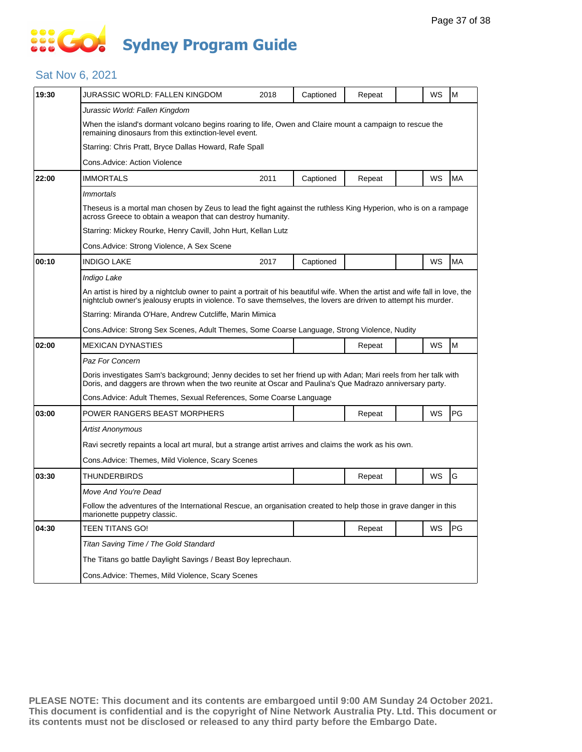# Sydney Program Guide

## Sat Nov 6, 2021

| | | | | | | | |
|---|---|---|---|---|---|---|---|
| 19:30 | JURASSIC WORLD: FALLEN KINGDOM | 2018 | Captioned | Repeat | | WS | M |
| | *Jurassic World: Fallen Kingdom* | | | | | | |
| | When the island's dormant volcano begins roaring to life, Owen and Claire mount a campaign to rescue the remaining dinosaurs from this extinction-level event. | | | | | | |
| | Starring: Chris Pratt, Bryce Dallas Howard, Rafe Spall | | | | | | |
| | Cons.Advice: Action Violence | | | | | | |
| 22:00 | IMMORTALS | 2011 | Captioned | Repeat | | WS | MA |
| | *Immortals* | | | | | | |
| | Theseus is a mortal man chosen by Zeus to lead the fight against the ruthless King Hyperion, who is on a rampage across Greece to obtain a weapon that can destroy humanity. | | | | | | |
| | Starring: Mickey Rourke, Henry Cavill, John Hurt, Kellan Lutz | | | | | | |
| | Cons.Advice: Strong Violence, A Sex Scene | | | | | | |
| 00:10 | INDIGO LAKE | 2017 | Captioned | | | WS | MA |
| | *Indigo Lake* | | | | | | |
| | An artist is hired by a nightclub owner to paint a portrait of his beautiful wife. When the artist and wife fall in love, the nightclub owner's jealousy erupts in violence. To save themselves, the lovers are driven to attempt his murder. | | | | | | |
| | Starring: Miranda O'Hare, Andrew Cutcliffe, Marin Mimica | | | | | | |
| | Cons.Advice: Strong Sex Scenes, Adult Themes, Some Coarse Language, Strong Violence, Nudity | | | | | | |
| 02:00 | MEXICAN DYNASTIES | | | Repeat | | WS | M |
| | *Paz For Concern* | | | | | | |
| | Doris investigates Sam's background; Jenny decides to set her friend up with Adan; Mari reels from her talk with Doris, and daggers are thrown when the two reunite at Oscar and Paulina's Que Madrazo anniversary party. | | | | | | |
| | Cons.Advice: Adult Themes, Sexual References, Some Coarse Language | | | | | | |
| 03:00 | POWER RANGERS BEAST MORPHERS | | | Repeat | | WS | PG |
| | *Artist Anonymous* | | | | | | |
| | Ravi secretly repaints a local art mural, but a strange artist arrives and claims the work as his own. | | | | | | |
| | Cons.Advice: Themes, Mild Violence, Scary Scenes | | | | | | |
| 03:30 | THUNDERBIRDS | | | Repeat | | WS | G |
| | *Move And You're Dead* | | | | | | |
| | Follow the adventures of the International Rescue, an organisation created to help those in grave danger in this marionette puppetry classic. | | | | | | |
| 04:30 | TEEN TITANS GO! | | | Repeat | | WS | PG |
| | *Titan Saving Time / The Gold Standard* | | | | | | |
| | The Titans go battle Daylight Savings / Beast Boy leprechaun. | | | | | | |
| | Cons.Advice: Themes, Mild Violence, Scary Scenes | | | | | | |

**PLEASE NOTE: This document and its contents are embargoed until 9:00 AM Sunday 24 October 2021. This document is confidential and is the copyright of Nine Network Australia Pty. Ltd. This document or its contents must not be disclosed or released to any third party before the Embargo Date.**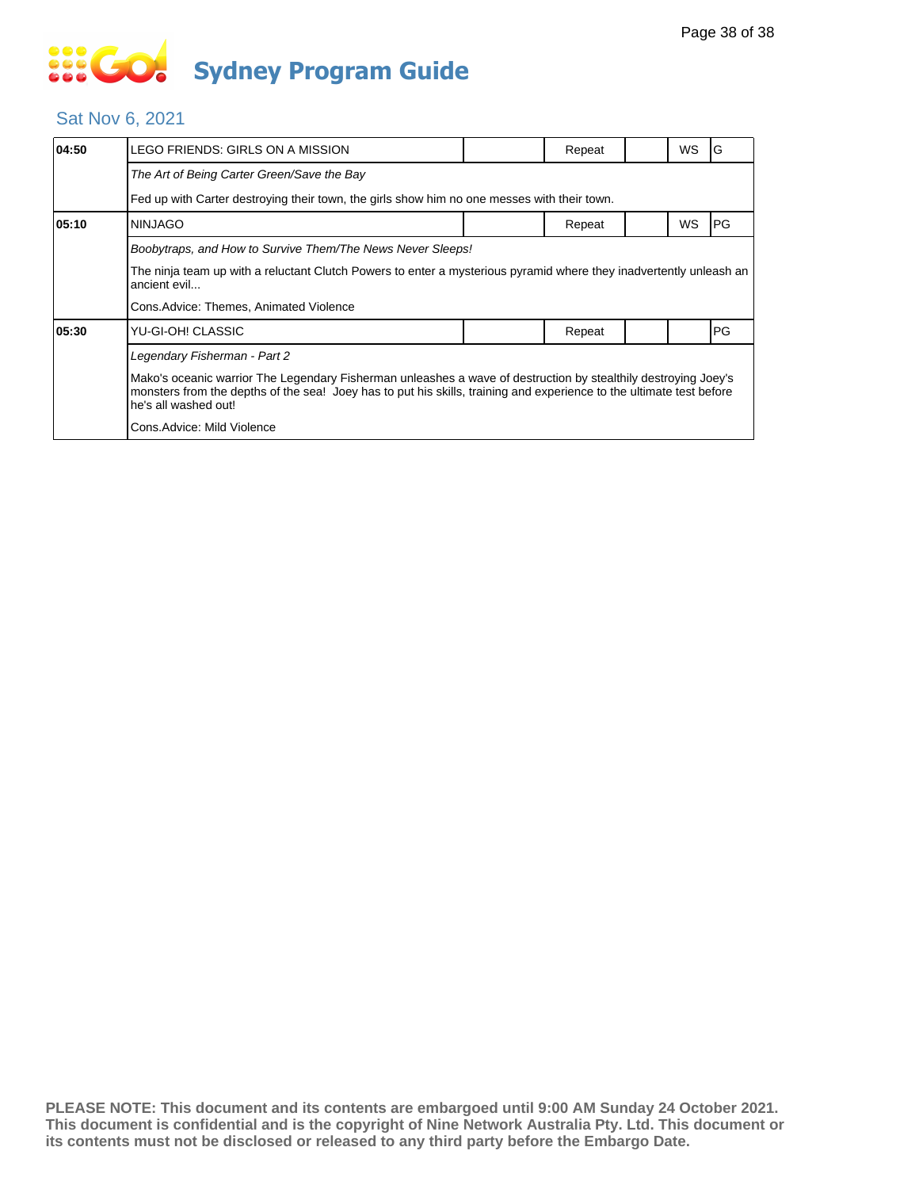# Sydney Program Guide

## Sat Nov 6, 2021

| | | | | | | |
|---|---|---|---|---|---|---|
| **04:50** | LEGO FRIENDS: GIRLS ON A MISSION | | Repeat | | WS | G |
| | *The Art of Being Carter Green/Save the Bay* | | | | | |
| | Fed up with Carter destroying their town, the girls show him no one messes with their town. | | | | | |
| **05:10** | NINJAGO | | Repeat | | WS | PG |
| | *Boobytraps, and How to Survive Them/The News Never Sleeps!* | | | | | |
| | The ninja team up with a reluctant Clutch Powers to enter a mysterious pyramid where they inadvertently unleash an ancient evil... | | | | | |
| | Cons.Advice: Themes, Animated Violence | | | | | |
| **05:30** | YU-GI-OH! CLASSIC | | Repeat | | | PG |
| | *Legendary Fisherman - Part 2* | | | | | |
| | Mako's oceanic warrior The Legendary Fisherman unleashes a wave of destruction by stealthily destroying Joey's monsters from the depths of the sea! Joey has to put his skills, training and experience to the ultimate test before he's all washed out! | | | | | |
| | Cons.Advice: Mild Violence | | | | | |

**PLEASE NOTE: This document and its contents are embargoed until 9:00 AM Sunday 24 October 2021. This document is confidential and is the copyright of Nine Network Australia Pty. Ltd. This document or its contents must not be disclosed or released to any third party before the Embargo Date.**